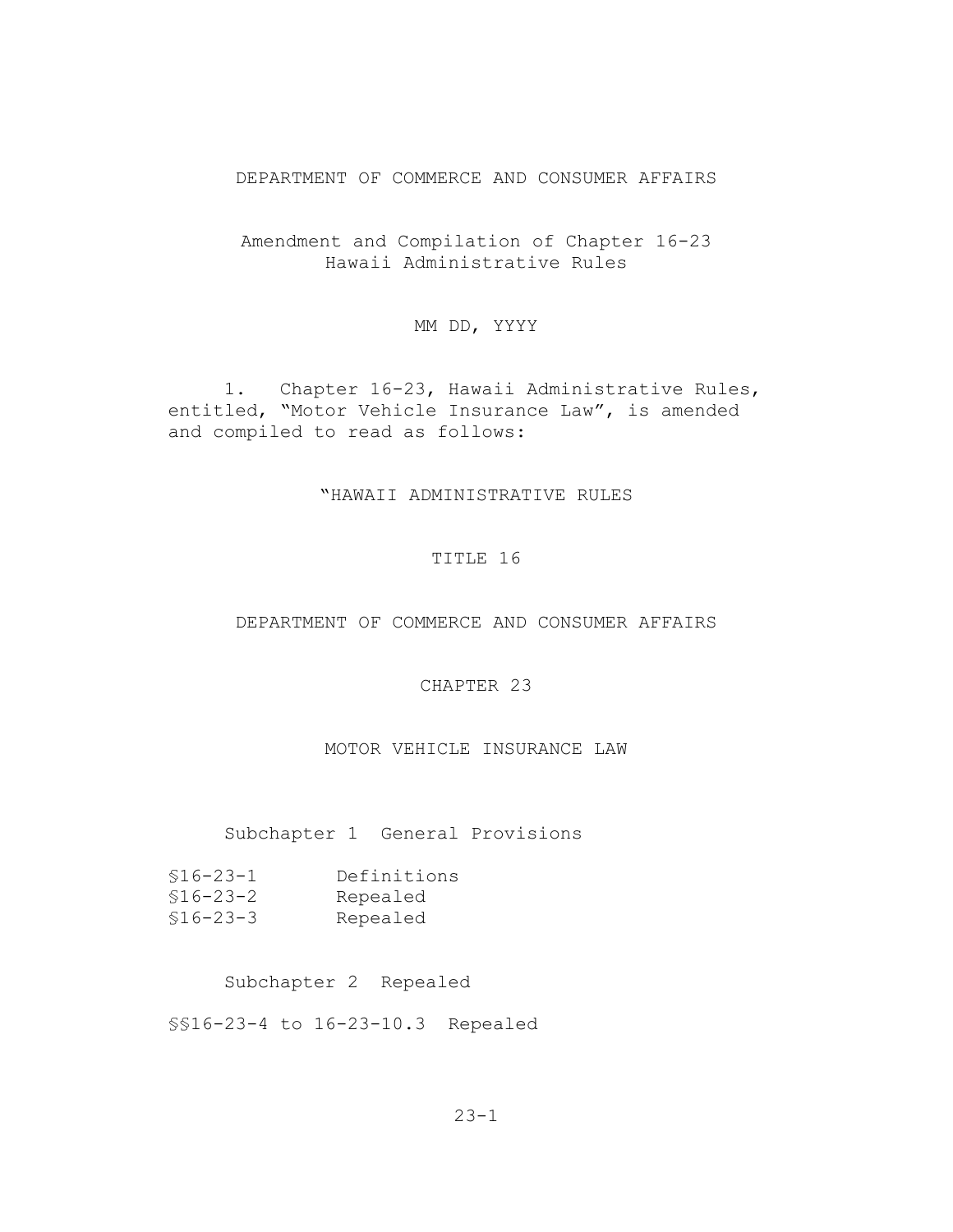DEPARTMENT OF COMMERCE AND CONSUMER AFFAIRS

Amendment and Compilation of Chapter 16-23
Hawaii Administrative Rules

MM DD, YYYY

1. Chapter 16-23, Hawaii Administrative Rules, entitled, "Motor Vehicle Insurance Law", is amended and compiled to read as follows:

"HAWAII ADMINISTRATIVE RULES

TITLE 16

DEPARTMENT OF COMMERCE AND CONSUMER AFFAIRS

CHAPTER 23

MOTOR VEHICLE INSURANCE LAW

Subchapter 1 General Provisions

§16-23-1 Definitions
§16-23-2 Repealed
§16-23-3 Repealed

Subchapter 2 Repealed

§§16-23-4 to 16-23-10.3 Repealed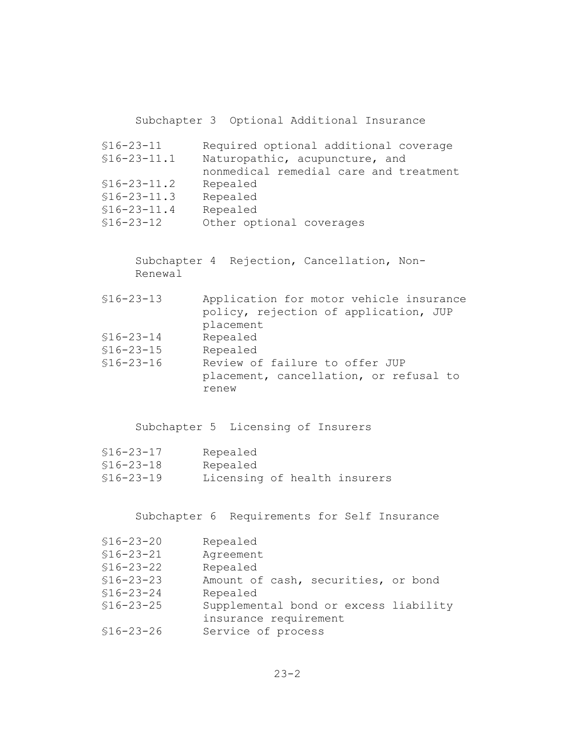### Subchapter 3 Optional Additional Insurance

| | |
|---|---|
| §16-23-11 | Required optional additional coverage |
| §16-23-11.1 | Naturopathic, acupuncture, and nonmedical remedial care and treatment |
| §16-23-11.2 | Repealed |
| §16-23-11.3 | Repealed |
| §16-23-11.4 | Repealed |
| §16-23-12 | Other optional coverages |

### Subchapter 4 Rejection, Cancellation, Non-Renewal

| | |
|---|---|
| §16-23-13 | Application for motor vehicle insurance policy, rejection of application, JUP placement |
| §16-23-14 | Repealed |
| §16-23-15 | Repealed |
| §16-23-16 | Review of failure to offer JUP placement, cancellation, or refusal to renew |

### Subchapter 5 Licensing of Insurers

| | |
|---|---|
| §16-23-17 | Repealed |
| §16-23-18 | Repealed |
| §16-23-19 | Licensing of health insurers |

### Subchapter 6 Requirements for Self Insurance

| | |
|---|---|
| §16-23-20 | Repealed |
| §16-23-21 | Agreement |
| §16-23-22 | Repealed |
| §16-23-23 | Amount of cash, securities, or bond |
| §16-23-24 | Repealed |
| §16-23-25 | Supplemental bond or excess liability insurance requirement |
| §16-23-26 | Service of process |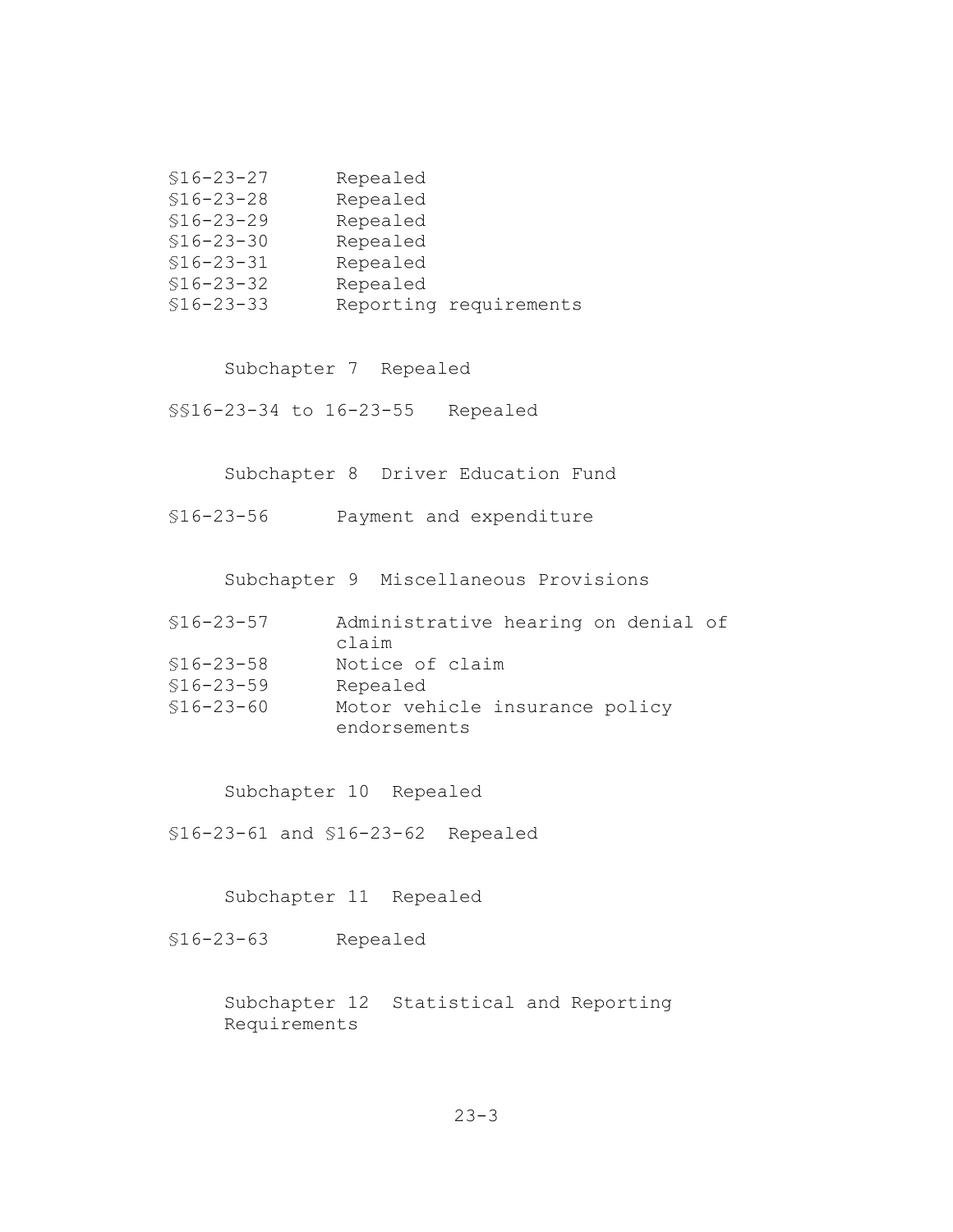§16-23-27 Repealed
§16-23-28 Repealed
§16-23-29 Repealed
§16-23-30 Repealed
§16-23-31 Repealed
§16-23-32 Repealed
§16-23-33 Reporting requirements

### Subchapter 7 Repealed

§§16-23-34 to 16-23-55 Repealed

### Subchapter 8 Driver Education Fund

§16-23-56 Payment and expenditure

### Subchapter 9 Miscellaneous Provisions

§16-23-57 Administrative hearing on denial of claim
§16-23-58 Notice of claim
§16-23-59 Repealed
§16-23-60 Motor vehicle insurance policy endorsements

### Subchapter 10 Repealed

§16-23-61 and §16-23-62 Repealed

### Subchapter 11 Repealed

§16-23-63 Repealed

### Subchapter 12 Statistical and Reporting Requirements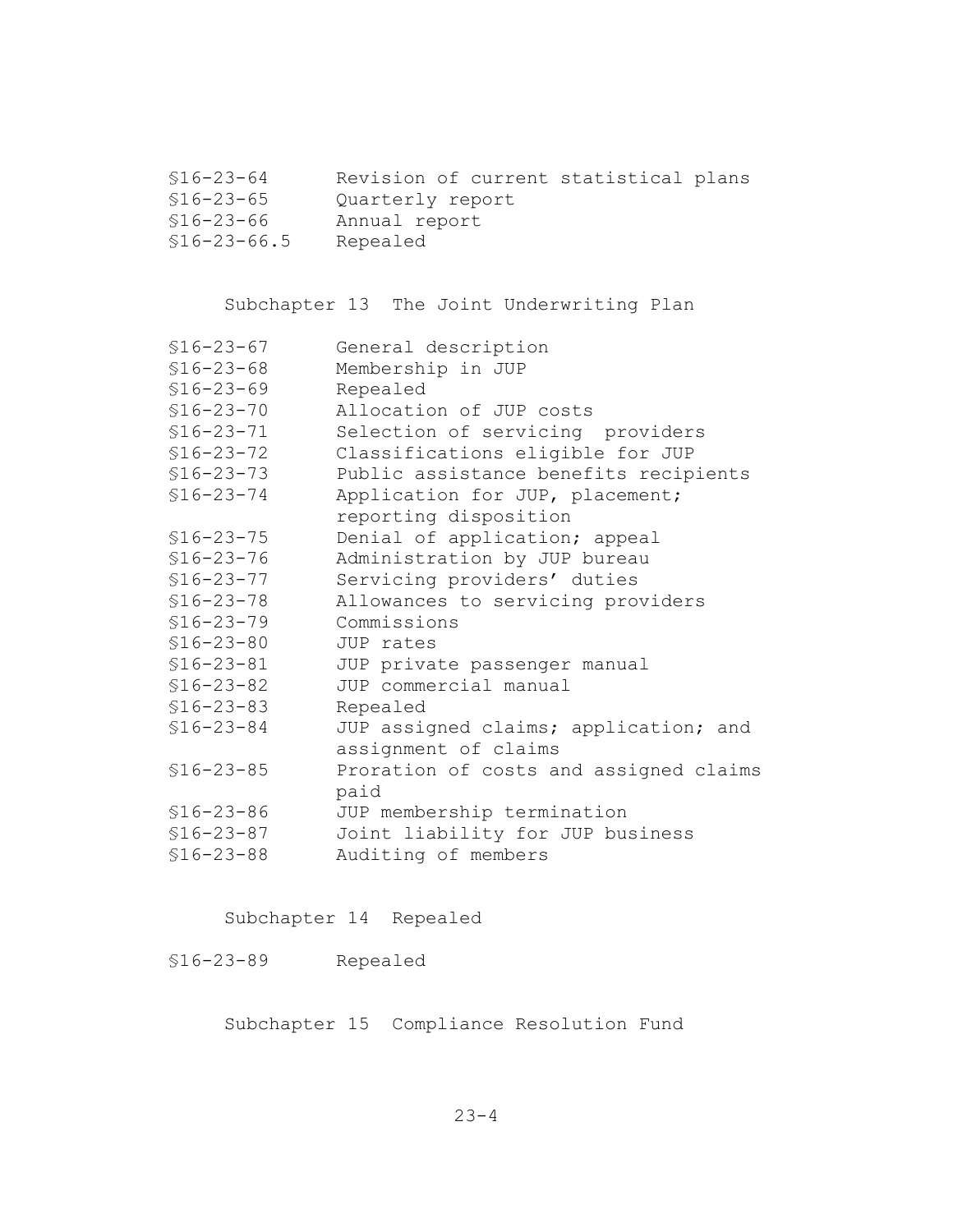| | |
|---|---|
| §16-23-64 | Revision of current statistical plans |
| §16-23-65 | Quarterly report |
| §16-23-66 | Annual report |
| §16-23-66.5 | Repealed |

Subchapter 13 The Joint Underwriting Plan

| | |
|---|---|
| §16-23-67 | General description |
| §16-23-68 | Membership in JUP |
| §16-23-69 | Repealed |
| §16-23-70 | Allocation of JUP costs |
| §16-23-71 | Selection of servicing providers |
| §16-23-72 | Classifications eligible for JUP |
| §16-23-73 | Public assistance benefits recipients |
| §16-23-74 | Application for JUP, placement; reporting disposition |
| §16-23-75 | Denial of application; appeal |
| §16-23-76 | Administration by JUP bureau |
| §16-23-77 | Servicing providers' duties |
| §16-23-78 | Allowances to servicing providers |
| §16-23-79 | Commissions |
| §16-23-80 | JUP rates |
| §16-23-81 | JUP private passenger manual |
| §16-23-82 | JUP commercial manual |
| §16-23-83 | Repealed |
| §16-23-84 | JUP assigned claims; application; and assignment of claims |
| §16-23-85 | Proration of costs and assigned claims paid |
| §16-23-86 | JUP membership termination |
| §16-23-87 | Joint liability for JUP business |
| §16-23-88 | Auditing of members |

Subchapter 14 Repealed

| | |
|---|---|
| §16-23-89 | Repealed |

Subchapter 15 Compliance Resolution Fund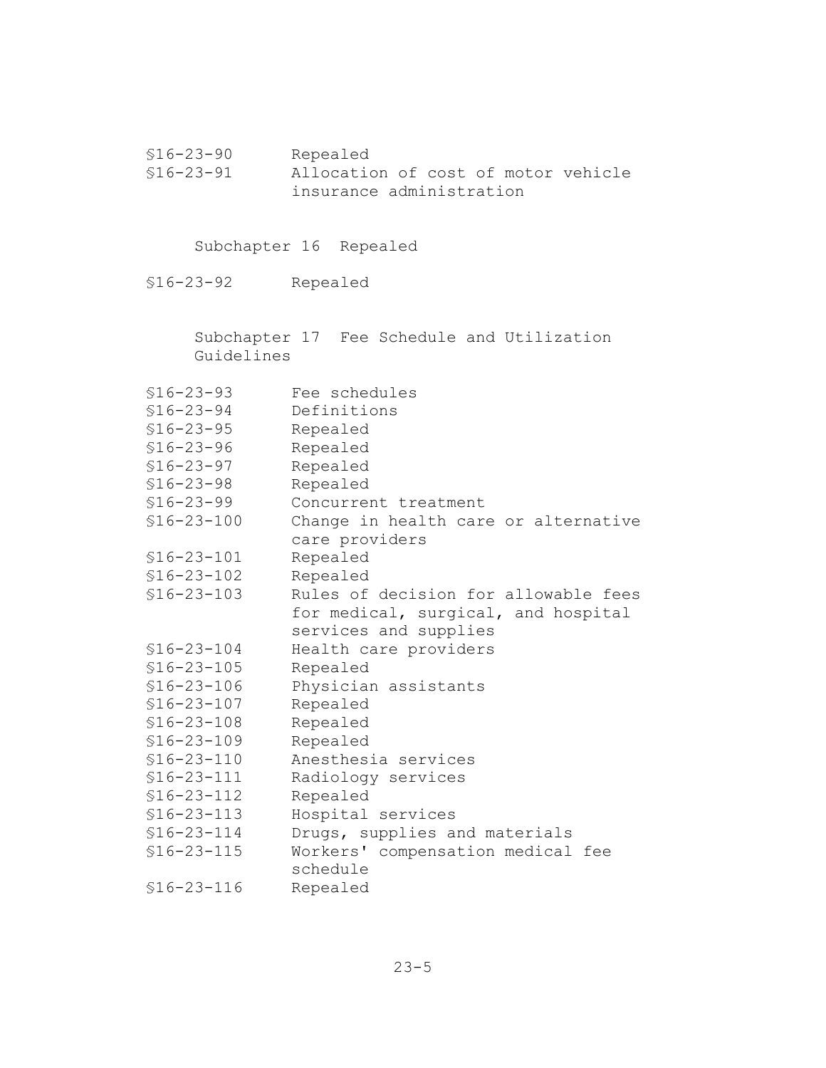§16-23-90 Repealed
§16-23-91 Allocation of cost of motor vehicle insurance administration

## Subchapter 16 Repealed

§16-23-92 Repealed

## Subchapter 17 Fee Schedule and Utilization Guidelines

§16-23-93 Fee schedules
§16-23-94 Definitions
§16-23-95 Repealed
§16-23-96 Repealed
§16-23-97 Repealed
§16-23-98 Repealed
§16-23-99 Concurrent treatment
§16-23-100 Change in health care or alternative care providers
§16-23-101 Repealed
§16-23-102 Repealed
§16-23-103 Rules of decision for allowable fees for medical, surgical, and hospital services and supplies
§16-23-104 Health care providers
§16-23-105 Repealed
§16-23-106 Physician assistants
§16-23-107 Repealed
§16-23-108 Repealed
§16-23-109 Repealed
§16-23-110 Anesthesia services
§16-23-111 Radiology services
§16-23-112 Repealed
§16-23-113 Hospital services
§16-23-114 Drugs, supplies and materials
§16-23-115 Workers' compensation medical fee schedule
§16-23-116 Repealed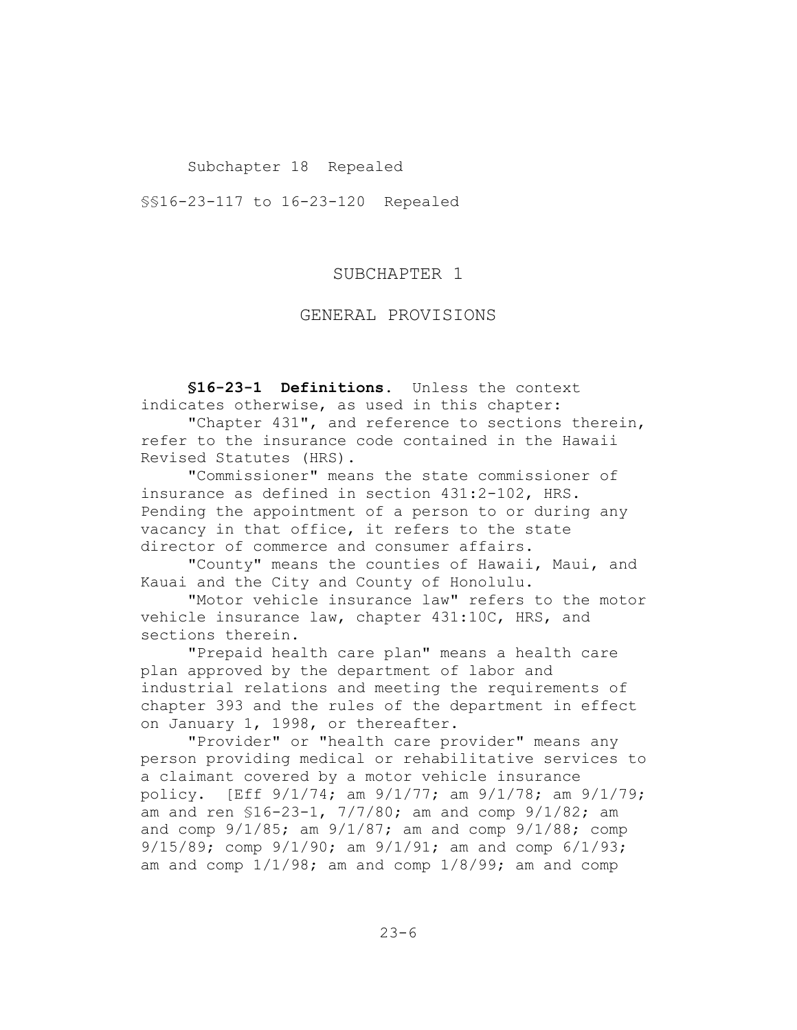Subchapter 18 Repealed

§§16-23-117 to 16-23-120 Repealed

## SUBCHAPTER 1

## GENERAL PROVISIONS

**§16-23-1 Definitions.** Unless the context indicates otherwise, as used in this chapter:

"Chapter 431", and reference to sections therein, refer to the insurance code contained in the Hawaii Revised Statutes (HRS).

"Commissioner" means the state commissioner of insurance as defined in section 431:2-102, HRS. Pending the appointment of a person to or during any vacancy in that office, it refers to the state director of commerce and consumer affairs.

"County" means the counties of Hawaii, Maui, and Kauai and the City and County of Honolulu.

"Motor vehicle insurance law" refers to the motor vehicle insurance law, chapter 431:10C, HRS, and sections therein.

"Prepaid health care plan" means a health care plan approved by the department of labor and industrial relations and meeting the requirements of chapter 393 and the rules of the department in effect on January 1, 1998, or thereafter.

"Provider" or "health care provider" means any person providing medical or rehabilitative services to a claimant covered by a motor vehicle insurance policy. [Eff 9/1/74; am 9/1/77; am 9/1/78; am 9/1/79; am and ren §16-23-1, 7/7/80; am and comp 9/1/82; am and comp 9/1/85; am 9/1/87; am and comp 9/1/88; comp 9/15/89; comp 9/1/90; am 9/1/91; am and comp 6/1/93; am and comp 1/1/98; am and comp 1/8/99; am and comp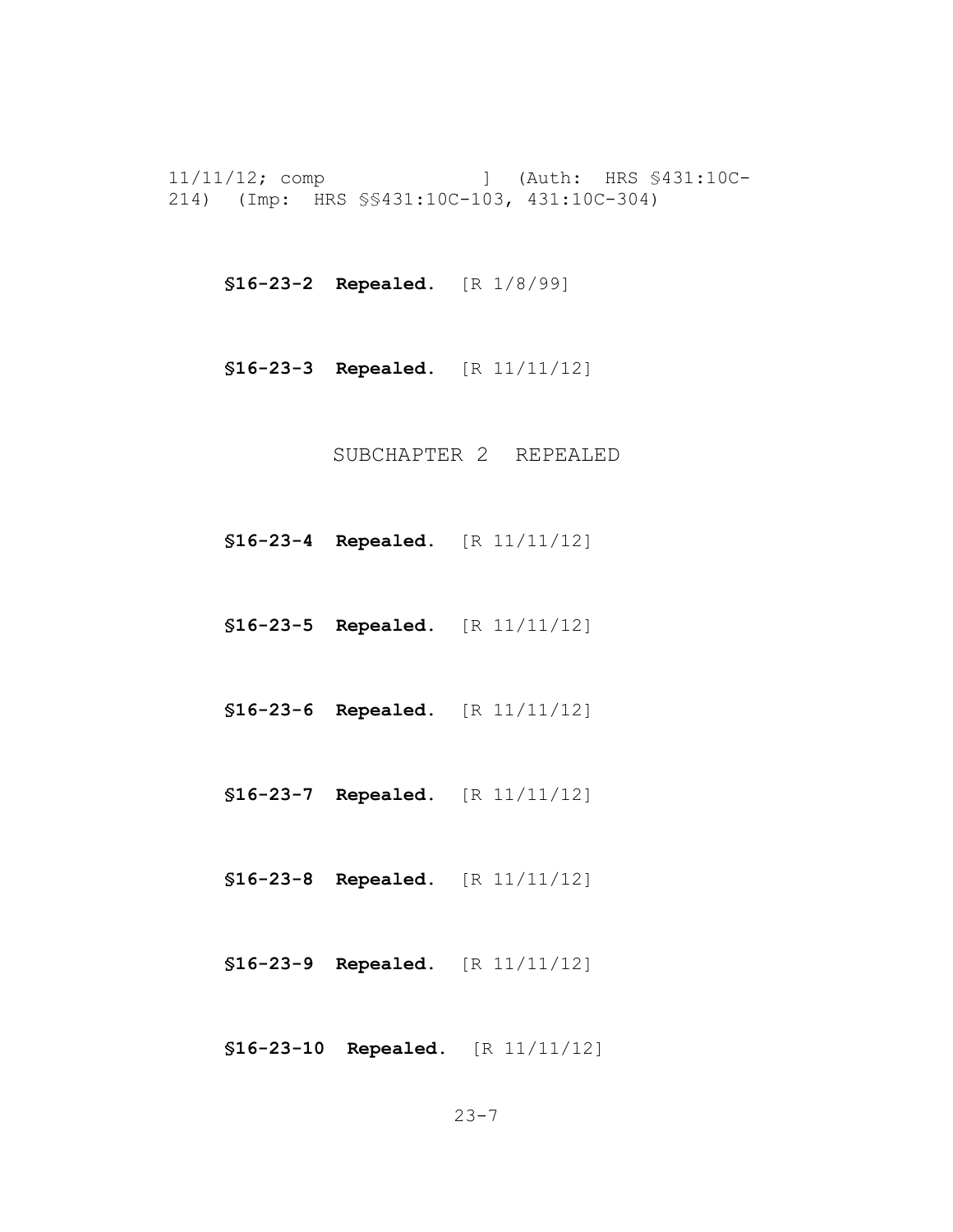11/11/12; comp ] (Auth: HRS §431:10C-214) (Imp: HRS §§431:10C-103, 431:10C-304)

**§16-23-2 Repealed.** [R 1/8/99]

**§16-23-3 Repealed.** [R 11/11/12]

SUBCHAPTER 2 REPEALED

**§16-23-4 Repealed.** [R 11/11/12]

**§16-23-5 Repealed.** [R 11/11/12]

**§16-23-6 Repealed.** [R 11/11/12]

**§16-23-7 Repealed.** [R 11/11/12]

**§16-23-8 Repealed.** [R 11/11/12]

**§16-23-9 Repealed.** [R 11/11/12]

**§16-23-10 Repealed.** [R 11/11/12]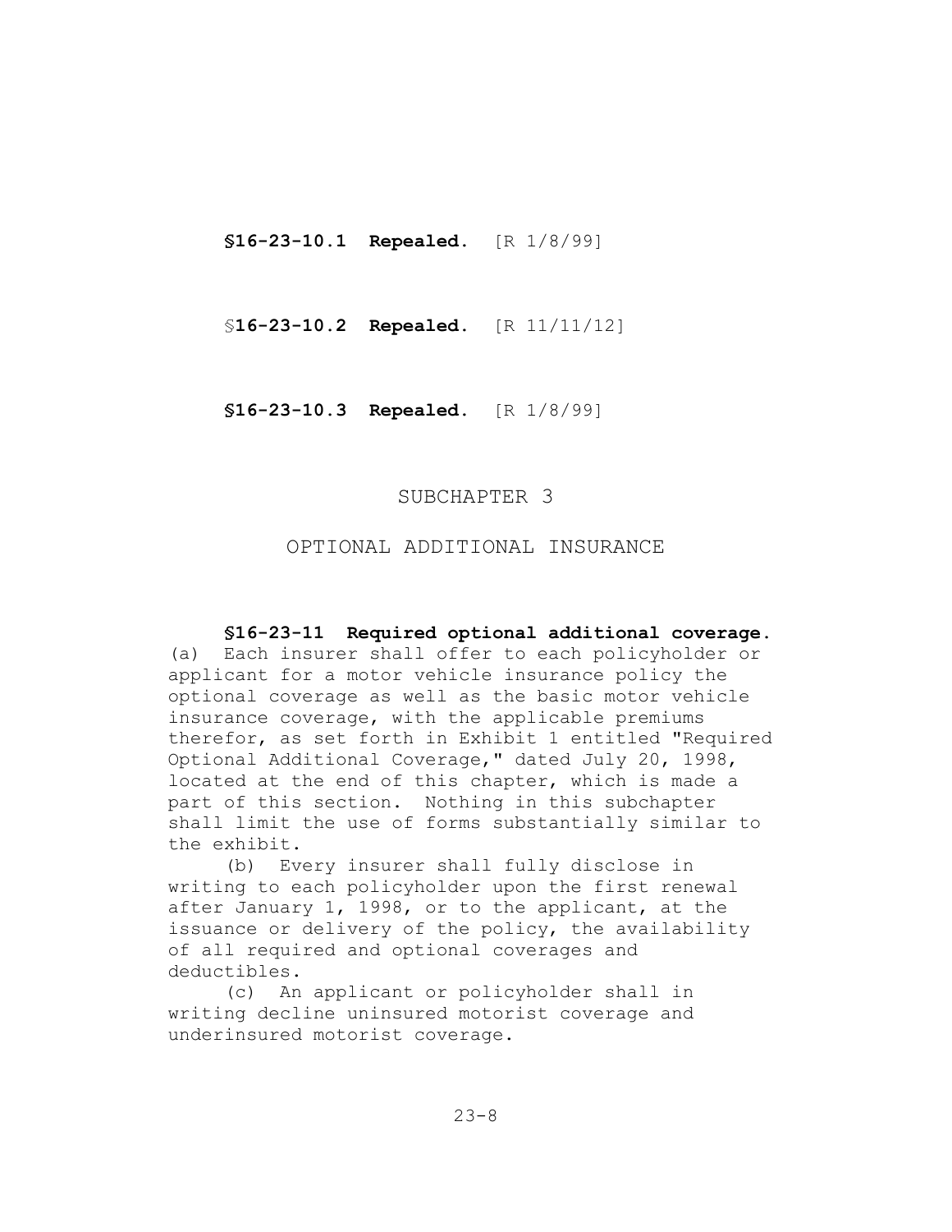**§16-23-10.1 Repealed.** [R 1/8/99]

§**16-23-10.2 Repealed.** [R 11/11/12]

**§16-23-10.3 Repealed.** [R 1/8/99]

## SUBCHAPTER 3

## OPTIONAL ADDITIONAL INSURANCE

**§16-23-11 Required optional additional coverage.** (a) Each insurer shall offer to each policyholder or applicant for a motor vehicle insurance policy the optional coverage as well as the basic motor vehicle insurance coverage, with the applicable premiums therefor, as set forth in Exhibit 1 entitled "Required Optional Additional Coverage," dated July 20, 1998, located at the end of this chapter, which is made a part of this section. Nothing in this subchapter shall limit the use of forms substantially similar to the exhibit.

(b) Every insurer shall fully disclose in writing to each policyholder upon the first renewal after January 1, 1998, or to the applicant, at the issuance or delivery of the policy, the availability of all required and optional coverages and deductibles.

(c) An applicant or policyholder shall in writing decline uninsured motorist coverage and underinsured motorist coverage.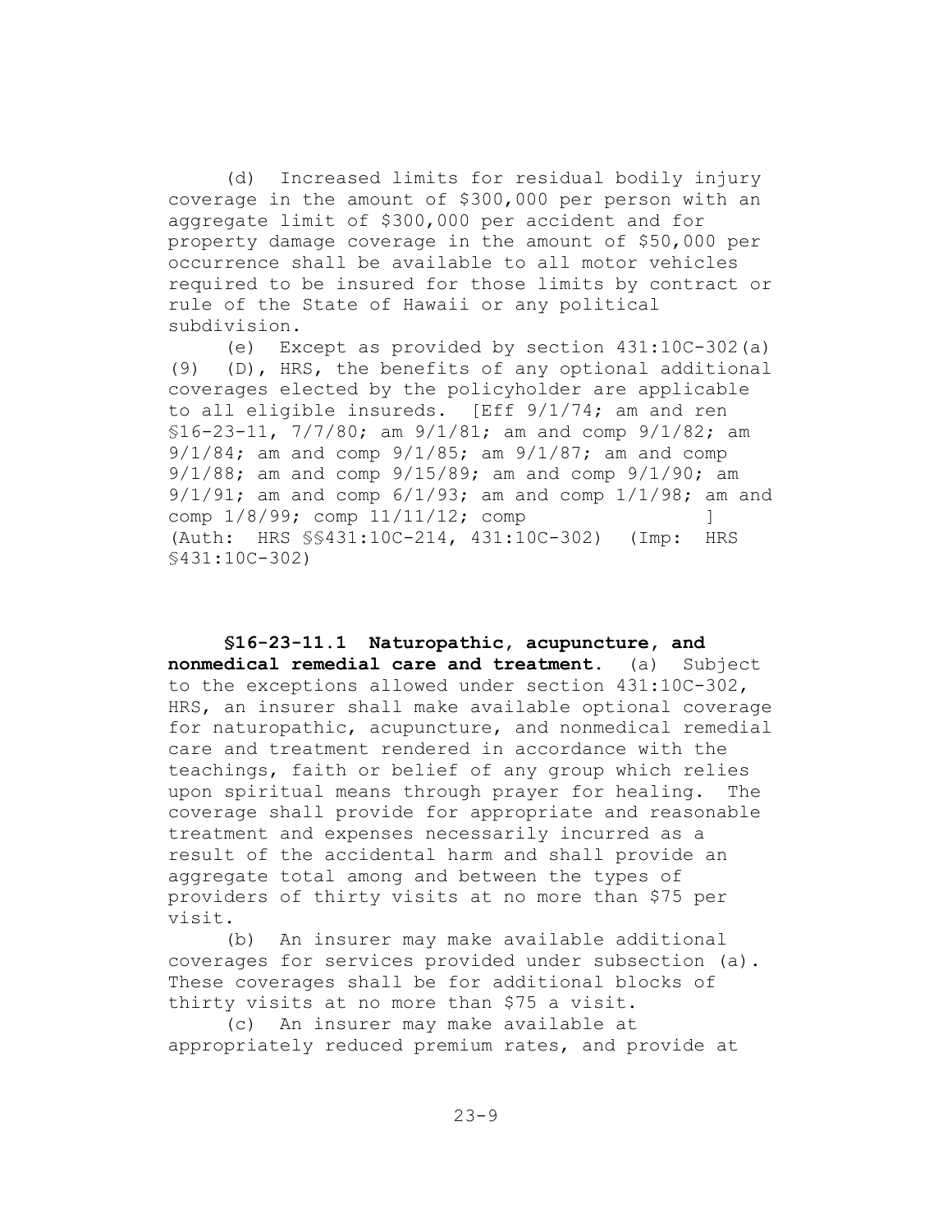(d) Increased limits for residual bodily injury coverage in the amount of $300,000 per person with an aggregate limit of $300,000 per accident and for property damage coverage in the amount of $50,000 per occurrence shall be available to all motor vehicles required to be insured for those limits by contract or rule of the State of Hawaii or any political subdivision.

(e) Except as provided by section 431:10C-302(a)(9) (D), HRS, the benefits of any optional additional coverages elected by the policyholder are applicable to all eligible insureds. [Eff 9/1/74; am and ren §16-23-11, 7/7/80; am 9/1/81; am and comp 9/1/82; am 9/1/84; am and comp 9/1/85; am 9/1/87; am and comp 9/1/88; am and comp 9/15/89; am and comp 9/1/90; am 9/1/91; am and comp 6/1/93; am and comp 1/1/98; am and comp 1/8/99; comp 11/11/12; comp ] (Auth: HRS §§431:10C-214, 431:10C-302) (Imp: HRS §431:10C-302)

**§16-23-11.1 Naturopathic, acupuncture, and nonmedical remedial care and treatment.** (a) Subject to the exceptions allowed under section 431:10C-302, HRS, an insurer shall make available optional coverage for naturopathic, acupuncture, and nonmedical remedial care and treatment rendered in accordance with the teachings, faith or belief of any group which relies upon spiritual means through prayer for healing. The coverage shall provide for appropriate and reasonable treatment and expenses necessarily incurred as a result of the accidental harm and shall provide an aggregate total among and between the types of providers of thirty visits at no more than $75 per visit.

(b) An insurer may make available additional coverages for services provided under subsection (a). These coverages shall be for additional blocks of thirty visits at no more than $75 a visit.

(c) An insurer may make available at appropriately reduced premium rates, and provide at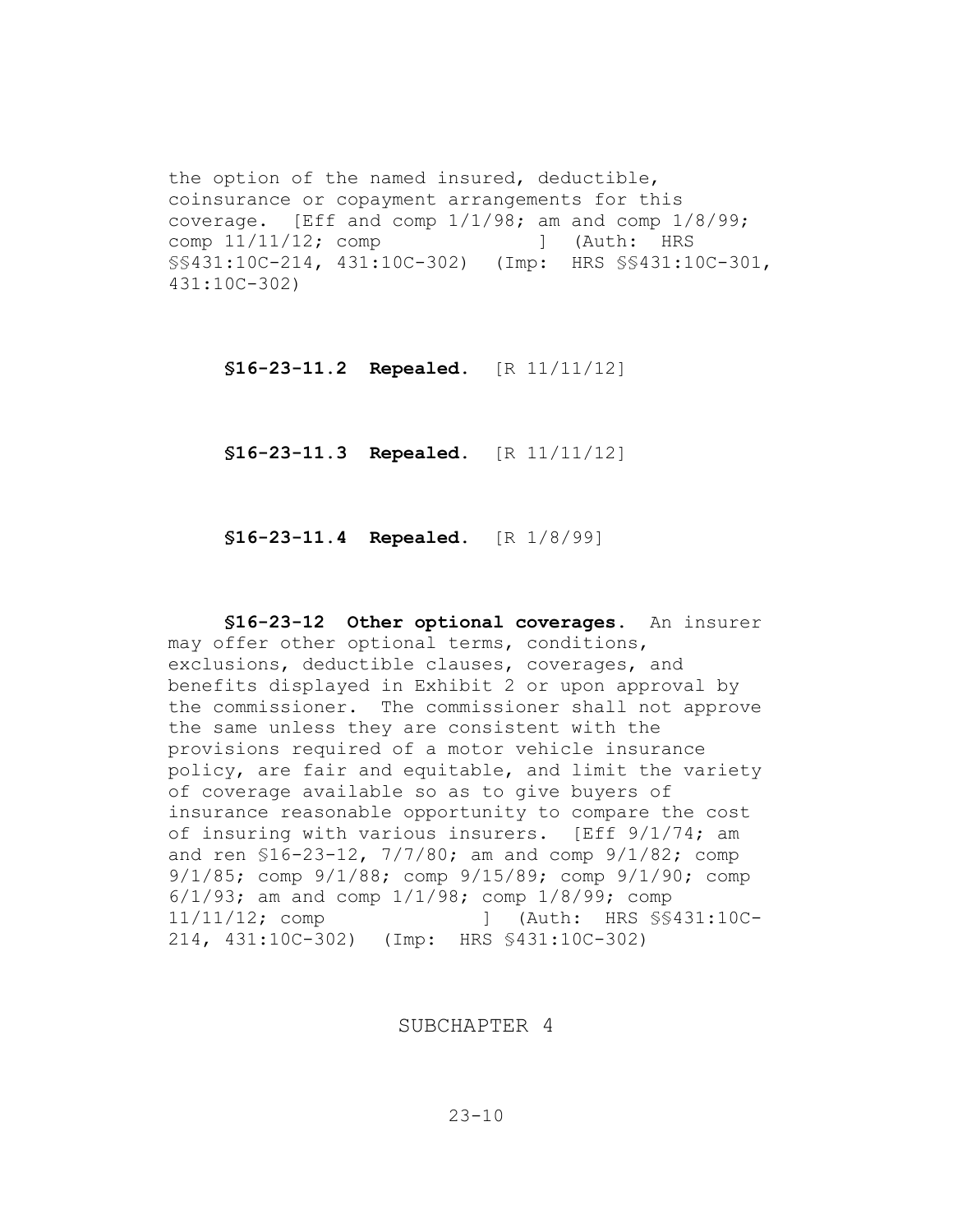the option of the named insured, deductible, coinsurance or copayment arrangements for this coverage. [Eff and comp 1/1/98; am and comp 1/8/99; comp 11/11/12; comp ] (Auth: HRS §§431:10C-214, 431:10C-302) (Imp: HRS §§431:10C-301, 431:10C-302)

**§16-23-11.2 Repealed.** [R 11/11/12]

**§16-23-11.3 Repealed.** [R 11/11/12]

**§16-23-11.4 Repealed.** [R 1/8/99]

**§16-23-12 Other optional coverages.** An insurer may offer other optional terms, conditions, exclusions, deductible clauses, coverages, and benefits displayed in Exhibit 2 or upon approval by the commissioner. The commissioner shall not approve the same unless they are consistent with the provisions required of a motor vehicle insurance policy, are fair and equitable, and limit the variety of coverage available so as to give buyers of insurance reasonable opportunity to compare the cost of insuring with various insurers. [Eff 9/1/74; am and ren §16-23-12, 7/7/80; am and comp 9/1/82; comp 9/1/85; comp 9/1/88; comp 9/15/89; comp 9/1/90; comp 6/1/93; am and comp 1/1/98; comp 1/8/99; comp 11/11/12; comp ] (Auth: HRS §§431:10C-214, 431:10C-302) (Imp: HRS §431:10C-302)

## SUBCHAPTER 4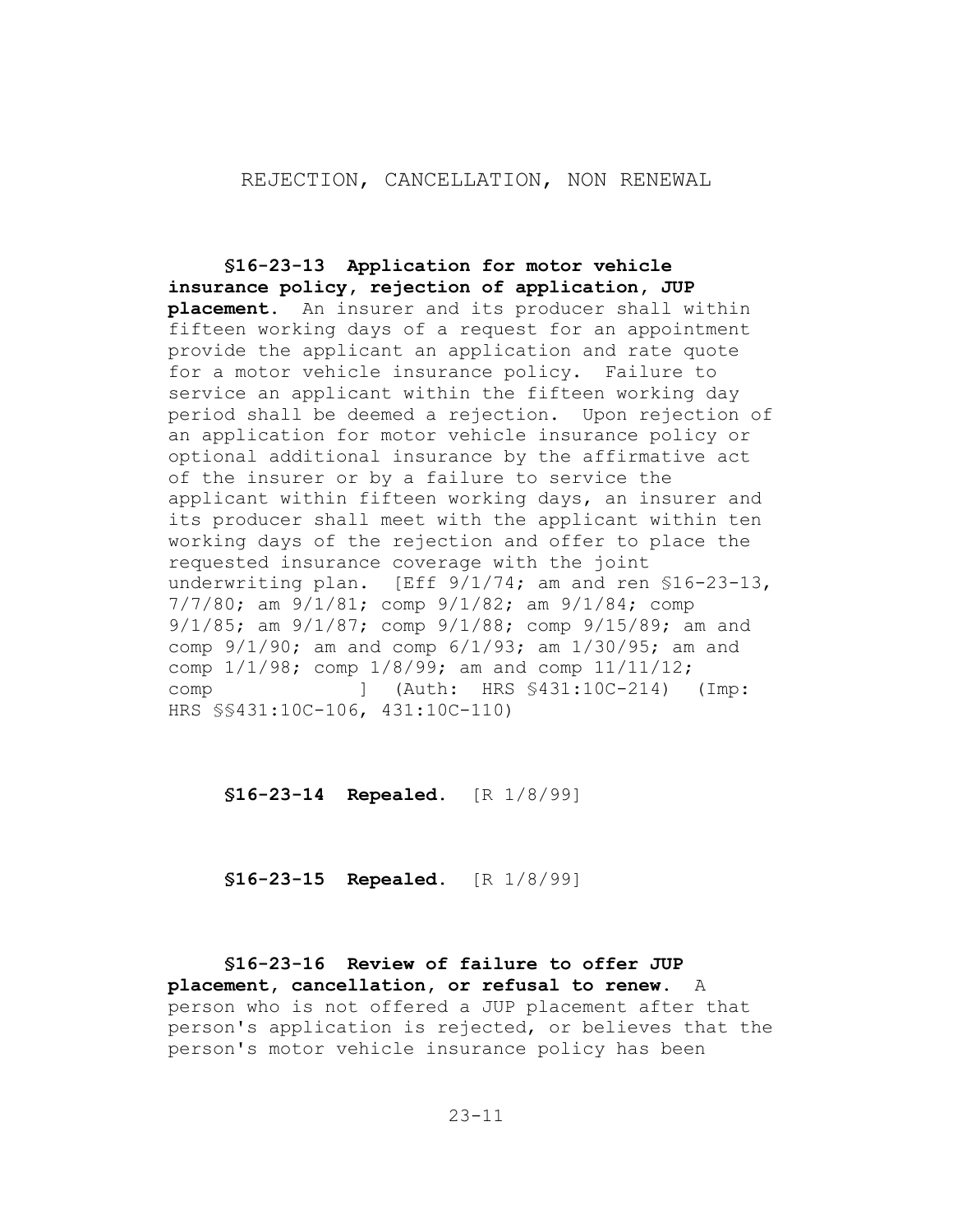## REJECTION, CANCELLATION, NON RENEWAL

**§16-23-13 Application for motor vehicle insurance policy, rejection of application, JUP placement.** An insurer and its producer shall within fifteen working days of a request for an appointment provide the applicant an application and rate quote for a motor vehicle insurance policy. Failure to service an applicant within the fifteen working day period shall be deemed a rejection. Upon rejection of an application for motor vehicle insurance policy or optional additional insurance by the affirmative act of the insurer or by a failure to service the applicant within fifteen working days, an insurer and its producer shall meet with the applicant within ten working days of the rejection and offer to place the requested insurance coverage with the joint underwriting plan. [Eff 9/1/74; am and ren §16-23-13, 7/7/80; am 9/1/81; comp 9/1/82; am 9/1/84; comp 9/1/85; am 9/1/87; comp 9/1/88; comp 9/15/89; am and comp 9/1/90; am and comp 6/1/93; am 1/30/95; am and comp 1/1/98; comp 1/8/99; am and comp 11/11/12; comp ] (Auth: HRS §431:10C-214) (Imp: HRS §§431:10C-106, 431:10C-110)

**§16-23-14 Repealed.** [R 1/8/99]

**§16-23-15 Repealed.** [R 1/8/99]

**§16-23-16 Review of failure to offer JUP placement, cancellation, or refusal to renew.** A person who is not offered a JUP placement after that person's application is rejected, or believes that the person's motor vehicle insurance policy has been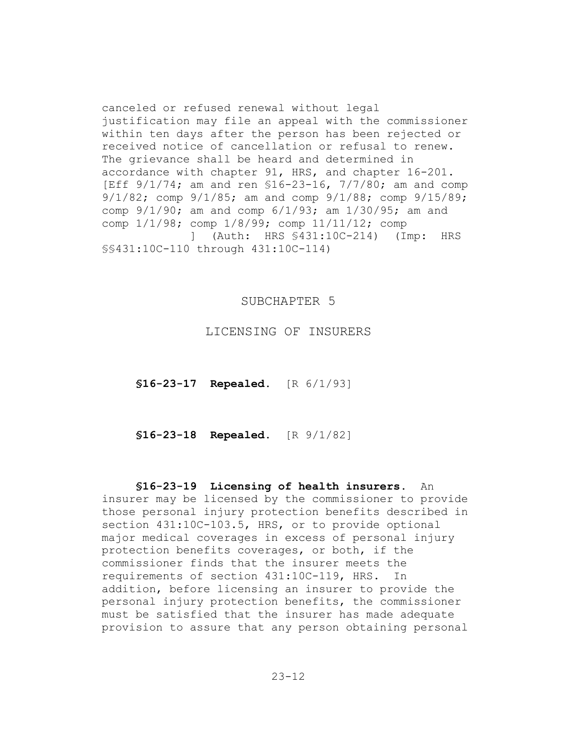canceled or refused renewal without legal justification may file an appeal with the commissioner within ten days after the person has been rejected or received notice of cancellation or refusal to renew. The grievance shall be heard and determined in accordance with chapter 91, HRS, and chapter 16-201. [Eff 9/1/74; am and ren §16-23-16, 7/7/80; am and comp 9/1/82; comp 9/1/85; am and comp 9/1/88; comp 9/15/89; comp 9/1/90; am and comp 6/1/93; am 1/30/95; am and comp 1/1/98; comp 1/8/99; comp 11/11/12; comp ] (Auth: HRS §431:10C-214) (Imp: HRS §§431:10C-110 through 431:10C-114)

## SUBCHAPTER 5

## LICENSING OF INSURERS

**§16-23-17 Repealed.** [R 6/1/93]

**§16-23-18 Repealed.** [R 9/1/82]

**§16-23-19 Licensing of health insurers.** An insurer may be licensed by the commissioner to provide those personal injury protection benefits described in section 431:10C-103.5, HRS, or to provide optional major medical coverages in excess of personal injury protection benefits coverages, or both, if the commissioner finds that the insurer meets the requirements of section 431:10C-119, HRS. In addition, before licensing an insurer to provide the personal injury protection benefits, the commissioner must be satisfied that the insurer has made adequate provision to assure that any person obtaining personal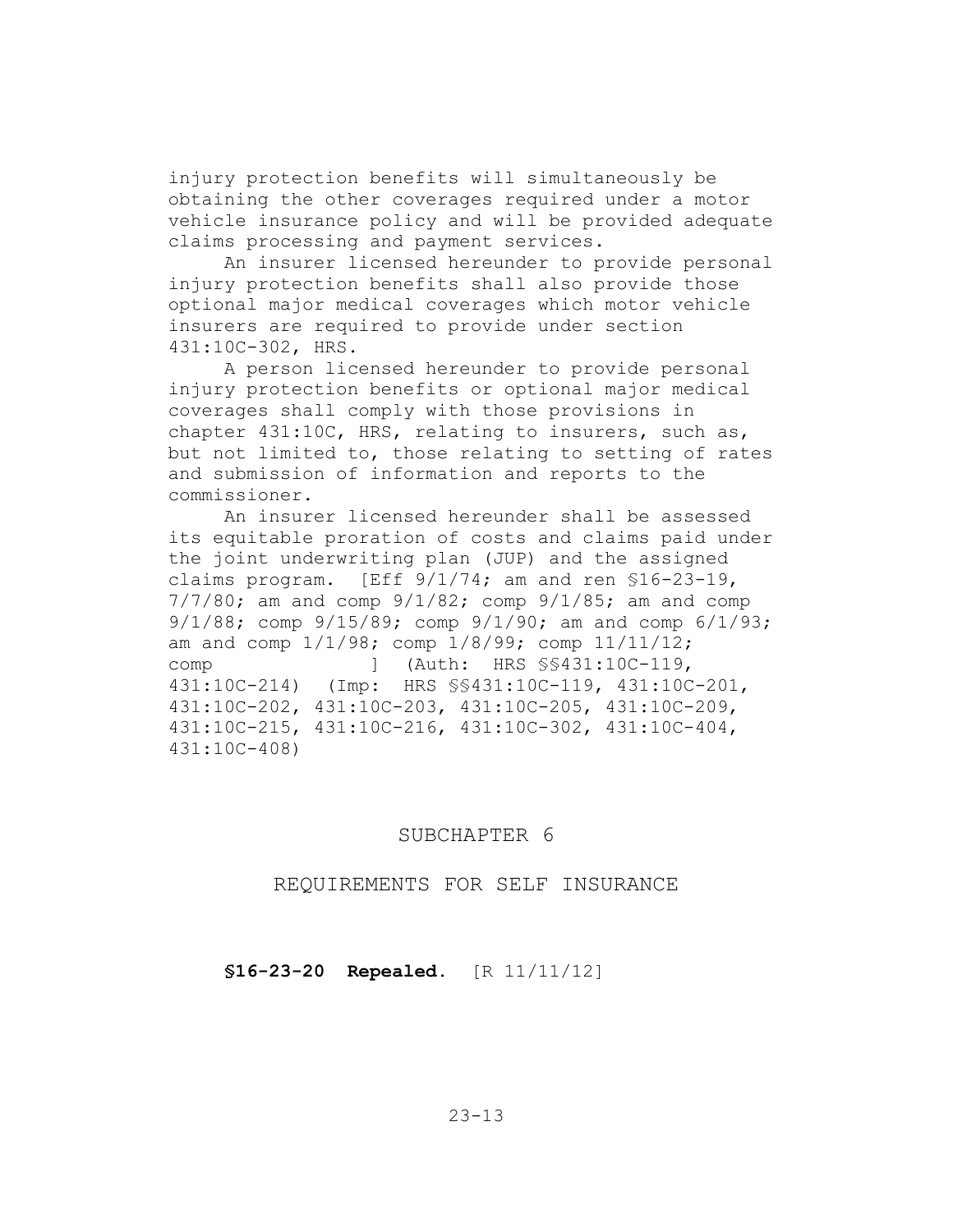injury protection benefits will simultaneously be obtaining the other coverages required under a motor vehicle insurance policy and will be provided adequate claims processing and payment services.

An insurer licensed hereunder to provide personal injury protection benefits shall also provide those optional major medical coverages which motor vehicle insurers are required to provide under section 431:10C-302, HRS.

A person licensed hereunder to provide personal injury protection benefits or optional major medical coverages shall comply with those provisions in chapter 431:10C, HRS, relating to insurers, such as, but not limited to, those relating to setting of rates and submission of information and reports to the commissioner.

An insurer licensed hereunder shall be assessed its equitable proration of costs and claims paid under the joint underwriting plan (JUP) and the assigned claims program. [Eff 9/1/74; am and ren §16-23-19, 7/7/80; am and comp 9/1/82; comp 9/1/85; am and comp 9/1/88; comp 9/15/89; comp 9/1/90; am and comp 6/1/93; am and comp 1/1/98; comp 1/8/99; comp 11/11/12; comp ] (Auth: HRS §§431:10C-119, 431:10C-214) (Imp: HRS §§431:10C-119, 431:10C-201, 431:10C-202, 431:10C-203, 431:10C-205, 431:10C-209, 431:10C-215, 431:10C-216, 431:10C-302, 431:10C-404, 431:10C-408)

## SUBCHAPTER 6

## REQUIREMENTS FOR SELF INSURANCE

**§16-23-20 Repealed.** [R 11/11/12]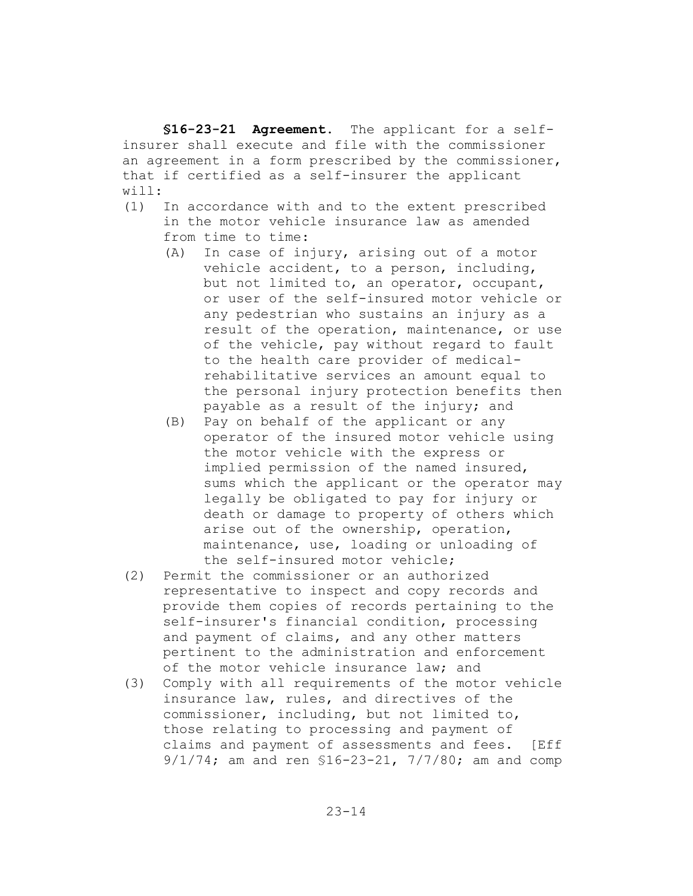**§16-23-21 Agreement.** The applicant for a self-insurer shall execute and file with the commissioner an agreement in a form prescribed by the commissioner, that if certified as a self-insurer the applicant will:

(1) In accordance with and to the extent prescribed in the motor vehicle insurance law as amended from time to time:

    (A) In case of injury, arising out of a motor vehicle accident, to a person, including, but not limited to, an operator, occupant, or user of the self-insured motor vehicle or any pedestrian who sustains an injury as a result of the operation, maintenance, or use of the vehicle, pay without regard to fault to the health care provider of medical-rehabilitative services an amount equal to the personal injury protection benefits then payable as a result of the injury; and

    (B) Pay on behalf of the applicant or any operator of the insured motor vehicle using the motor vehicle with the express or implied permission of the named insured, sums which the applicant or the operator may legally be obligated to pay for injury or death or damage to property of others which arise out of the ownership, operation, maintenance, use, loading or unloading of the self-insured motor vehicle;

(2) Permit the commissioner or an authorized representative to inspect and copy records and provide them copies of records pertaining to the self-insurer's financial condition, processing and payment of claims, and any other matters pertinent to the administration and enforcement of the motor vehicle insurance law; and

(3) Comply with all requirements of the motor vehicle insurance law, rules, and directives of the commissioner, including, but not limited to, those relating to processing and payment of claims and payment of assessments and fees. [Eff 9/1/74; am and ren §16-23-21, 7/7/80; am and comp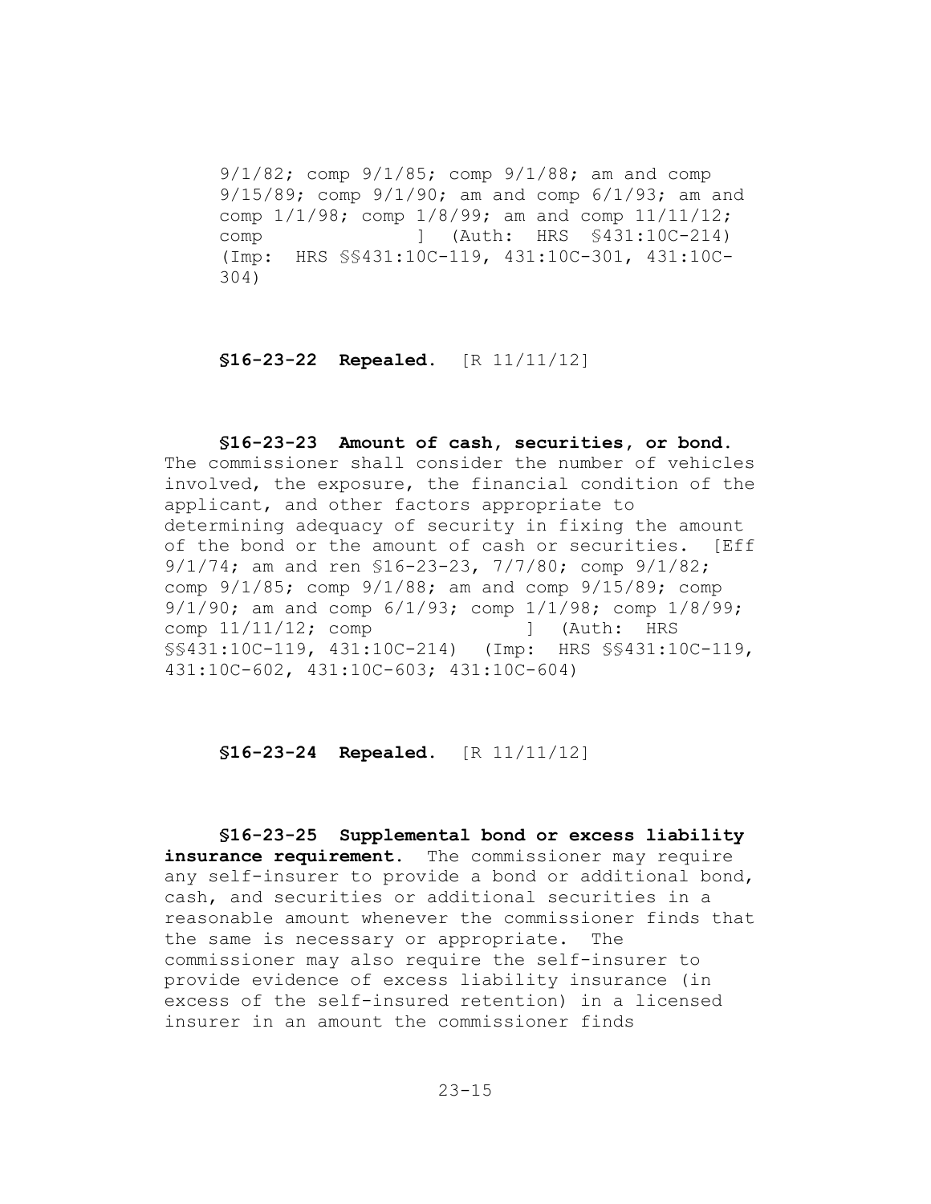9/1/82; comp 9/1/85; comp 9/1/88; am and comp 9/15/89; comp 9/1/90; am and comp 6/1/93; am and comp 1/1/98; comp 1/8/99; am and comp 11/11/12; comp ] (Auth: HRS §431:10C-214) (Imp: HRS §§431:10C-119, 431:10C-301, 431:10C-304)

**§16-23-22 Repealed.** [R 11/11/12]

**§16-23-23 Amount of cash, securities, or bond.** The commissioner shall consider the number of vehicles involved, the exposure, the financial condition of the applicant, and other factors appropriate to determining adequacy of security in fixing the amount of the bond or the amount of cash or securities. [Eff 9/1/74; am and ren §16-23-23, 7/7/80; comp 9/1/82; comp 9/1/85; comp 9/1/88; am and comp 9/15/89; comp 9/1/90; am and comp 6/1/93; comp 1/1/98; comp 1/8/99; comp 11/11/12; comp ] (Auth: HRS §§431:10C-119, 431:10C-214) (Imp: HRS §§431:10C-119, 431:10C-602, 431:10C-603; 431:10C-604)

**§16-23-24 Repealed.** [R 11/11/12]

**§16-23-25 Supplemental bond or excess liability insurance requirement.** The commissioner may require any self-insurer to provide a bond or additional bond, cash, and securities or additional securities in a reasonable amount whenever the commissioner finds that the same is necessary or appropriate. The commissioner may also require the self-insurer to provide evidence of excess liability insurance (in excess of the self-insured retention) in a licensed insurer in an amount the commissioner finds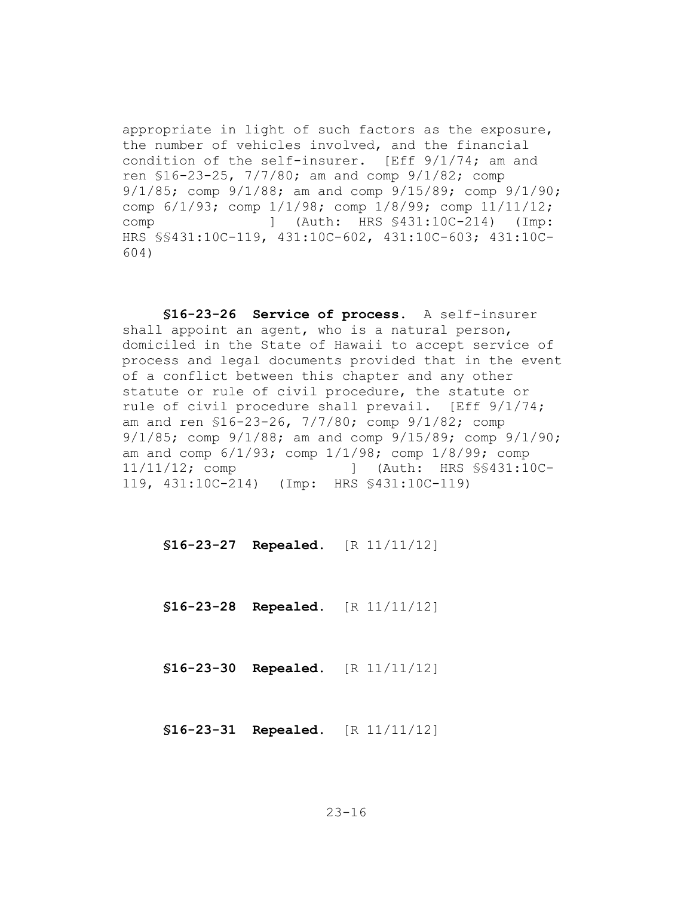appropriate in light of such factors as the exposure, the number of vehicles involved, and the financial condition of the self-insurer. [Eff 9/1/74; am and ren §16-23-25, 7/7/80; am and comp 9/1/82; comp 9/1/85; comp 9/1/88; am and comp 9/15/89; comp 9/1/90; comp 6/1/93; comp 1/1/98; comp 1/8/99; comp 11/11/12; comp ] (Auth: HRS §431:10C-214) (Imp: HRS §§431:10C-119, 431:10C-602, 431:10C-603; 431:10C-604)

**§16-23-26 Service of process.** A self-insurer shall appoint an agent, who is a natural person, domiciled in the State of Hawaii to accept service of process and legal documents provided that in the event of a conflict between this chapter and any other statute or rule of civil procedure, the statute or rule of civil procedure shall prevail. [Eff 9/1/74; am and ren §16-23-26, 7/7/80; comp 9/1/82; comp 9/1/85; comp 9/1/88; am and comp 9/15/89; comp 9/1/90; am and comp 6/1/93; comp 1/1/98; comp 1/8/99; comp 11/11/12; comp ] (Auth: HRS §§431:10C-119, 431:10C-214) (Imp: HRS §431:10C-119)

**§16-23-27 Repealed.** [R 11/11/12]

**§16-23-28 Repealed.** [R 11/11/12]

**§16-23-30 Repealed.** [R 11/11/12]

**§16-23-31 Repealed.** [R 11/11/12]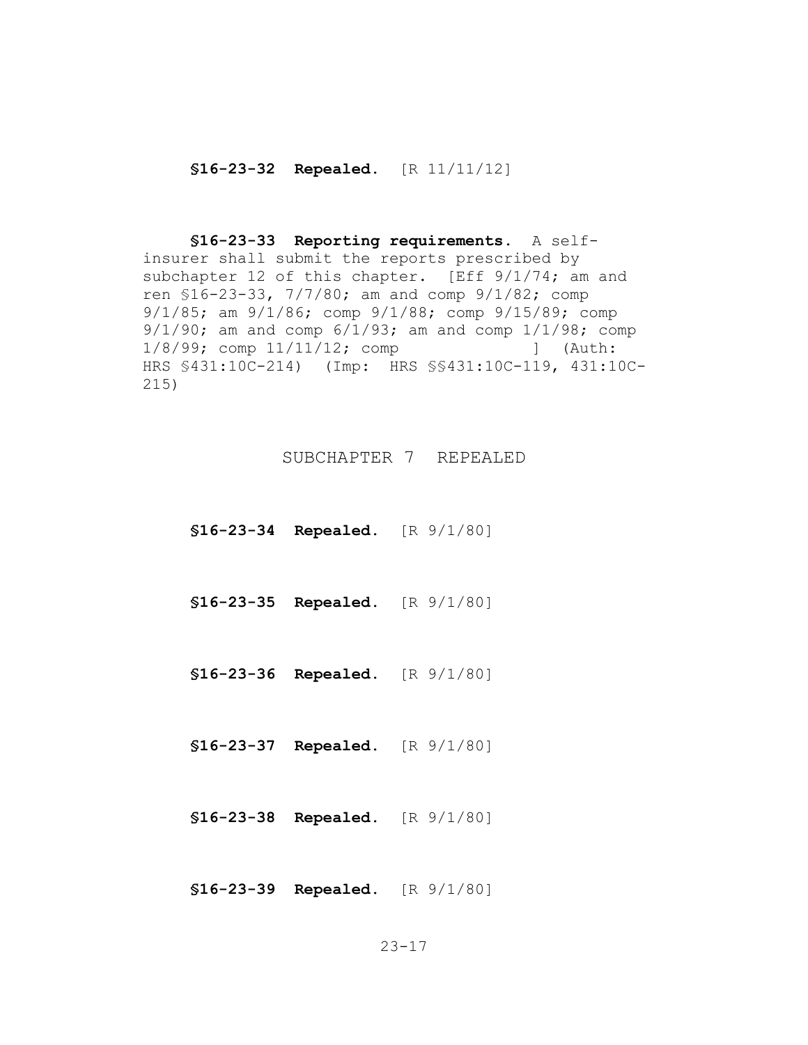**§16-23-32 Repealed.** [R 11/11/12]

**§16-23-33 Reporting requirements.** A self-insurer shall submit the reports prescribed by subchapter 12 of this chapter. [Eff 9/1/74; am and ren §16-23-33, 7/7/80; am and comp 9/1/82; comp 9/1/85; am 9/1/86; comp 9/1/88; comp 9/15/89; comp 9/1/90; am and comp 6/1/93; am and comp 1/1/98; comp 1/8/99; comp 11/11/12; comp ] (Auth: HRS §431:10C-214) (Imp: HRS §§431:10C-119, 431:10C-215)

## SUBCHAPTER 7 REPEALED

**§16-23-34 Repealed.** [R 9/1/80]

**§16-23-35 Repealed.** [R 9/1/80]

**§16-23-36 Repealed.** [R 9/1/80]

**§16-23-37 Repealed.** [R 9/1/80]

**§16-23-38 Repealed.** [R 9/1/80]

**§16-23-39 Repealed.** [R 9/1/80]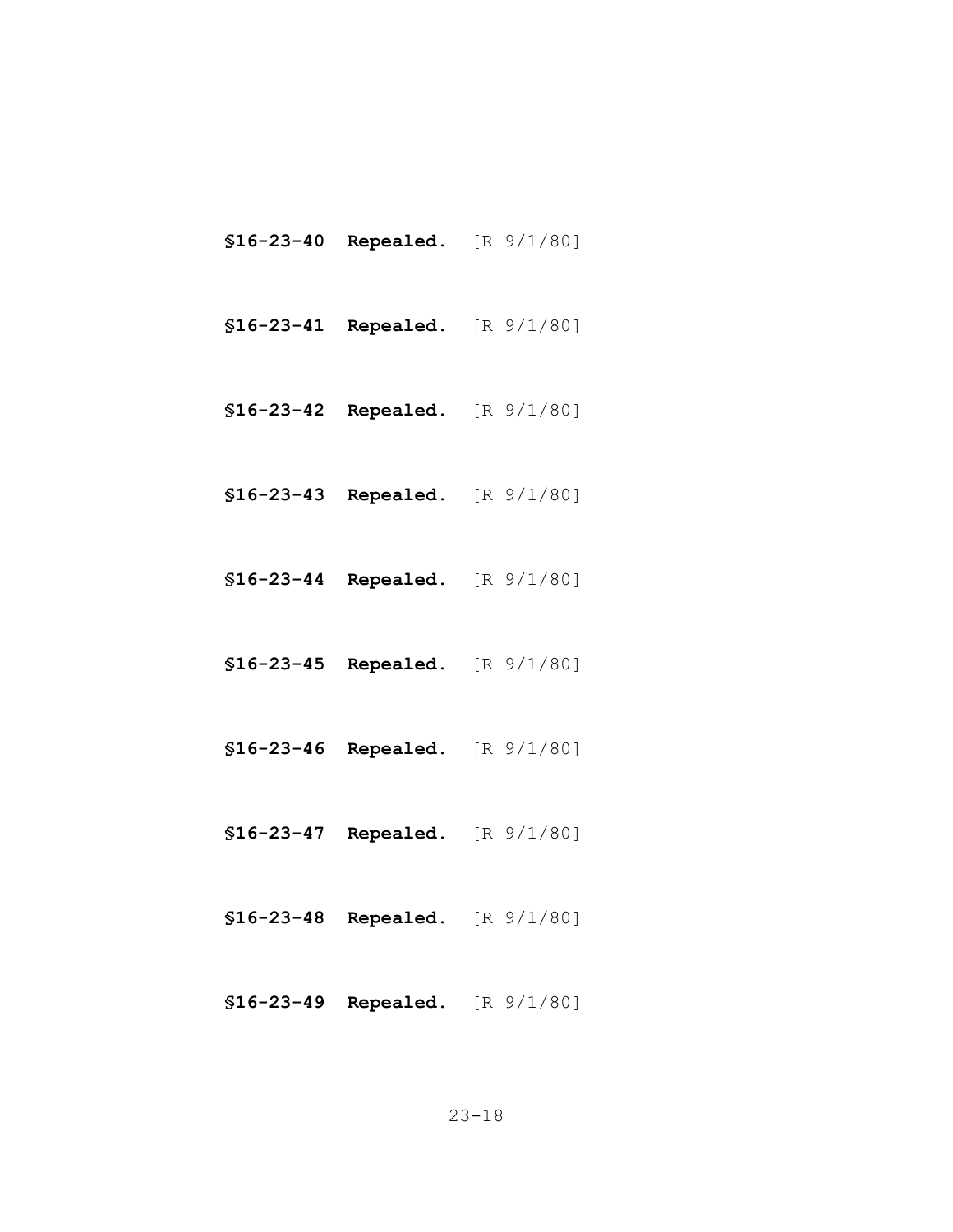**§16-23-40 Repealed.** [R 9/1/80]

**§16-23-41 Repealed.** [R 9/1/80]

**§16-23-42 Repealed.** [R 9/1/80]

**§16-23-43 Repealed.** [R 9/1/80]

**§16-23-44 Repealed.** [R 9/1/80]

**§16-23-45 Repealed.** [R 9/1/80]

**§16-23-46 Repealed.** [R 9/1/80]

**§16-23-47 Repealed.** [R 9/1/80]

**§16-23-48 Repealed.** [R 9/1/80]

**§16-23-49 Repealed.** [R 9/1/80]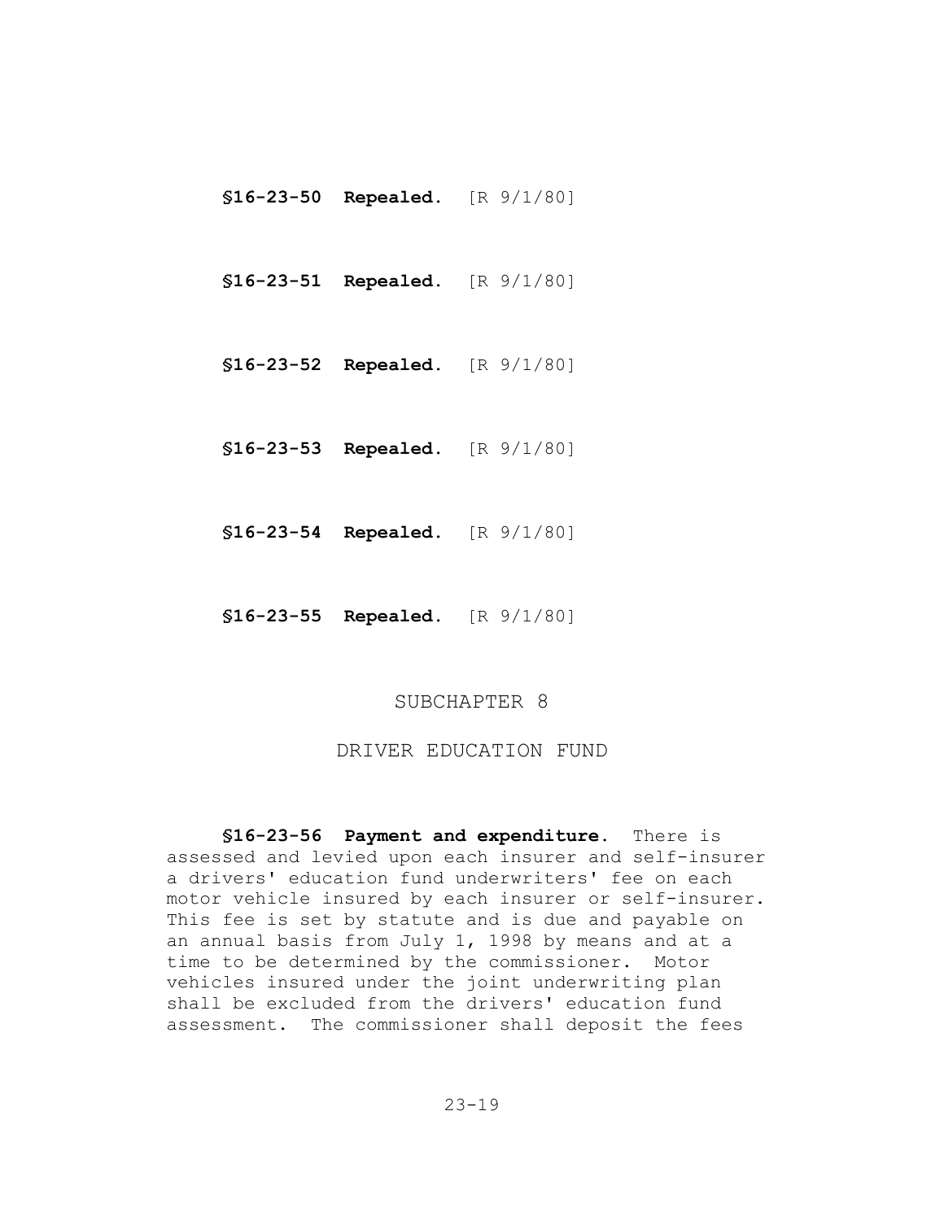**§16-23-50 Repealed.** [R 9/1/80]

**§16-23-51 Repealed.** [R 9/1/80]

**§16-23-52 Repealed.** [R 9/1/80]

**§16-23-53 Repealed.** [R 9/1/80]

**§16-23-54 Repealed.** [R 9/1/80]

**§16-23-55 Repealed.** [R 9/1/80]

## SUBCHAPTER 8

## DRIVER EDUCATION FUND

**§16-23-56 Payment and expenditure.** There is assessed and levied upon each insurer and self-insurer a drivers' education fund underwriters' fee on each motor vehicle insured by each insurer or self-insurer. This fee is set by statute and is due and payable on an annual basis from July 1, 1998 by means and at a time to be determined by the commissioner. Motor vehicles insured under the joint underwriting plan shall be excluded from the drivers' education fund assessment. The commissioner shall deposit the fees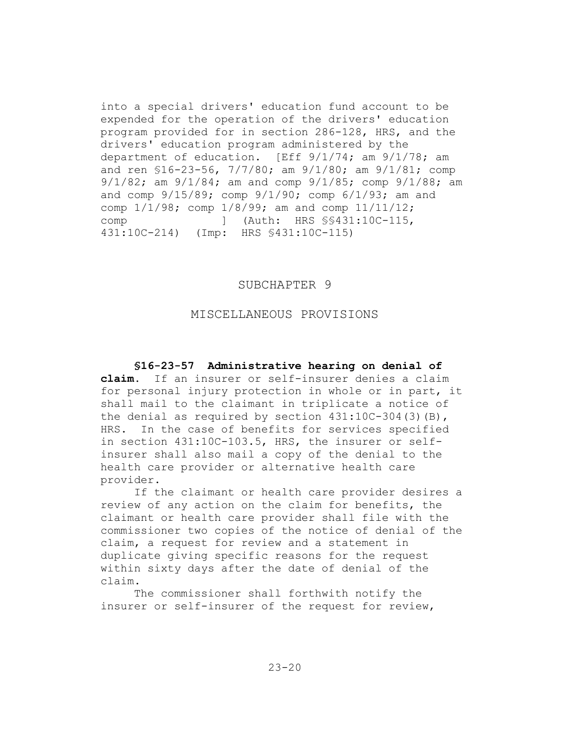into a special drivers' education fund account to be expended for the operation of the drivers' education program provided for in section 286-128, HRS, and the drivers' education program administered by the department of education. [Eff 9/1/74; am 9/1/78; am and ren §16-23-56, 7/7/80; am 9/1/80; am 9/1/81; comp 9/1/82; am 9/1/84; am and comp 9/1/85; comp 9/1/88; am and comp 9/15/89; comp 9/1/90; comp 6/1/93; am and comp 1/1/98; comp 1/8/99; am and comp 11/11/12; comp ] (Auth: HRS §§431:10C-115, 431:10C-214) (Imp: HRS §431:10C-115)

## SUBCHAPTER 9

## MISCELLANEOUS PROVISIONS

**§16-23-57 Administrative hearing on denial of claim.** If an insurer or self-insurer denies a claim for personal injury protection in whole or in part, it shall mail to the claimant in triplicate a notice of the denial as required by section 431:10C-304(3)(B), HRS. In the case of benefits for services specified in section 431:10C-103.5, HRS, the insurer or self-insurer shall also mail a copy of the denial to the health care provider or alternative health care provider.

If the claimant or health care provider desires a review of any action on the claim for benefits, the claimant or health care provider shall file with the commissioner two copies of the notice of denial of the claim, a request for review and a statement in duplicate giving specific reasons for the request within sixty days after the date of denial of the claim.

The commissioner shall forthwith notify the insurer or self-insurer of the request for review,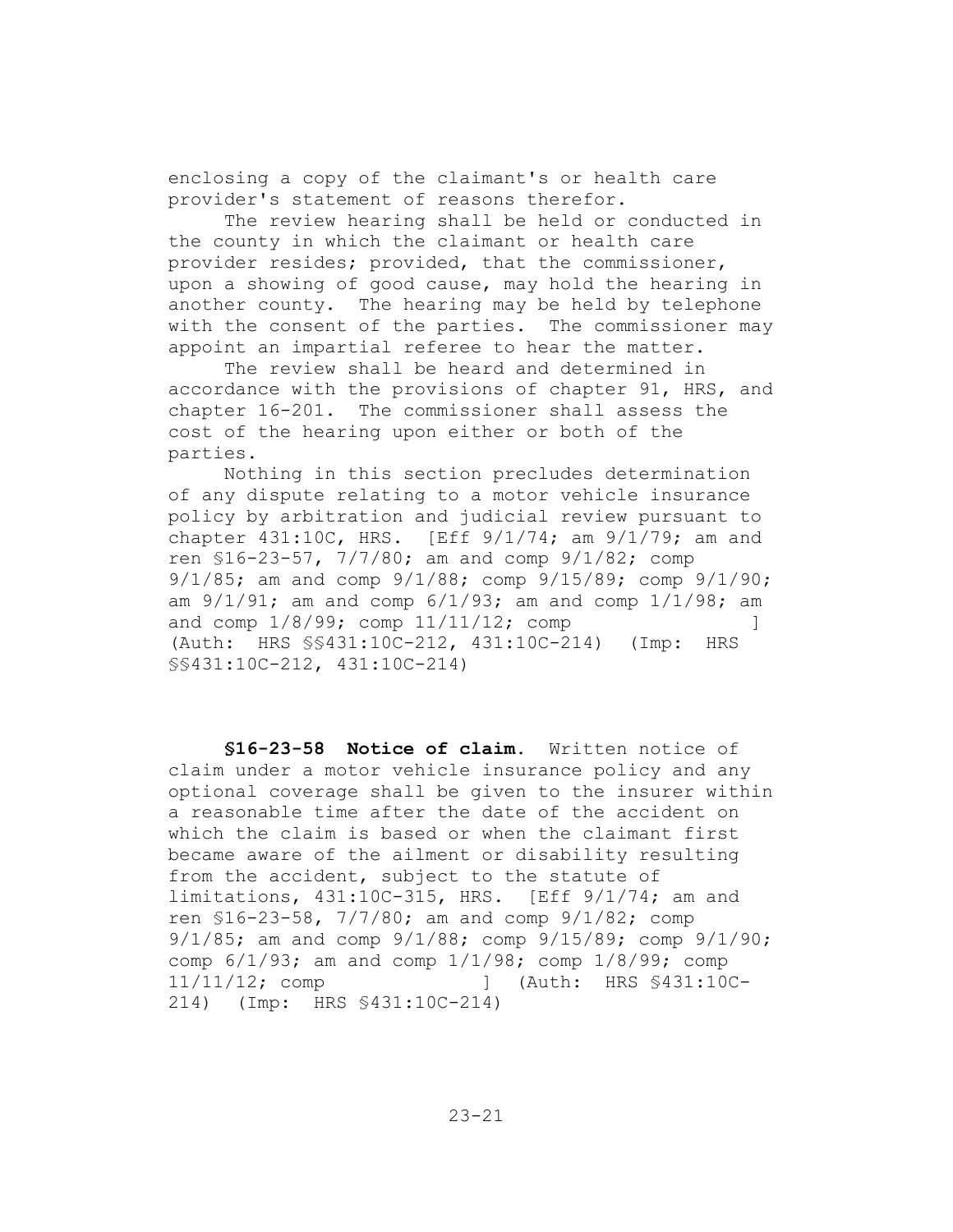enclosing a copy of the claimant's or health care provider's statement of reasons therefor.

The review hearing shall be held or conducted in the county in which the claimant or health care provider resides; provided, that the commissioner, upon a showing of good cause, may hold the hearing in another county. The hearing may be held by telephone with the consent of the parties. The commissioner may appoint an impartial referee to hear the matter.

The review shall be heard and determined in accordance with the provisions of chapter 91, HRS, and chapter 16-201. The commissioner shall assess the cost of the hearing upon either or both of the parties.

Nothing in this section precludes determination of any dispute relating to a motor vehicle insurance policy by arbitration and judicial review pursuant to chapter 431:10C, HRS. [Eff 9/1/74; am 9/1/79; am and ren §16-23-57, 7/7/80; am and comp 9/1/82; comp 9/1/85; am and comp 9/1/88; comp 9/15/89; comp 9/1/90; am 9/1/91; am and comp 6/1/93; am and comp 1/1/98; am and comp 1/8/99; comp 11/11/12; comp ] (Auth: HRS §§431:10C-212, 431:10C-214) (Imp: HRS §§431:10C-212, 431:10C-214)

**§16-23-58 Notice of claim.** Written notice of claim under a motor vehicle insurance policy and any optional coverage shall be given to the insurer within a reasonable time after the date of the accident on which the claim is based or when the claimant first became aware of the ailment or disability resulting from the accident, subject to the statute of limitations, 431:10C-315, HRS. [Eff 9/1/74; am and ren §16-23-58, 7/7/80; am and comp 9/1/82; comp 9/1/85; am and comp 9/1/88; comp 9/15/89; comp 9/1/90; comp 6/1/93; am and comp 1/1/98; comp 1/8/99; comp 11/11/12; comp ] (Auth: HRS §431:10C-214) (Imp: HRS §431:10C-214)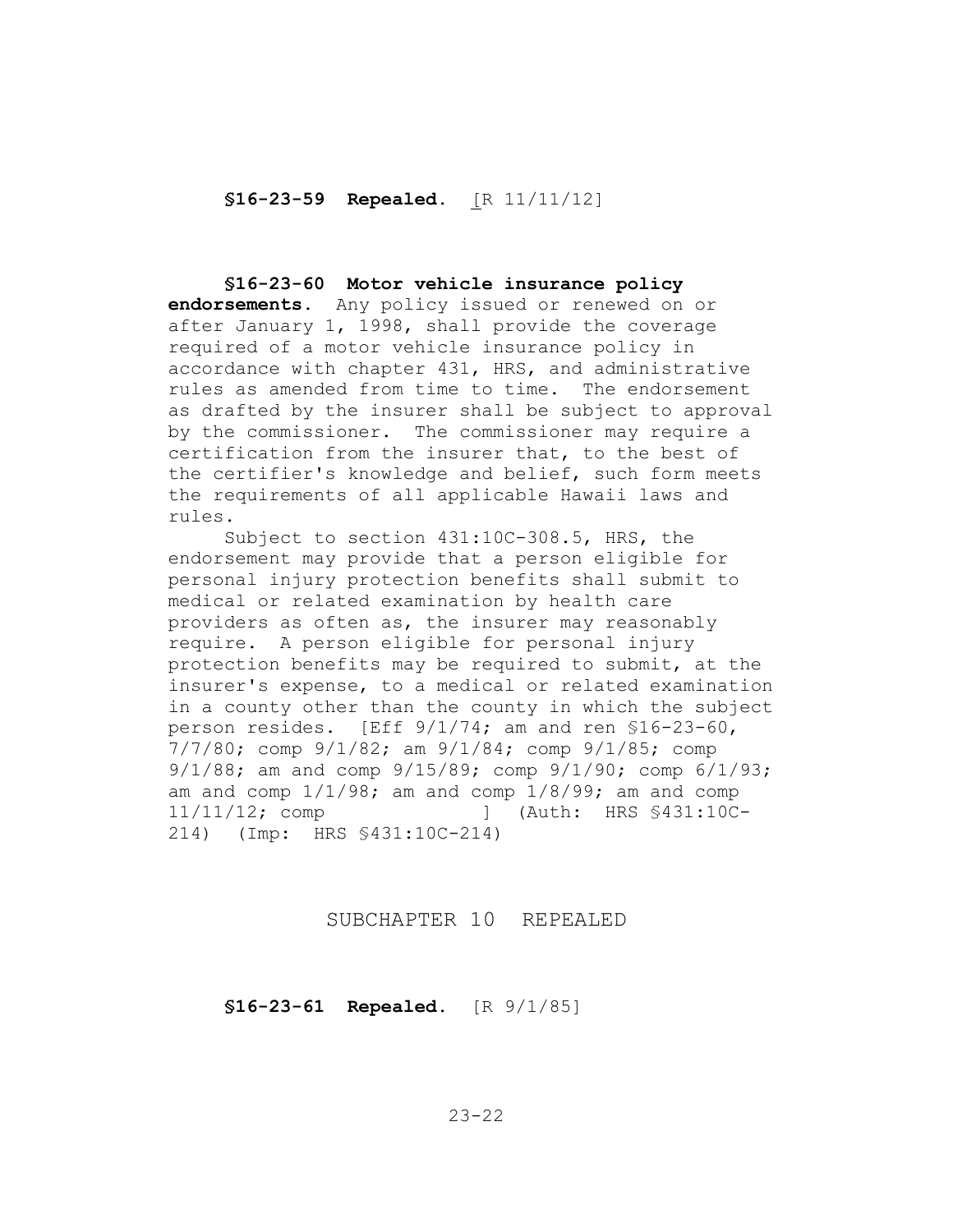**§16-23-59 Repealed.** [R 11/11/12]

**§16-23-60 Motor vehicle insurance policy endorsements.** Any policy issued or renewed on or after January 1, 1998, shall provide the coverage required of a motor vehicle insurance policy in accordance with chapter 431, HRS, and administrative rules as amended from time to time. The endorsement as drafted by the insurer shall be subject to approval by the commissioner. The commissioner may require a certification from the insurer that, to the best of the certifier's knowledge and belief, such form meets the requirements of all applicable Hawaii laws and rules.

Subject to section 431:10C-308.5, HRS, the endorsement may provide that a person eligible for personal injury protection benefits shall submit to medical or related examination by health care providers as often as, the insurer may reasonably require. A person eligible for personal injury protection benefits may be required to submit, at the insurer's expense, to a medical or related examination in a county other than the county in which the subject person resides. [Eff 9/1/74; am and ren §16-23-60, 7/7/80; comp 9/1/82; am 9/1/84; comp 9/1/85; comp 9/1/88; am and comp 9/15/89; comp 9/1/90; comp 6/1/93; am and comp 1/1/98; am and comp 1/8/99; am and comp 11/11/12; comp ] (Auth: HRS §431:10C-214) (Imp: HRS §431:10C-214)

## SUBCHAPTER 10 REPEALED

**§16-23-61 Repealed.** [R 9/1/85]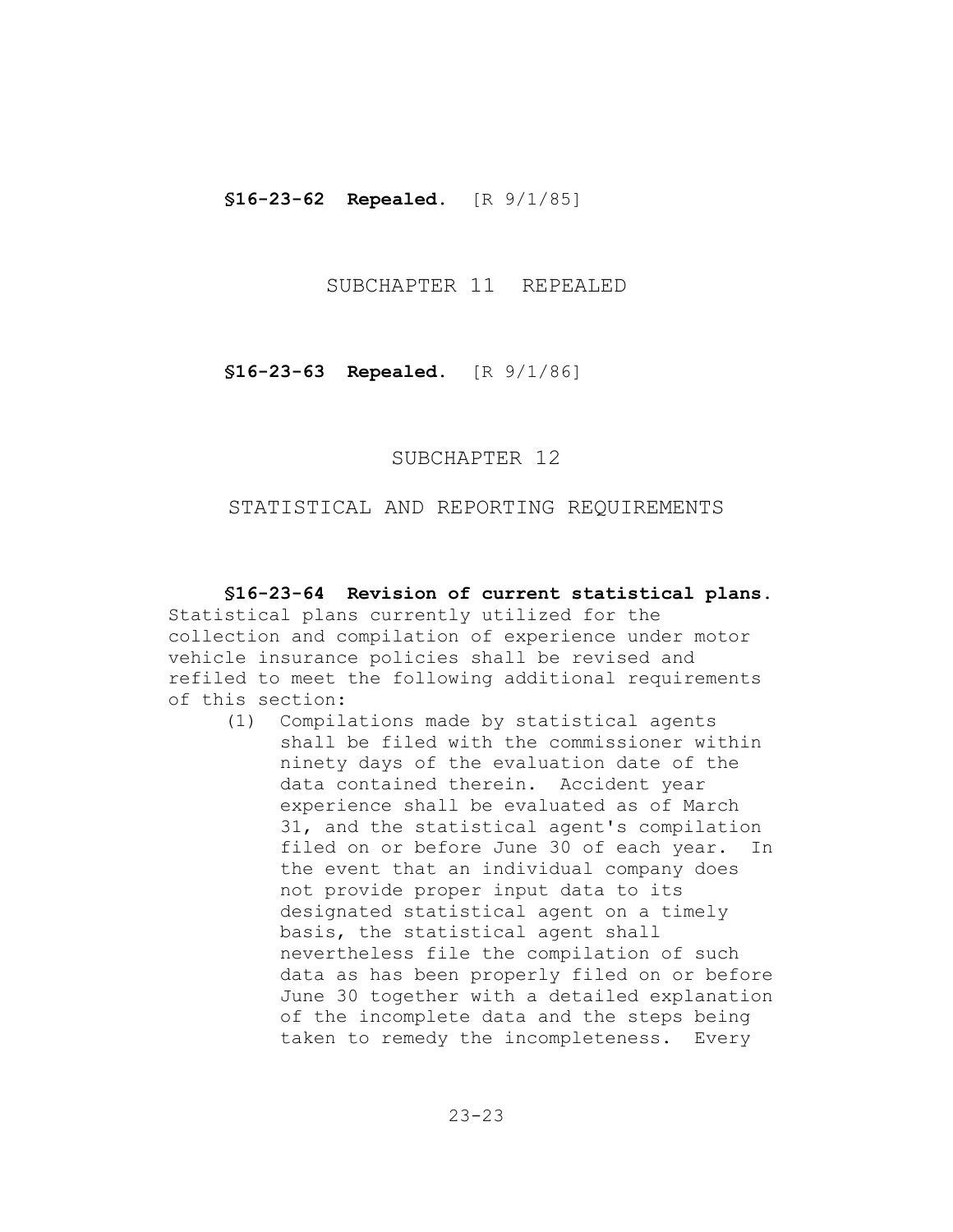**§16-23-62 Repealed.** [R 9/1/85]

## SUBCHAPTER 11 REPEALED

**§16-23-63 Repealed.** [R 9/1/86]

## SUBCHAPTER 12

## STATISTICAL AND REPORTING REQUIREMENTS

**§16-23-64 Revision of current statistical plans.** Statistical plans currently utilized for the collection and compilation of experience under motor vehicle insurance policies shall be revised and refiled to meet the following additional requirements of this section:

(1) Compilations made by statistical agents shall be filed with the commissioner within ninety days of the evaluation date of the data contained therein. Accident year experience shall be evaluated as of March 31, and the statistical agent's compilation filed on or before June 30 of each year. In the event that an individual company does not provide proper input data to its designated statistical agent on a timely basis, the statistical agent shall nevertheless file the compilation of such data as has been properly filed on or before June 30 together with a detailed explanation of the incomplete data and the steps being taken to remedy the incompleteness. Every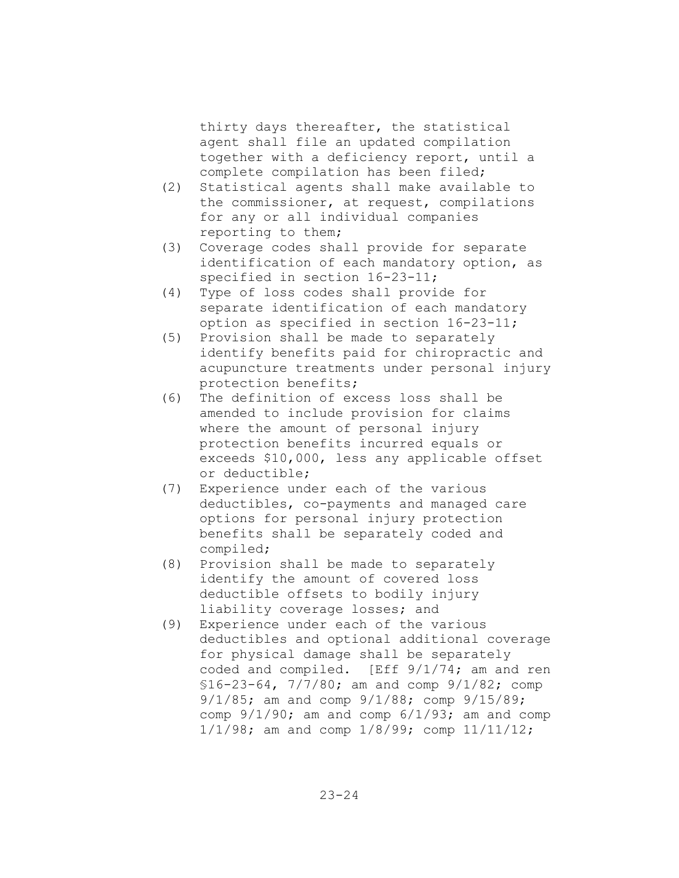thirty days thereafter, the statistical agent shall file an updated compilation together with a deficiency report, until a complete compilation has been filed;

(2) Statistical agents shall make available to the commissioner, at request, compilations for any or all individual companies reporting to them;

(3) Coverage codes shall provide for separate identification of each mandatory option, as specified in section 16-23-11;

(4) Type of loss codes shall provide for separate identification of each mandatory option as specified in section 16-23-11;

(5) Provision shall be made to separately identify benefits paid for chiropractic and acupuncture treatments under personal injury protection benefits;

(6) The definition of excess loss shall be amended to include provision for claims where the amount of personal injury protection benefits incurred equals or exceeds $10,000, less any applicable offset or deductible;

(7) Experience under each of the various deductibles, co-payments and managed care options for personal injury protection benefits shall be separately coded and compiled;

(8) Provision shall be made to separately identify the amount of covered loss deductible offsets to bodily injury liability coverage losses; and

(9) Experience under each of the various deductibles and optional additional coverage for physical damage shall be separately coded and compiled. [Eff 9/1/74; am and ren §16-23-64, 7/7/80; am and comp 9/1/82; comp 9/1/85; am and comp 9/1/88; comp 9/15/89; comp 9/1/90; am and comp 6/1/93; am and comp 1/1/98; am and comp 1/8/99; comp 11/11/12;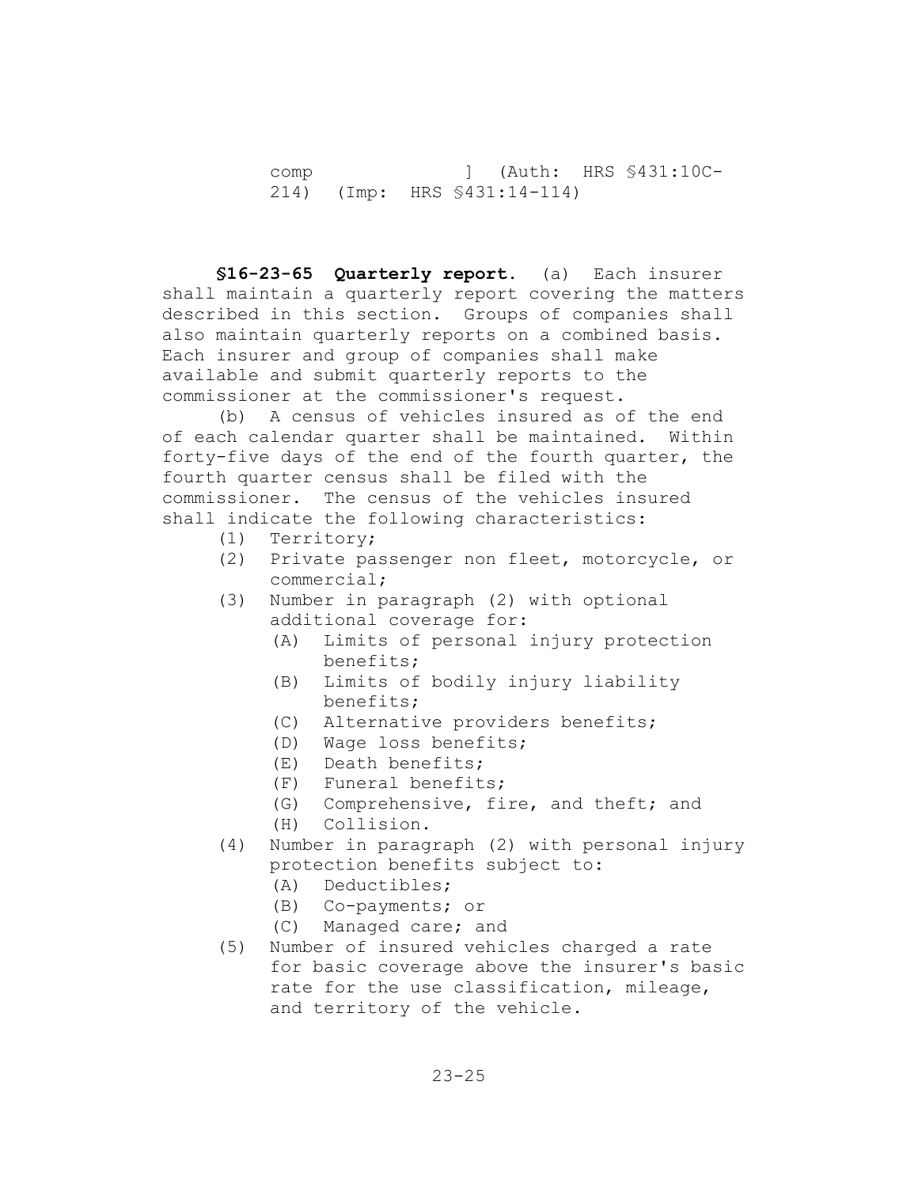comp ] (Auth: HRS §431:10C-214) (Imp: HRS §431:14-114)

**§16-23-65 Quarterly report.** (a) Each insurer shall maintain a quarterly report covering the matters described in this section. Groups of companies shall also maintain quarterly reports on a combined basis. Each insurer and group of companies shall make available and submit quarterly reports to the commissioner at the commissioner's request.

(b) A census of vehicles insured as of the end of each calendar quarter shall be maintained. Within forty-five days of the end of the fourth quarter, the fourth quarter census shall be filed with the commissioner. The census of the vehicles insured shall indicate the following characteristics:

- (1) Territory;
- (2) Private passenger non fleet, motorcycle, or commercial;
- (3) Number in paragraph (2) with optional additional coverage for:
  - (A) Limits of personal injury protection benefits;
  - (B) Limits of bodily injury liability benefits;
  - (C) Alternative providers benefits;
  - (D) Wage loss benefits;
  - (E) Death benefits;
  - (F) Funeral benefits;
  - (G) Comprehensive, fire, and theft; and
  - (H) Collision.
- (4) Number in paragraph (2) with personal injury protection benefits subject to:
  - (A) Deductibles;
  - (B) Co-payments; or
  - (C) Managed care; and
- (5) Number of insured vehicles charged a rate for basic coverage above the insurer's basic rate for the use classification, mileage, and territory of the vehicle.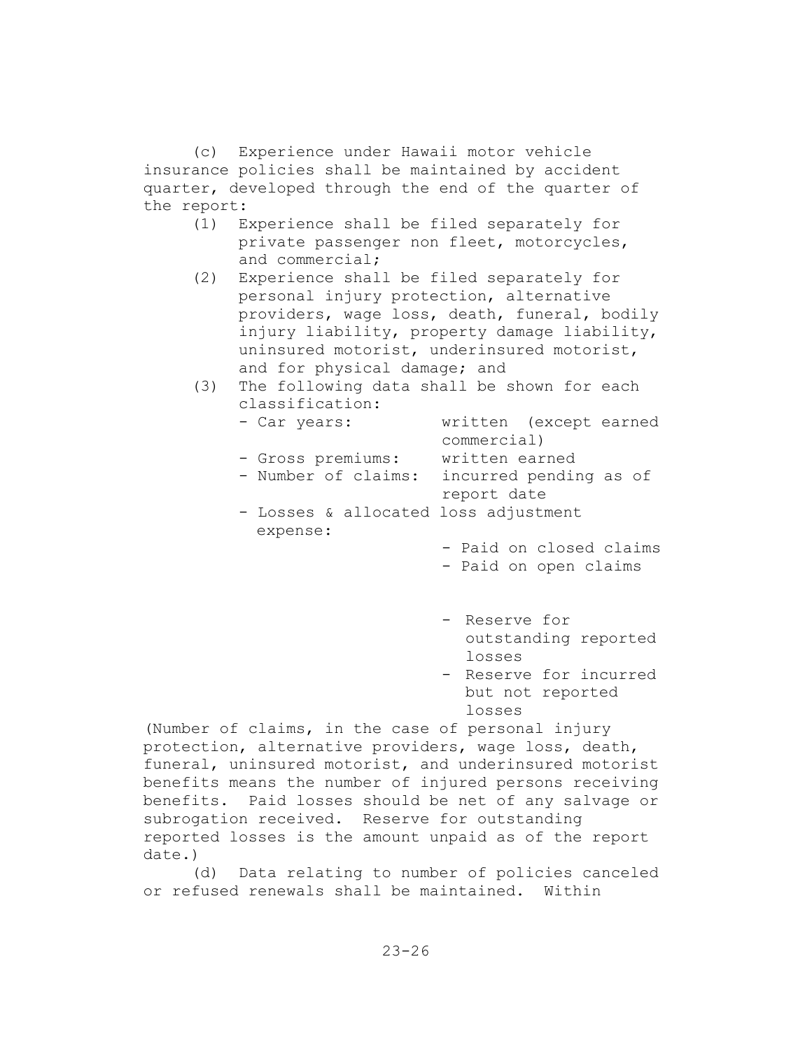(c) Experience under Hawaii motor vehicle insurance policies shall be maintained by accident quarter, developed through the end of the quarter of the report:

(1) Experience shall be filed separately for private passenger non fleet, motorcycles, and commercial;

(2) Experience shall be filed separately for personal injury protection, alternative providers, wage loss, death, funeral, bodily injury liability, property damage liability, uninsured motorist, underinsured motorist, and for physical damage; and

(3) The following data shall be shown for each classification:

- Car years: written (except earned commercial)
- Gross premiums: written earned
- Number of claims: incurred pending as of report date
- Losses & allocated loss adjustment expense:
  - Paid on closed claims
  - Paid on open claims
  - Reserve for outstanding reported losses
  - Reserve for incurred but not reported losses

(Number of claims, in the case of personal injury protection, alternative providers, wage loss, death, funeral, uninsured motorist, and underinsured motorist benefits means the number of injured persons receiving benefits. Paid losses should be net of any salvage or subrogation received. Reserve for outstanding reported losses is the amount unpaid as of the report date.)

(d) Data relating to number of policies canceled or refused renewals shall be maintained. Within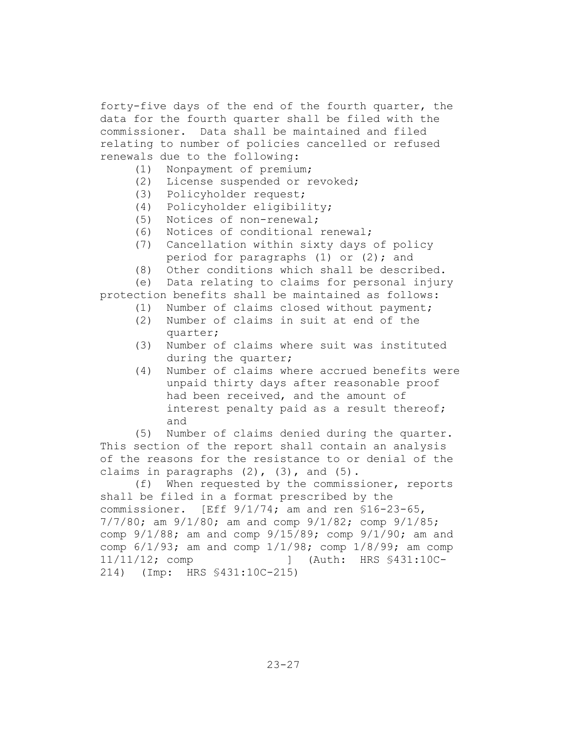forty-five days of the end of the fourth quarter, the data for the fourth quarter shall be filed with the commissioner. Data shall be maintained and filed relating to number of policies cancelled or refused renewals due to the following:

(1) Nonpayment of premium;

(2) License suspended or revoked;

(3) Policyholder request;

(4) Policyholder eligibility;

(5) Notices of non-renewal;

(6) Notices of conditional renewal;

(7) Cancellation within sixty days of policy period for paragraphs (1) or (2); and

(8) Other conditions which shall be described.

(e) Data relating to claims for personal injury protection benefits shall be maintained as follows:

(1) Number of claims closed without payment;

(2) Number of claims in suit at end of the quarter;

(3) Number of claims where suit was instituted during the quarter;

(4) Number of claims where accrued benefits were unpaid thirty days after reasonable proof had been received, and the amount of interest penalty paid as a result thereof; and

(5) Number of claims denied during the quarter.

This section of the report shall contain an analysis of the reasons for the resistance to or denial of the claims in paragraphs (2), (3), and (5).

(f) When requested by the commissioner, reports shall be filed in a format prescribed by the commissioner. [Eff 9/1/74; am and ren §16-23-65, 7/7/80; am 9/1/80; am and comp 9/1/82; comp 9/1/85; comp 9/1/88; am and comp 9/15/89; comp 9/1/90; am and comp 6/1/93; am and comp 1/1/98; comp 1/8/99; am comp 11/11/12; comp ] (Auth: HRS §431:10C-214) (Imp: HRS §431:10C-215)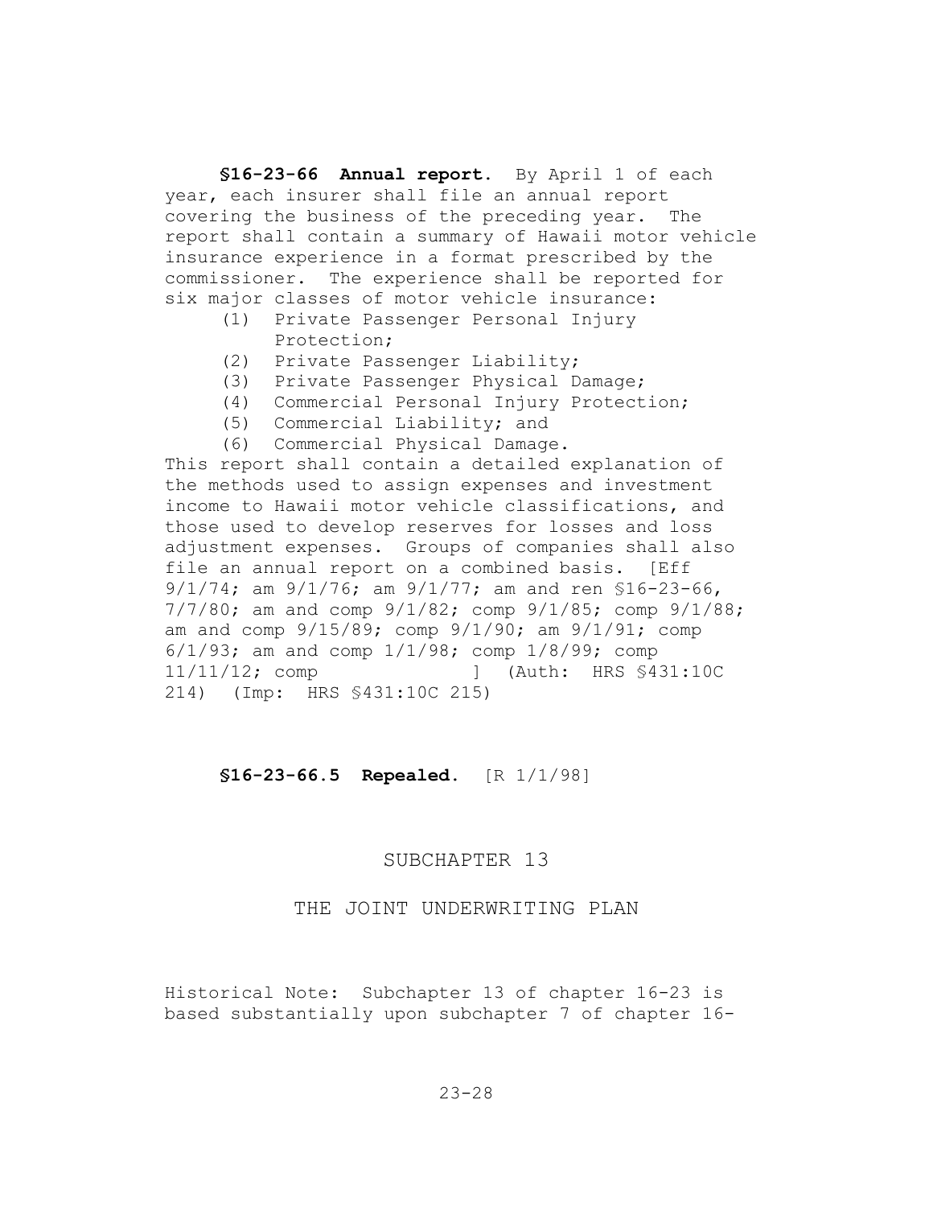**§16-23-66 Annual report.** By April 1 of each year, each insurer shall file an annual report covering the business of the preceding year. The report shall contain a summary of Hawaii motor vehicle insurance experience in a format prescribed by the commissioner. The experience shall be reported for six major classes of motor vehicle insurance:

(1) Private Passenger Personal Injury Protection;
(2) Private Passenger Liability;
(3) Private Passenger Physical Damage;
(4) Commercial Personal Injury Protection;
(5) Commercial Liability; and
(6) Commercial Physical Damage.

This report shall contain a detailed explanation of the methods used to assign expenses and investment income to Hawaii motor vehicle classifications, and those used to develop reserves for losses and loss adjustment expenses. Groups of companies shall also file an annual report on a combined basis. [Eff 9/1/74; am 9/1/76; am 9/1/77; am and ren §16-23-66, 7/7/80; am and comp 9/1/82; comp 9/1/85; comp 9/1/88; am and comp 9/15/89; comp 9/1/90; am 9/1/91; comp 6/1/93; am and comp 1/1/98; comp 1/8/99; comp 11/11/12; comp ] (Auth: HRS §431:10C 214) (Imp: HRS §431:10C 215)

**§16-23-66.5 Repealed.** [R 1/1/98]

## SUBCHAPTER 13

## THE JOINT UNDERWRITING PLAN

Historical Note: Subchapter 13 of chapter 16-23 is based substantially upon subchapter 7 of chapter 16-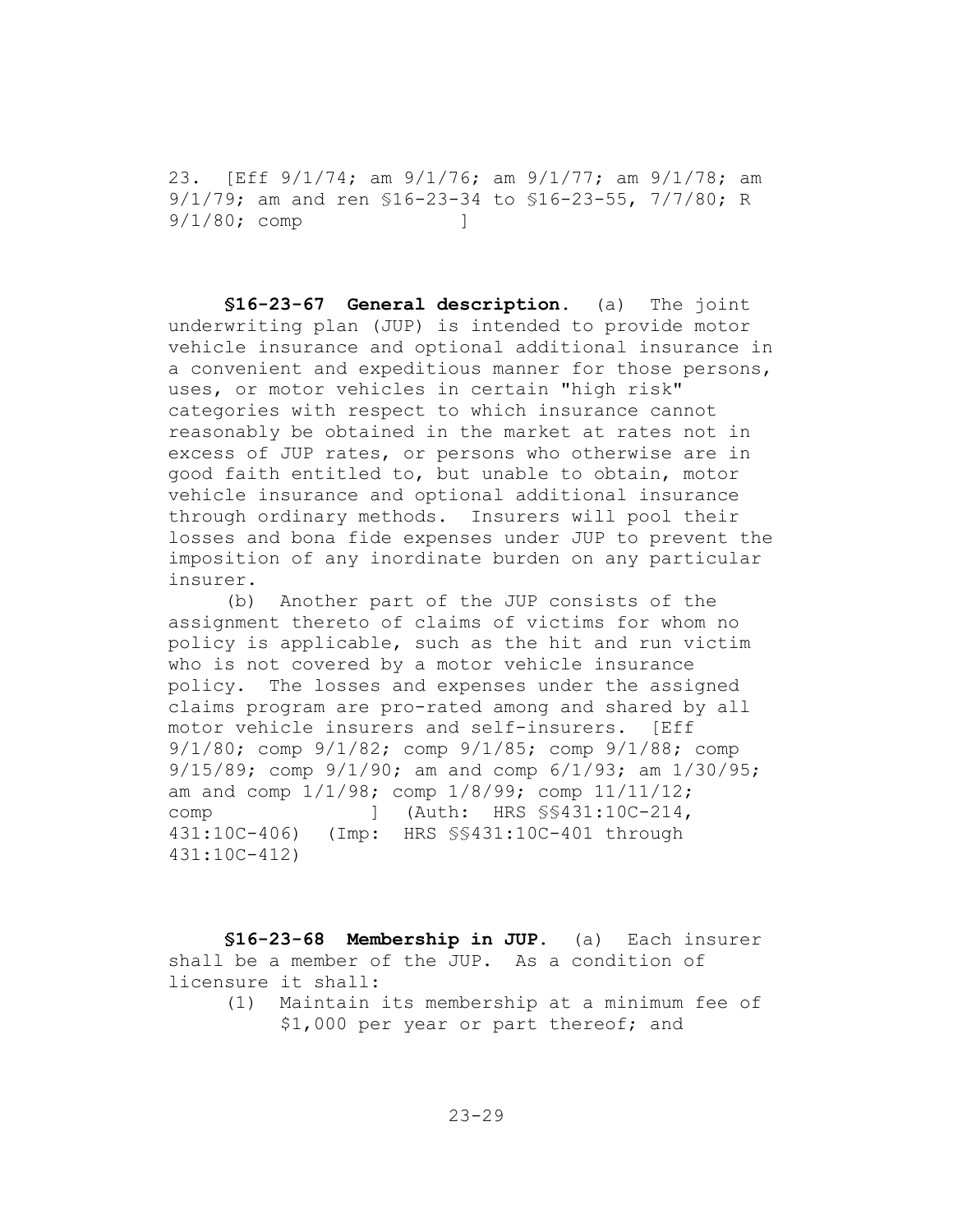23. [Eff 9/1/74; am 9/1/76; am 9/1/77; am 9/1/78; am 9/1/79; am and ren §16-23-34 to §16-23-55, 7/7/80; R 9/1/80; comp ]

**§16-23-67 General description.** (a) The joint underwriting plan (JUP) is intended to provide motor vehicle insurance and optional additional insurance in a convenient and expeditious manner for those persons, uses, or motor vehicles in certain "high risk" categories with respect to which insurance cannot reasonably be obtained in the market at rates not in excess of JUP rates, or persons who otherwise are in good faith entitled to, but unable to obtain, motor vehicle insurance and optional additional insurance through ordinary methods. Insurers will pool their losses and bona fide expenses under JUP to prevent the imposition of any inordinate burden on any particular insurer.

(b) Another part of the JUP consists of the assignment thereto of claims of victims for whom no policy is applicable, such as the hit and run victim who is not covered by a motor vehicle insurance policy. The losses and expenses under the assigned claims program are pro-rated among and shared by all motor vehicle insurers and self-insurers. [Eff 9/1/80; comp 9/1/82; comp 9/1/85; comp 9/1/88; comp 9/15/89; comp 9/1/90; am and comp 6/1/93; am 1/30/95; am and comp 1/1/98; comp 1/8/99; comp 11/11/12; comp ] (Auth: HRS §§431:10C-214, 431:10C-406) (Imp: HRS §§431:10C-401 through 431:10C-412)

**§16-23-68 Membership in JUP.** (a) Each insurer shall be a member of the JUP. As a condition of licensure it shall:

(1) Maintain its membership at a minimum fee of $1,000 per year or part thereof; and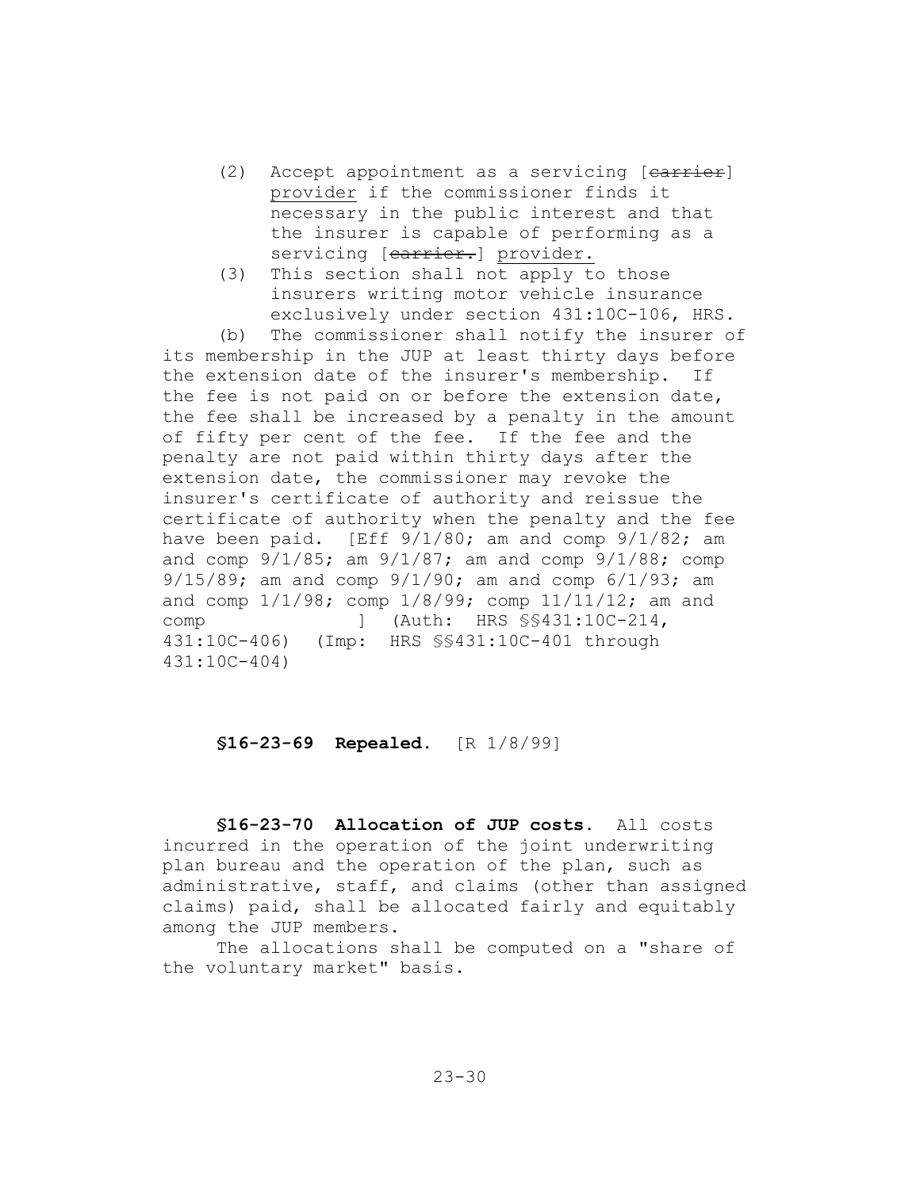(2) Accept appointment as a servicing [~~carrier~~] provider if the commissioner finds it necessary in the public interest and that the insurer is capable of performing as a servicing [~~carrier.~~] provider.

(3) This section shall not apply to those insurers writing motor vehicle insurance exclusively under section 431:10C-106, HRS.

(b) The commissioner shall notify the insurer of its membership in the JUP at least thirty days before the extension date of the insurer's membership. If the fee is not paid on or before the extension date, the fee shall be increased by a penalty in the amount of fifty per cent of the fee. If the fee and the penalty are not paid within thirty days after the extension date, the commissioner may revoke the insurer's certificate of authority and reissue the certificate of authority when the penalty and the fee have been paid. [Eff 9/1/80; am and comp 9/1/82; am and comp 9/1/85; am 9/1/87; am and comp 9/1/88; comp 9/15/89; am and comp 9/1/90; am and comp 6/1/93; am and comp 1/1/98; comp 1/8/99; comp 11/11/12; am and comp ] (Auth: HRS §§431:10C-214, 431:10C-406) (Imp: HRS §§431:10C-401 through 431:10C-404)

**§16-23-69 Repealed.** [R 1/8/99]

**§16-23-70 Allocation of JUP costs.** All costs incurred in the operation of the joint underwriting plan bureau and the operation of the plan, such as administrative, staff, and claims (other than assigned claims) paid, shall be allocated fairly and equitably among the JUP members.

The allocations shall be computed on a "share of the voluntary market" basis.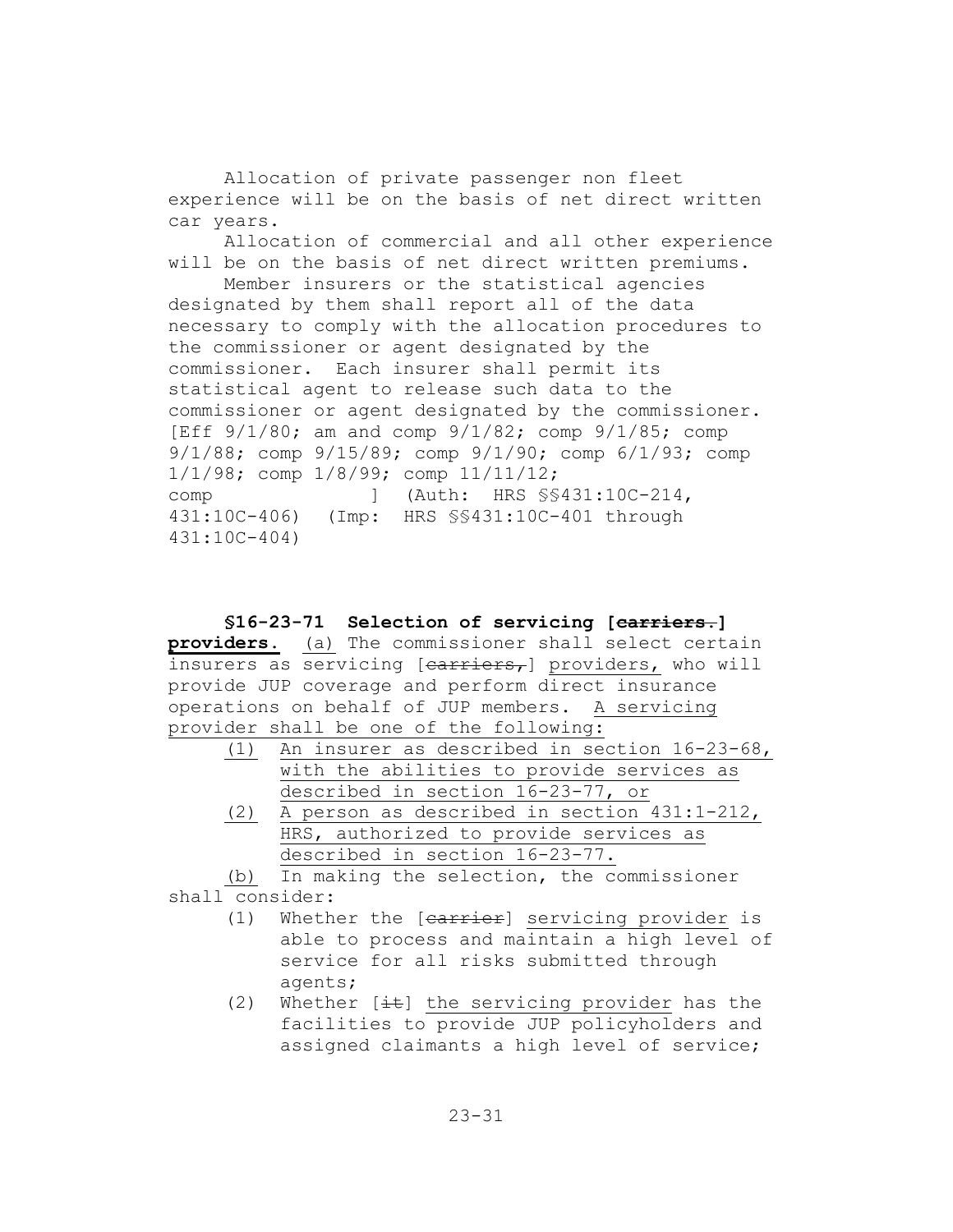Allocation of private passenger non fleet experience will be on the basis of net direct written car years.

Allocation of commercial and all other experience will be on the basis of net direct written premiums.

Member insurers or the statistical agencies designated by them shall report all of the data necessary to comply with the allocation procedures to the commissioner or agent designated by the commissioner. Each insurer shall permit its statistical agent to release such data to the commissioner or agent designated by the commissioner. [Eff 9/1/80; am and comp 9/1/82; comp 9/1/85; comp 9/1/88; comp 9/15/89; comp 9/1/90; comp 6/1/93; comp 1/1/98; comp 1/8/99; comp 11/11/12; comp ] (Auth: HRS §§431:10C-214, 431:10C-406) (Imp: HRS §§431:10C-401 through 431:10C-404)

**§16-23-71 Selection of servicing [~~carriers.~~] <u>providers</u>.** <u>(a)</u> The commissioner shall select certain insurers as servicing [~~carriers,~~] <u>providers,</u> who will provide JUP coverage and perform direct insurance operations on behalf of JUP members. <u>A servicing provider shall be one of the following:</u>

<u>(1)</u> <u>An insurer as described in section 16-23-68, with the abilities to provide services as described in section 16-23-77, or</u>

<u>(2)</u> <u>A person as described in section 431:1-212, HRS, authorized to provide services as described in section 16-23-77.</u>

<u>(b)</u> In making the selection, the commissioner shall consider:

(1) Whether the [~~carrier~~] <u>servicing provider</u> is able to process and maintain a high level of service for all risks submitted through agents;

(2) Whether [~~it~~] <u>the servicing provider</u> has the facilities to provide JUP policyholders and assigned claimants a high level of service;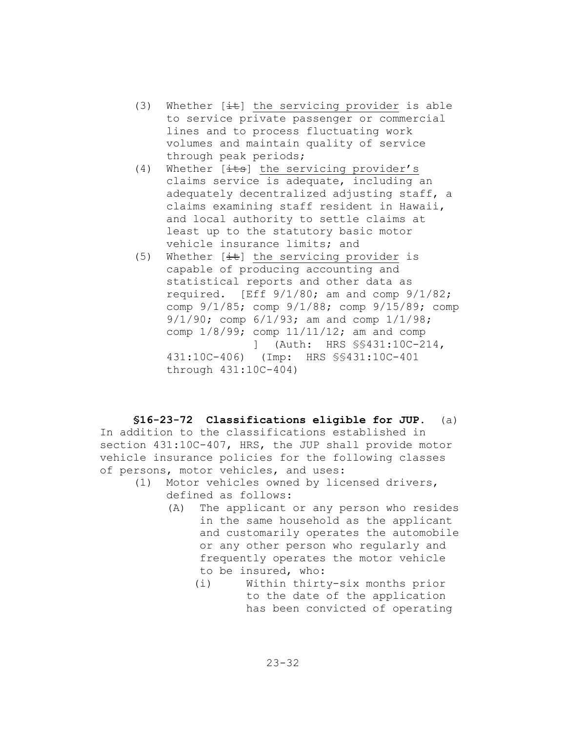(3) Whether [~~it~~] the servicing provider is able to service private passenger or commercial lines and to process fluctuating work volumes and maintain quality of service through peak periods;

(4) Whether [~~its~~] the servicing provider's claims service is adequate, including an adequately decentralized adjusting staff, a claims examining staff resident in Hawaii, and local authority to settle claims at least up to the statutory basic motor vehicle insurance limits; and

(5) Whether [~~it~~] the servicing provider is capable of producing accounting and statistical reports and other data as required. [Eff 9/1/80; am and comp 9/1/82; comp 9/1/85; comp 9/1/88; comp 9/15/89; comp 9/1/90; comp 6/1/93; am and comp 1/1/98; comp 1/8/99; comp 11/11/12; am and comp ] (Auth: HRS §§431:10C-214, 431:10C-406) (Imp: HRS §§431:10C-401 through 431:10C-404)

**§16-23-72 Classifications eligible for JUP.** (a) In addition to the classifications established in section 431:10C-407, HRS, the JUP shall provide motor vehicle insurance policies for the following classes of persons, motor vehicles, and uses:

(1) Motor vehicles owned by licensed drivers, defined as follows:

(A) The applicant or any person who resides in the same household as the applicant and customarily operates the automobile or any other person who regularly and frequently operates the motor vehicle to be insured, who:

(i) Within thirty-six months prior to the date of the application has been convicted of operating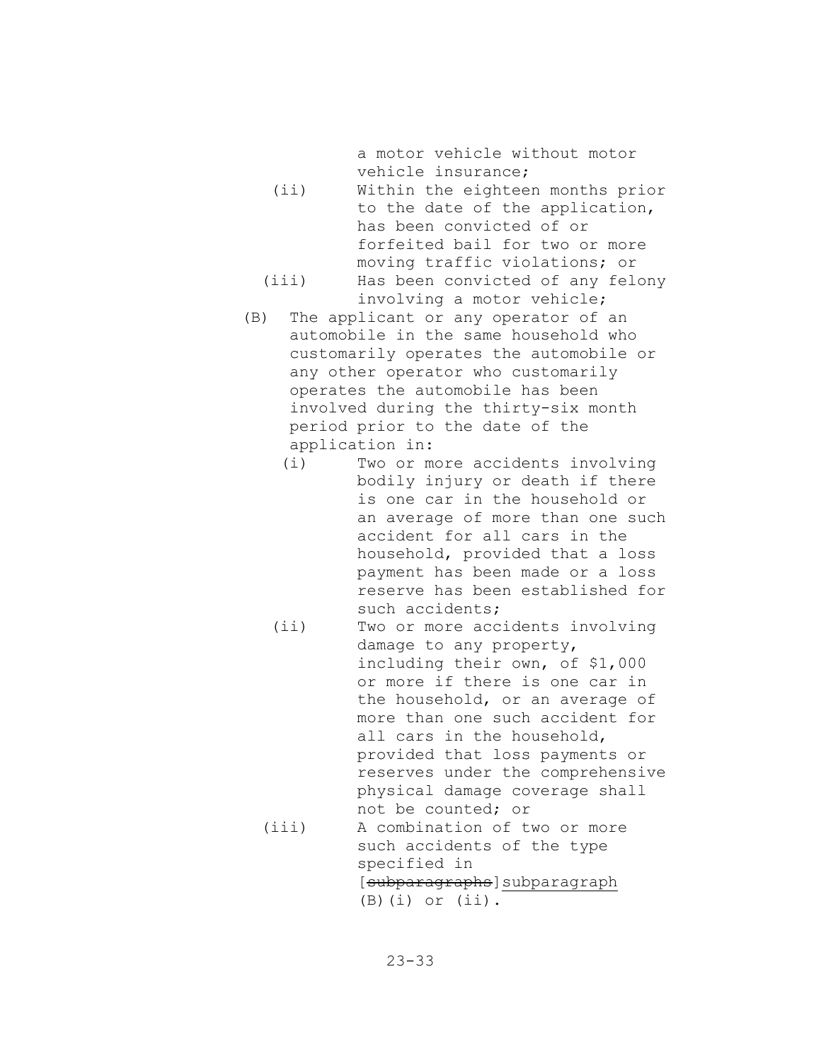a motor vehicle without motor vehicle insurance;

(ii) Within the eighteen months prior to the date of the application, has been convicted of or forfeited bail for two or more moving traffic violations; or

(iii) Has been convicted of any felony involving a motor vehicle;

(B) The applicant or any operator of an automobile in the same household who customarily operates the automobile or any other operator who customarily operates the automobile has been involved during the thirty-six month period prior to the date of the application in:

(i) Two or more accidents involving bodily injury or death if there is one car in the household or an average of more than one such accident for all cars in the household, provided that a loss payment has been made or a loss reserve has been established for such accidents;

(ii) Two or more accidents involving damage to any property, including their own, of $1,000 or more if there is one car in the household, or an average of more than one such accident for all cars in the household, provided that loss payments or reserves under the comprehensive physical damage coverage shall not be counted; or

(iii) A combination of two or more such accidents of the type specified in [~~subparagraphs~~]<u>subparagraph</u> (B)(i) or (ii).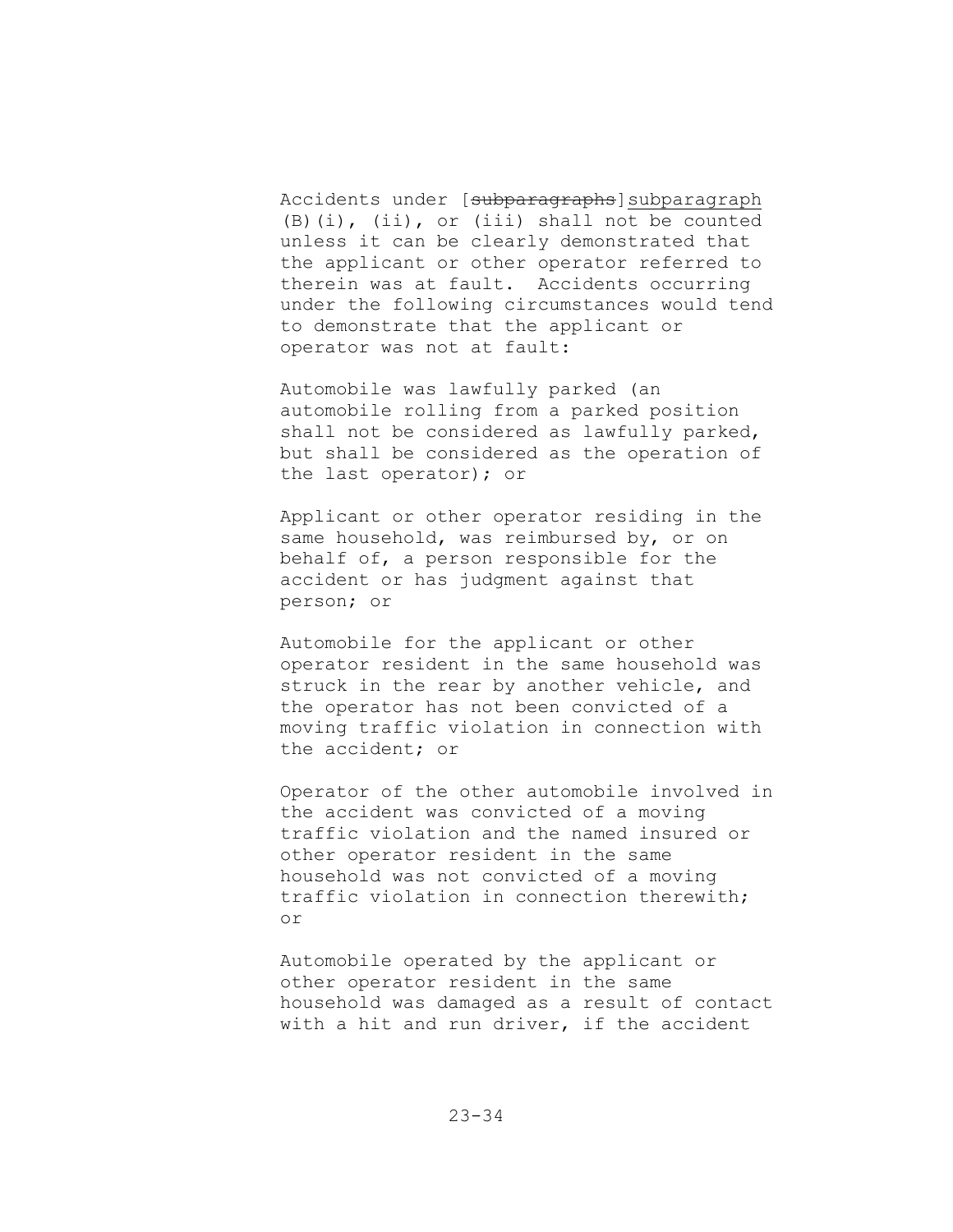Accidents under [~~subparagraphs~~]<u>subparagraph</u> (B)(i), (ii), or (iii) shall not be counted unless it can be clearly demonstrated that the applicant or other operator referred to therein was at fault. Accidents occurring under the following circumstances would tend to demonstrate that the applicant or operator was not at fault:

Automobile was lawfully parked (an automobile rolling from a parked position shall not be considered as lawfully parked, but shall be considered as the operation of the last operator); or

Applicant or other operator residing in the same household, was reimbursed by, or on behalf of, a person responsible for the accident or has judgment against that person; or

Automobile for the applicant or other operator resident in the same household was struck in the rear by another vehicle, and the operator has not been convicted of a moving traffic violation in connection with the accident; or

Operator of the other automobile involved in the accident was convicted of a moving traffic violation and the named insured or other operator resident in the same household was not convicted of a moving traffic violation in connection therewith; or

Automobile operated by the applicant or other operator resident in the same household was damaged as a result of contact with a hit and run driver, if the accident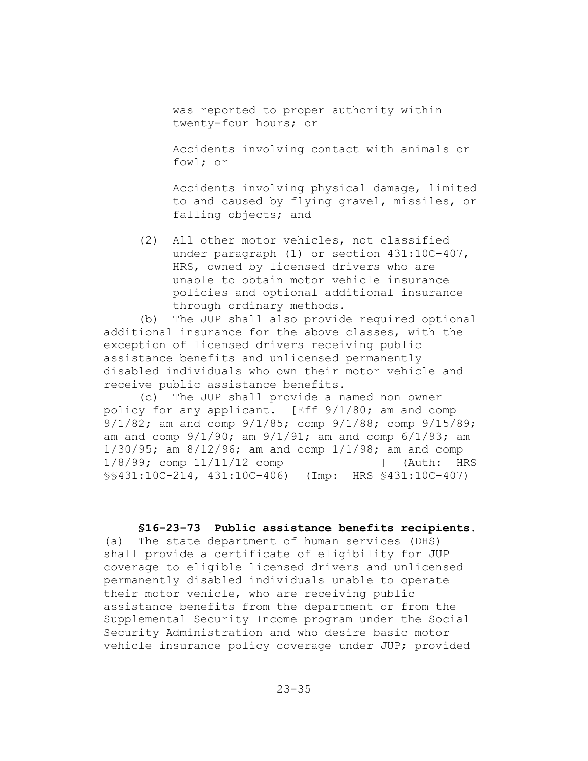was reported to proper authority within twenty-four hours; or

Accidents involving contact with animals or fowl; or

Accidents involving physical damage, limited to and caused by flying gravel, missiles, or falling objects; and

(2) All other motor vehicles, not classified under paragraph (1) or section 431:10C-407, HRS, owned by licensed drivers who are unable to obtain motor vehicle insurance policies and optional additional insurance through ordinary methods.

(b) The JUP shall also provide required optional additional insurance for the above classes, with the exception of licensed drivers receiving public assistance benefits and unlicensed permanently disabled individuals who own their motor vehicle and receive public assistance benefits.

(c) The JUP shall provide a named non owner policy for any applicant. [Eff 9/1/80; am and comp 9/1/82; am and comp 9/1/85; comp 9/1/88; comp 9/15/89; am and comp 9/1/90; am 9/1/91; am and comp 6/1/93; am 1/30/95; am 8/12/96; am and comp 1/1/98; am and comp 1/8/99; comp 11/11/12 comp ] (Auth: HRS §§431:10C-214, 431:10C-406) (Imp: HRS §431:10C-407)

**§16-23-73 Public assistance benefits recipients.** (a) The state department of human services (DHS) shall provide a certificate of eligibility for JUP coverage to eligible licensed drivers and unlicensed permanently disabled individuals unable to operate their motor vehicle, who are receiving public assistance benefits from the department or from the Supplemental Security Income program under the Social Security Administration and who desire basic motor vehicle insurance policy coverage under JUP; provided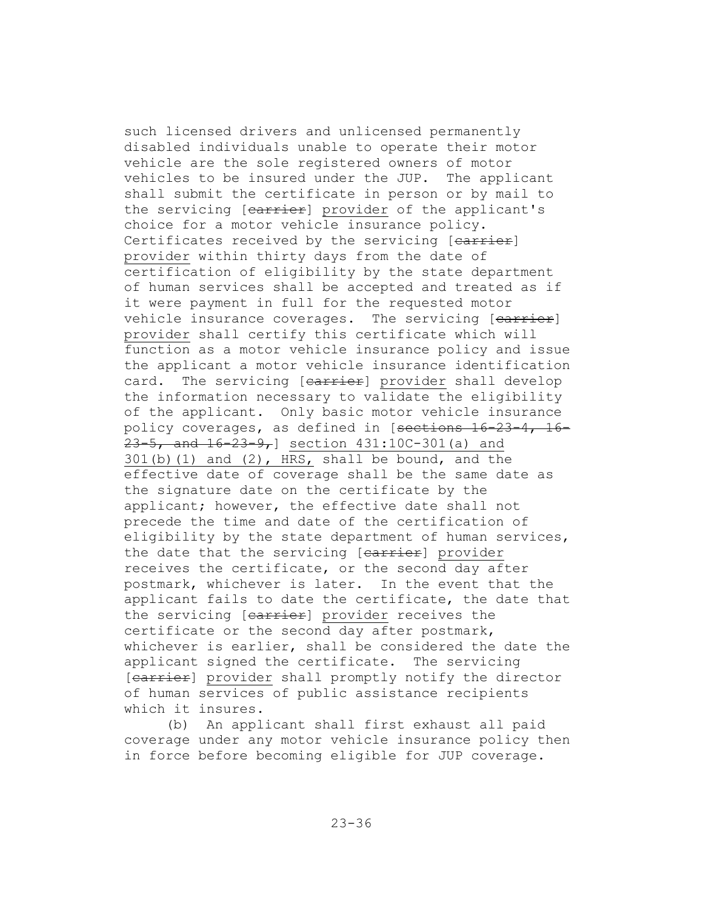such licensed drivers and unlicensed permanently disabled individuals unable to operate their motor vehicle are the sole registered owners of motor vehicles to be insured under the JUP. The applicant shall submit the certificate in person or by mail to the servicing [~~carrier~~] provider of the applicant's choice for a motor vehicle insurance policy. Certificates received by the servicing [~~carrier~~] provider within thirty days from the date of certification of eligibility by the state department of human services shall be accepted and treated as if it were payment in full for the requested motor vehicle insurance coverages. The servicing [~~carrier~~] provider shall certify this certificate which will function as a motor vehicle insurance policy and issue the applicant a motor vehicle insurance identification card. The servicing [~~carrier~~] provider shall develop the information necessary to validate the eligibility of the applicant. Only basic motor vehicle insurance policy coverages, as defined in [~~sections 16-23-4, 16-23-5, and 16-23-9,~~] section 431:10C-301(a) and 301(b)(1) and (2), HRS, shall be bound, and the effective date of coverage shall be the same date as the signature date on the certificate by the applicant; however, the effective date shall not precede the time and date of the certification of eligibility by the state department of human services, the date that the servicing [~~carrier~~] provider receives the certificate, or the second day after postmark, whichever is later. In the event that the applicant fails to date the certificate, the date that the servicing [~~carrier~~] provider receives the certificate or the second day after postmark, whichever is earlier, shall be considered the date the applicant signed the certificate. The servicing [~~carrier~~] provider shall promptly notify the director of human services of public assistance recipients which it insures.

(b) An applicant shall first exhaust all paid coverage under any motor vehicle insurance policy then in force before becoming eligible for JUP coverage.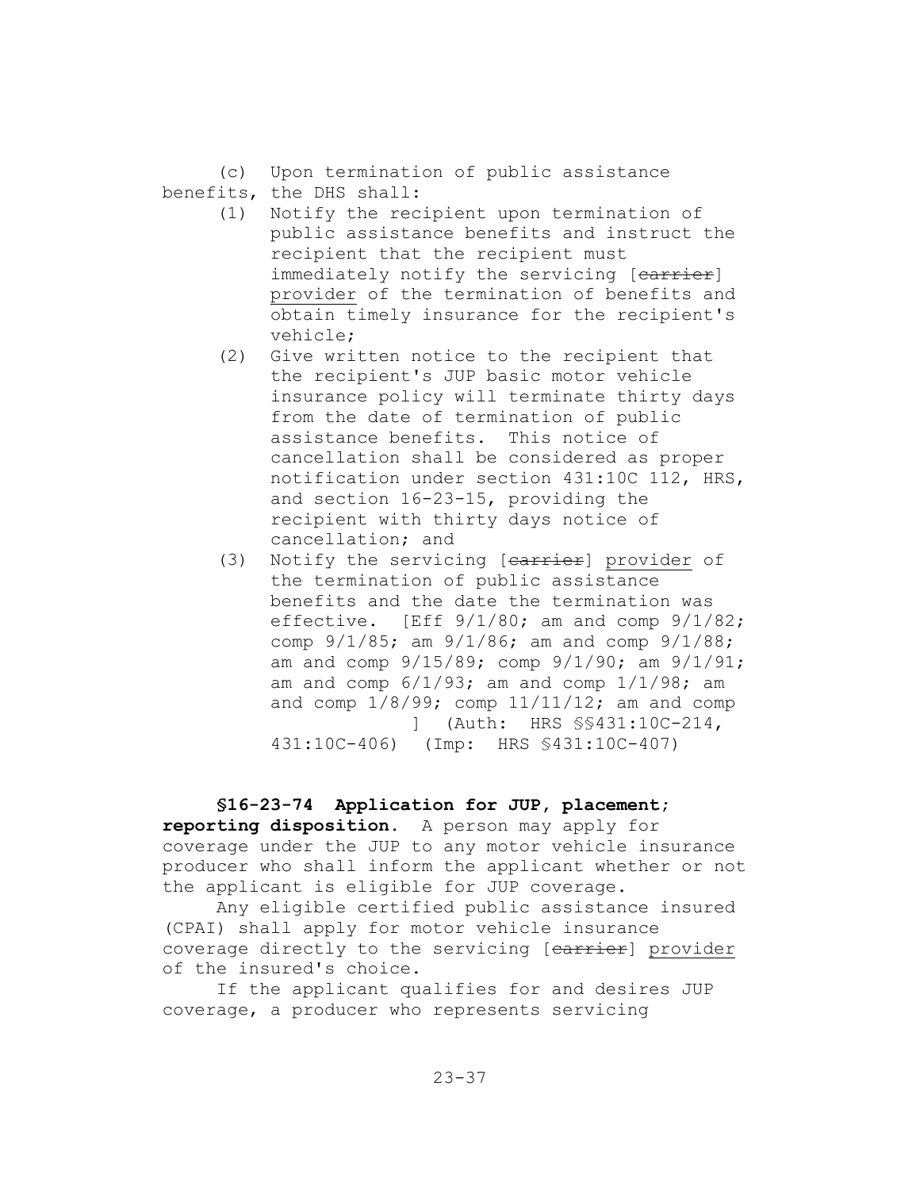(c) Upon termination of public assistance benefits, the DHS shall:

(1) Notify the recipient upon termination of public assistance benefits and instruct the recipient that the recipient must immediately notify the servicing [~~carrier~~] provider of the termination of benefits and obtain timely insurance for the recipient's vehicle;

(2) Give written notice to the recipient that the recipient's JUP basic motor vehicle insurance policy will terminate thirty days from the date of termination of public assistance benefits. This notice of cancellation shall be considered as proper notification under section 431:10C 112, HRS, and section 16-23-15, providing the recipient with thirty days notice of cancellation; and

(3) Notify the servicing [~~carrier~~] provider of the termination of public assistance benefits and the date the termination was effective. [Eff 9/1/80; am and comp 9/1/82; comp 9/1/85; am 9/1/86; am and comp 9/1/88; am and comp 9/15/89; comp 9/1/90; am 9/1/91; am and comp 6/1/93; am and comp 1/1/98; am and comp 1/8/99; comp 11/11/12; am and comp ] (Auth: HRS §§431:10C-214, 431:10C-406) (Imp: HRS §431:10C-407)

**§16-23-74 Application for JUP, placement; reporting disposition.** A person may apply for coverage under the JUP to any motor vehicle insurance producer who shall inform the applicant whether or not the applicant is eligible for JUP coverage.

Any eligible certified public assistance insured (CPAI) shall apply for motor vehicle insurance coverage directly to the servicing [~~carrier~~] provider of the insured's choice.

If the applicant qualifies for and desires JUP coverage, a producer who represents servicing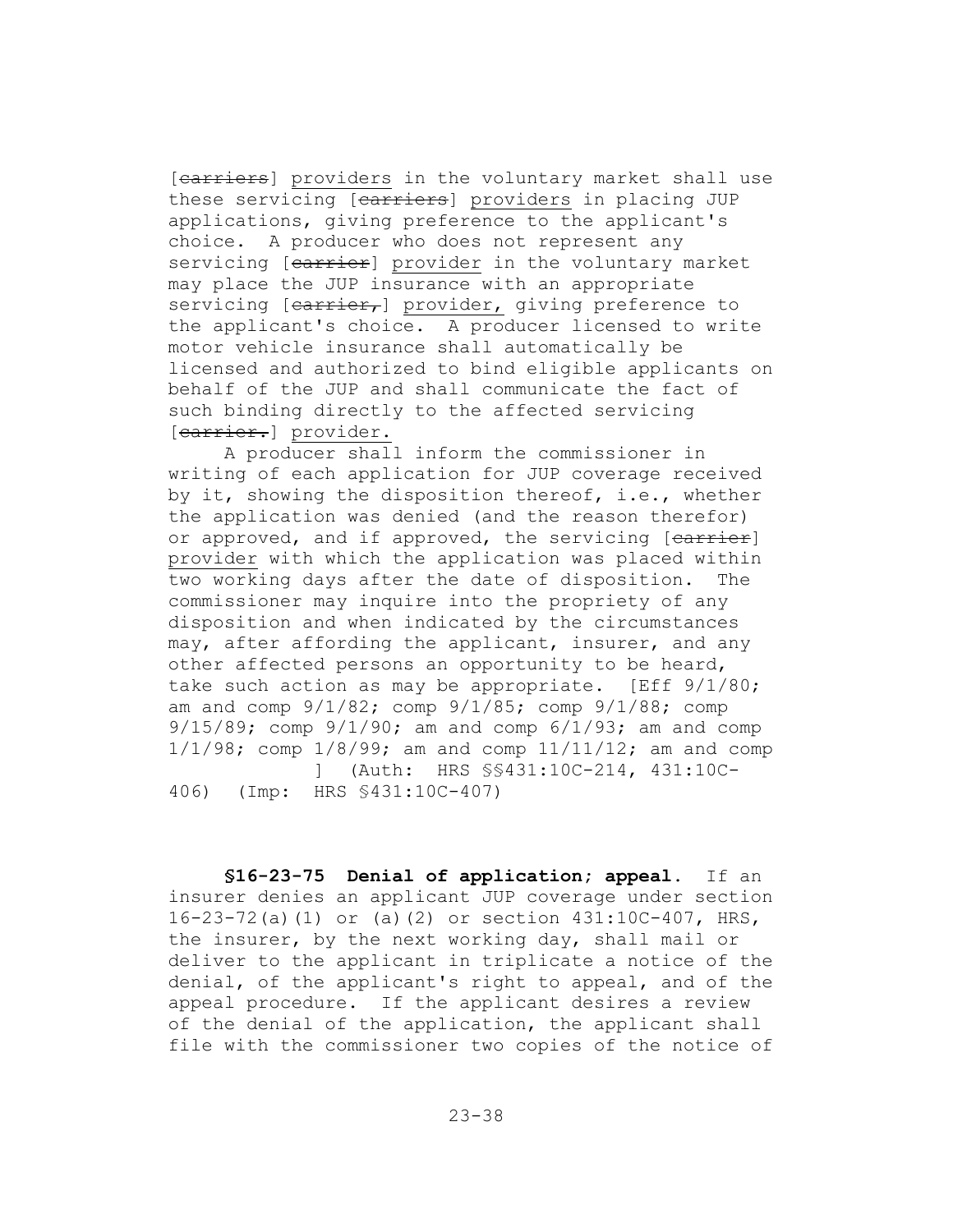[~~carriers~~] <u>providers</u> in the voluntary market shall use these servicing [~~carriers~~] <u>providers</u> in placing JUP applications, giving preference to the applicant's choice. A producer who does not represent any servicing [~~carrier~~] <u>provider</u> in the voluntary market may place the JUP insurance with an appropriate servicing [~~carrier,~~] <u>provider,</u> giving preference to the applicant's choice. A producer licensed to write motor vehicle insurance shall automatically be licensed and authorized to bind eligible applicants on behalf of the JUP and shall communicate the fact of such binding directly to the affected servicing [~~carrier.~~] <u>provider.</u>

A producer shall inform the commissioner in writing of each application for JUP coverage received by it, showing the disposition thereof, i.e., whether the application was denied (and the reason therefor) or approved, and if approved, the servicing [~~carrier~~] <u>provider</u> with which the application was placed within two working days after the date of disposition. The commissioner may inquire into the propriety of any disposition and when indicated by the circumstances may, after affording the applicant, insurer, and any other affected persons an opportunity to be heard, take such action as may be appropriate. [Eff 9/1/80; am and comp 9/1/82; comp 9/1/85; comp 9/1/88; comp 9/15/89; comp 9/1/90; am and comp 6/1/93; am and comp 1/1/98; comp 1/8/99; am and comp 11/11/12; am and comp ] (Auth: HRS §§431:10C-214, 431:10C-406) (Imp: HRS §431:10C-407)

**§16-23-75 Denial of application; appeal.** If an insurer denies an applicant JUP coverage under section 16-23-72(a)(1) or (a)(2) or section 431:10C-407, HRS, the insurer, by the next working day, shall mail or deliver to the applicant in triplicate a notice of the denial, of the applicant's right to appeal, and of the appeal procedure. If the applicant desires a review of the denial of the application, the applicant shall file with the commissioner two copies of the notice of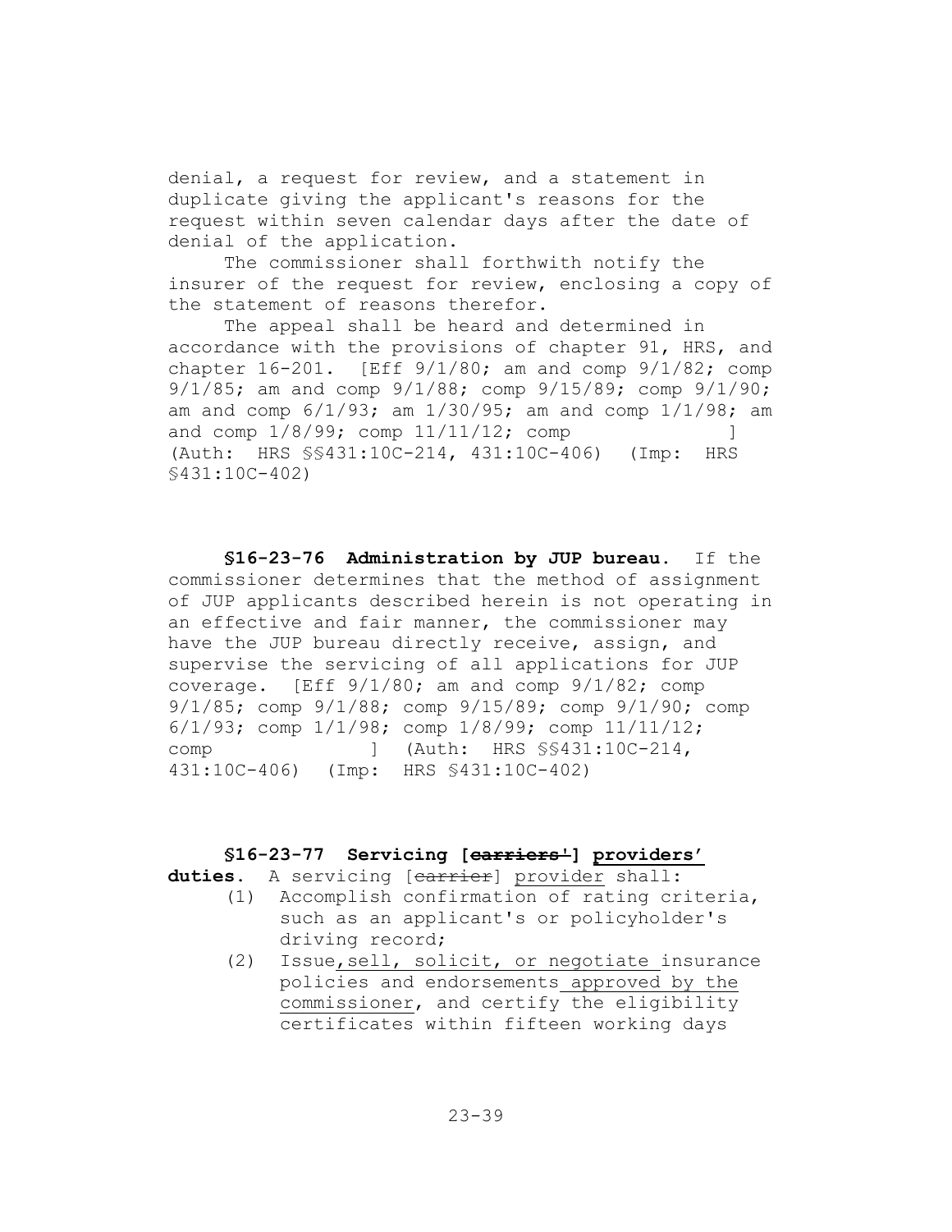denial, a request for review, and a statement in duplicate giving the applicant's reasons for the request within seven calendar days after the date of denial of the application.

The commissioner shall forthwith notify the insurer of the request for review, enclosing a copy of the statement of reasons therefor.

The appeal shall be heard and determined in accordance with the provisions of chapter 91, HRS, and chapter 16-201. [Eff 9/1/80; am and comp 9/1/82; comp 9/1/85; am and comp 9/1/88; comp 9/15/89; comp 9/1/90; am and comp 6/1/93; am 1/30/95; am and comp 1/1/98; am and comp 1/8/99; comp 11/11/12; comp ] (Auth: HRS §§431:10C-214, 431:10C-406) (Imp: HRS §431:10C-402)

**§16-23-76 Administration by JUP bureau.** If the commissioner determines that the method of assignment of JUP applicants described herein is not operating in an effective and fair manner, the commissioner may have the JUP bureau directly receive, assign, and supervise the servicing of all applications for JUP coverage. [Eff 9/1/80; am and comp 9/1/82; comp 9/1/85; comp 9/1/88; comp 9/15/89; comp 9/1/90; comp 6/1/93; comp 1/1/98; comp 1/8/99; comp 11/11/12; comp ] (Auth: HRS §§431:10C-214, 431:10C-406) (Imp: HRS §431:10C-402)

**§16-23-77 Servicing [~~carriers'~~] <u>providers'</u> duties.** A servicing [~~carrier~~] <u>provider</u> shall:

(1) Accomplish confirmation of rating criteria, such as an applicant's or policyholder's driving record;

(2) Issue<u>, sell, solicit, or negotiate</u> insurance policies and endorsements<u> approved by the commissioner</u>, and certify the eligibility certificates within fifteen working days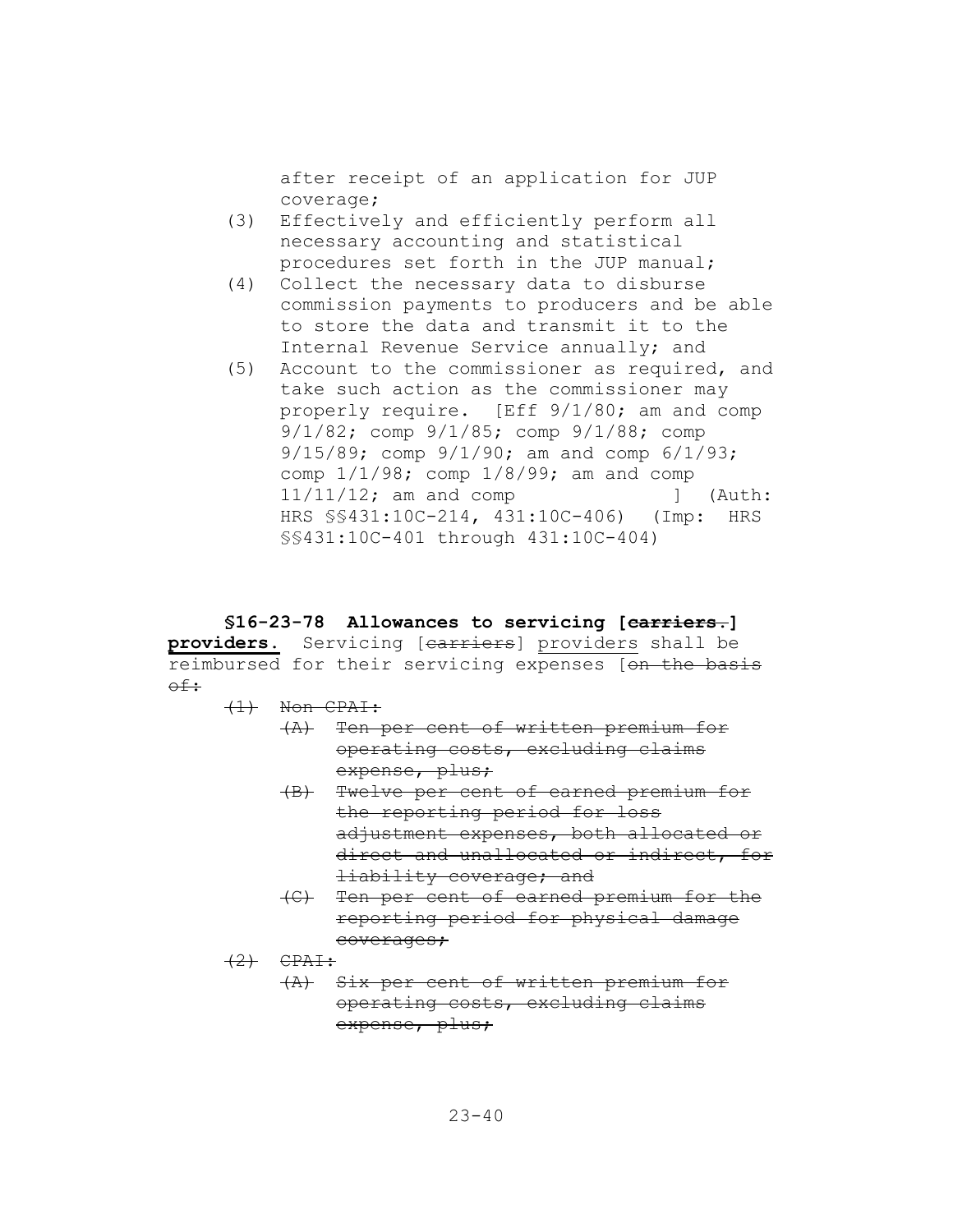after receipt of an application for JUP coverage;

(3) Effectively and efficiently perform all necessary accounting and statistical procedures set forth in the JUP manual;

(4) Collect the necessary data to disburse commission payments to producers and be able to store the data and transmit it to the Internal Revenue Service annually; and

(5) Account to the commissioner as required, and take such action as the commissioner may properly require. [Eff 9/1/80; am and comp 9/1/82; comp 9/1/85; comp 9/1/88; comp 9/15/89; comp 9/1/90; am and comp 6/1/93; comp 1/1/98; comp 1/8/99; am and comp 11/11/12; am and comp ] (Auth: HRS §§431:10C-214, 431:10C-406) (Imp: HRS §§431:10C-401 through 431:10C-404)

**§16-23-78 Allowances to servicing [~~carriers.~~] <u>providers</u>.** Servicing [~~carriers~~] <u>providers</u> shall be reimbursed for their servicing expenses [~~on the basis of:~~

~~(1) Non CPAI:~~

~~(A) Ten per cent of written premium for operating costs, excluding claims expense, plus;~~

~~(B) Twelve per cent of earned premium for the reporting period for loss adjustment expenses, both allocated or direct and unallocated or indirect, for liability coverage; and~~

~~(C) Ten per cent of earned premium for the reporting period for physical damage coverages;~~

~~(2) CPAI:~~

~~(A) Six per cent of written premium for operating costs, excluding claims expense, plus;~~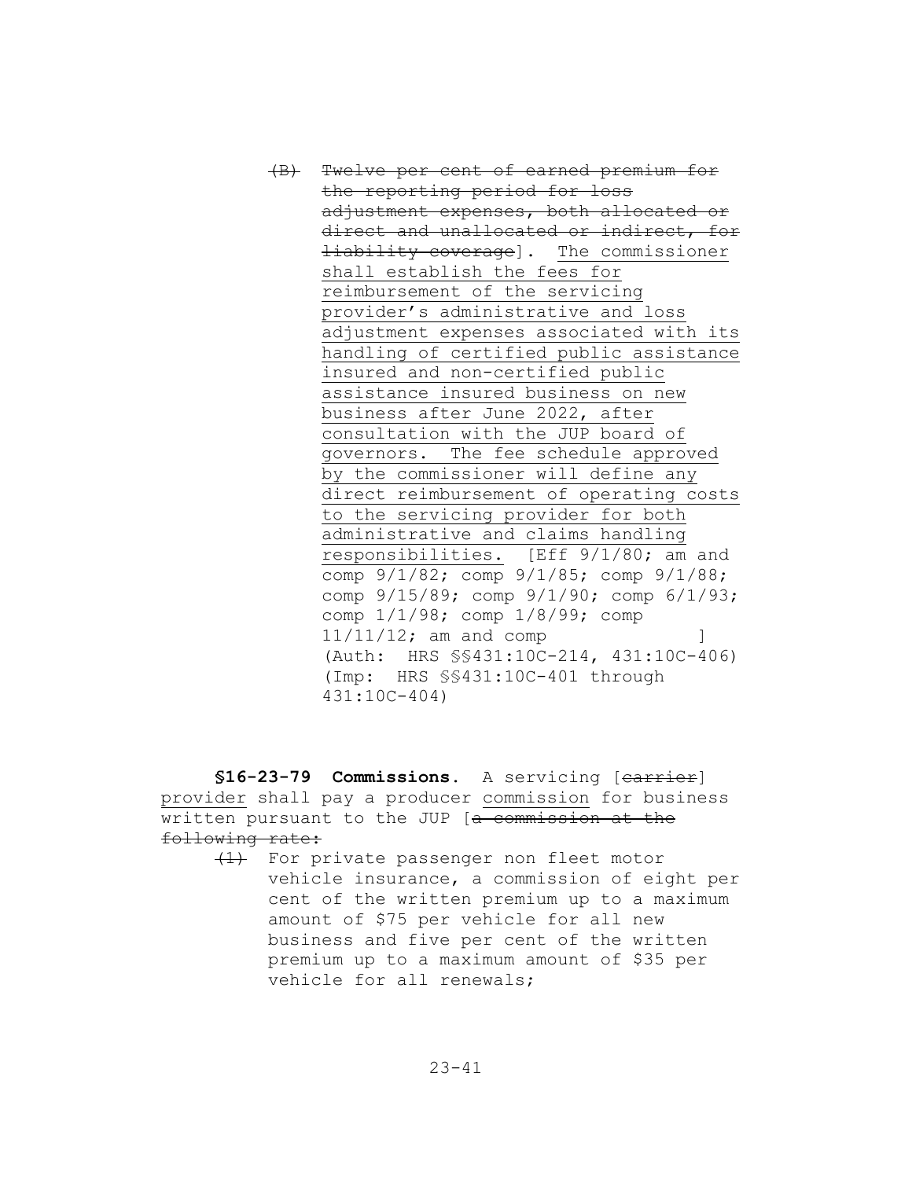~~(B) Twelve per cent of earned premium for the reporting period for loss adjustment expenses, both allocated or direct and unallocated or indirect, for liability coverage~~]. <u>The commissioner shall establish the fees for reimbursement of the servicing provider's administrative and loss adjustment expenses associated with its handling of certified public assistance insured and non-certified public assistance insured business on new business after June 2022, after consultation with the JUP board of governors. The fee schedule approved by the commissioner will define any direct reimbursement of operating costs to the servicing provider for both administrative and claims handling responsibilities.</u> [Eff 9/1/80; am and comp 9/1/82; comp 9/1/85; comp 9/1/88; comp 9/15/89; comp 9/1/90; comp 6/1/93; comp 1/1/98; comp 1/8/99; comp 11/11/12; am and comp ] (Auth: HRS §§431:10C-214, 431:10C-406) (Imp: HRS §§431:10C-401 through 431:10C-404)

**§16-23-79 Commissions.** A servicing [~~carrier~~] <u>provider</u> shall pay a producer <u>commission</u> for business written pursuant to the JUP [~~a commission at the following rate:~~

~~(1)~~ For private passenger non fleet motor vehicle insurance, a commission of eight per cent of the written premium up to a maximum amount of $75 per vehicle for all new business and five per cent of the written premium up to a maximum amount of $35 per vehicle for all renewals;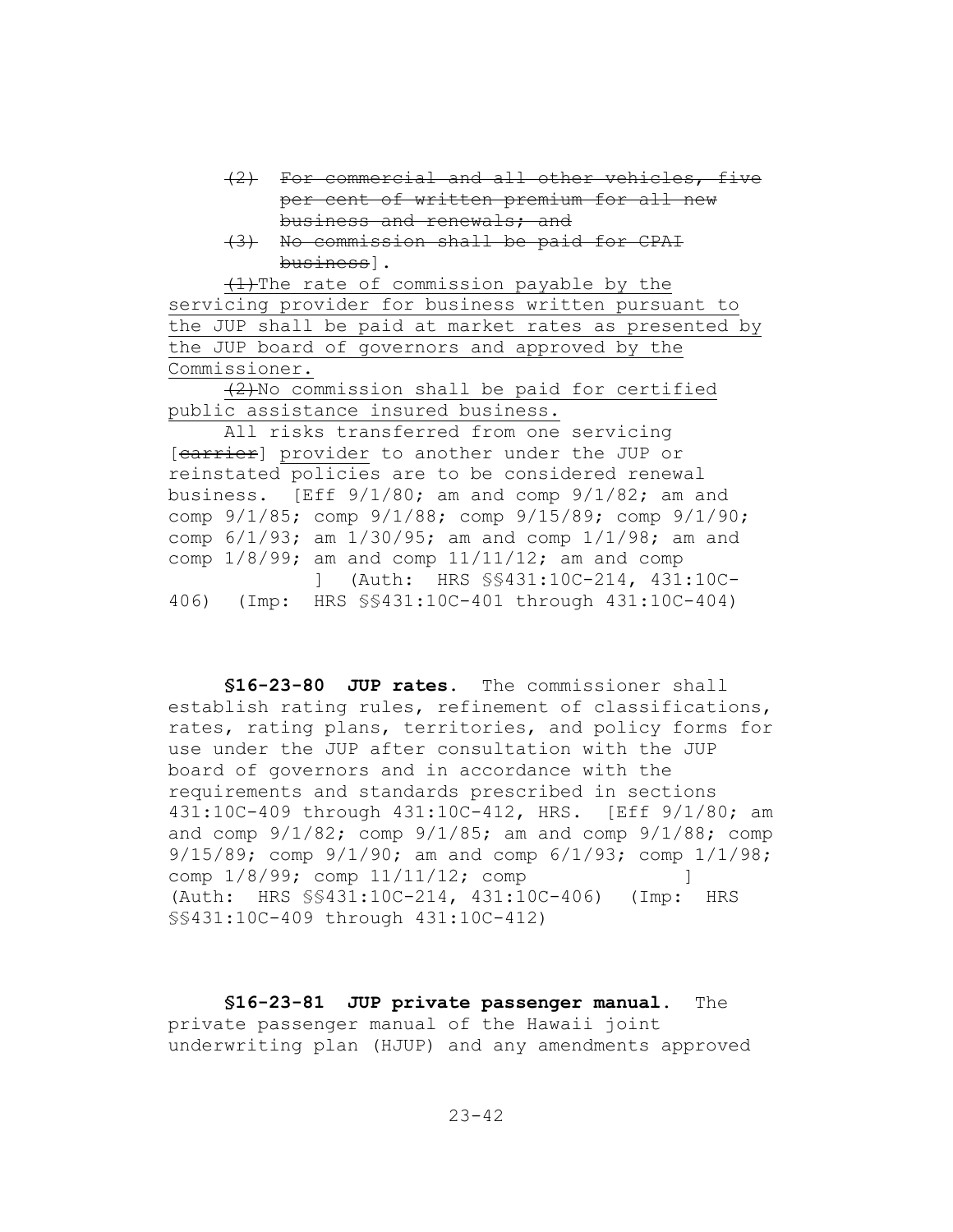(2) For commercial and all other vehicles, five per cent of written premium for all new business and renewals; and

(3) No commission shall be paid for CPAI business].

(1) The rate of commission payable by the servicing provider for business written pursuant to the JUP shall be paid at market rates as presented by the JUP board of governors and approved by the Commissioner.

(2) No commission shall be paid for certified public assistance insured business.

All risks transferred from one servicing [carrier] provider to another under the JUP or reinstated policies are to be considered renewal business. [Eff 9/1/80; am and comp 9/1/82; am and comp 9/1/85; comp 9/1/88; comp 9/15/89; comp 9/1/90; comp 6/1/93; am 1/30/95; am and comp 1/1/98; am and comp 1/8/99; am and comp 11/11/12; am and comp ] (Auth: HRS §§431:10C-214, 431:10C-406) (Imp: HRS §§431:10C-401 through 431:10C-404)

**§16-23-80 JUP rates.** The commissioner shall establish rating rules, refinement of classifications, rates, rating plans, territories, and policy forms for use under the JUP after consultation with the JUP board of governors and in accordance with the requirements and standards prescribed in sections 431:10C-409 through 431:10C-412, HRS. [Eff 9/1/80; am and comp 9/1/82; comp 9/1/85; am and comp 9/1/88; comp 9/15/89; comp 9/1/90; am and comp 6/1/93; comp 1/1/98; comp 1/8/99; comp 11/11/12; comp ] (Auth: HRS §§431:10C-214, 431:10C-406) (Imp: HRS §§431:10C-409 through 431:10C-412)

**§16-23-81 JUP private passenger manual.** The private passenger manual of the Hawaii joint underwriting plan (HJUP) and any amendments approved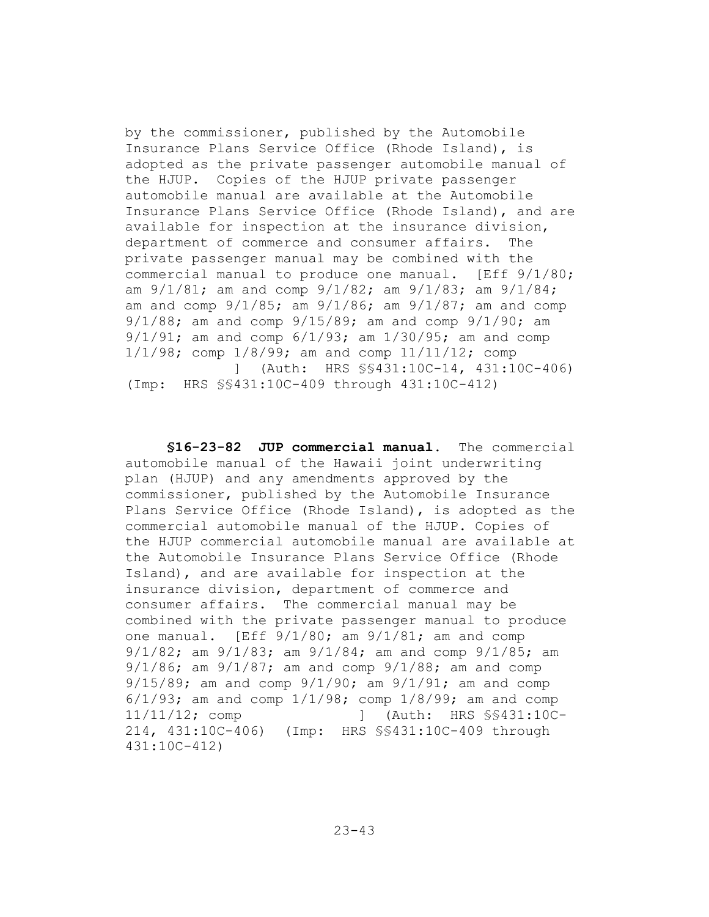by the commissioner, published by the Automobile Insurance Plans Service Office (Rhode Island), is adopted as the private passenger automobile manual of the HJUP. Copies of the HJUP private passenger automobile manual are available at the Automobile Insurance Plans Service Office (Rhode Island), and are available for inspection at the insurance division, department of commerce and consumer affairs. The private passenger manual may be combined with the commercial manual to produce one manual. [Eff 9/1/80; am 9/1/81; am and comp 9/1/82; am 9/1/83; am 9/1/84; am and comp 9/1/85; am 9/1/86; am 9/1/87; am and comp 9/1/88; am and comp 9/15/89; am and comp 9/1/90; am 9/1/91; am and comp 6/1/93; am 1/30/95; am and comp 1/1/98; comp 1/8/99; am and comp 11/11/12; comp ] (Auth: HRS §§431:10C-14, 431:10C-406) (Imp: HRS §§431:10C-409 through 431:10C-412)

**§16-23-82 JUP commercial manual.** The commercial automobile manual of the Hawaii joint underwriting plan (HJUP) and any amendments approved by the commissioner, published by the Automobile Insurance Plans Service Office (Rhode Island), is adopted as the commercial automobile manual of the HJUP. Copies of the HJUP commercial automobile manual are available at the Automobile Insurance Plans Service Office (Rhode Island), and are available for inspection at the insurance division, department of commerce and consumer affairs. The commercial manual may be combined with the private passenger manual to produce one manual. [Eff 9/1/80; am 9/1/81; am and comp 9/1/82; am 9/1/83; am 9/1/84; am and comp 9/1/85; am 9/1/86; am 9/1/87; am and comp 9/1/88; am and comp 9/15/89; am and comp 9/1/90; am 9/1/91; am and comp 6/1/93; am and comp 1/1/98; comp 1/8/99; am and comp 11/11/12; comp ] (Auth: HRS §§431:10C-214, 431:10C-406) (Imp: HRS §§431:10C-409 through 431:10C-412)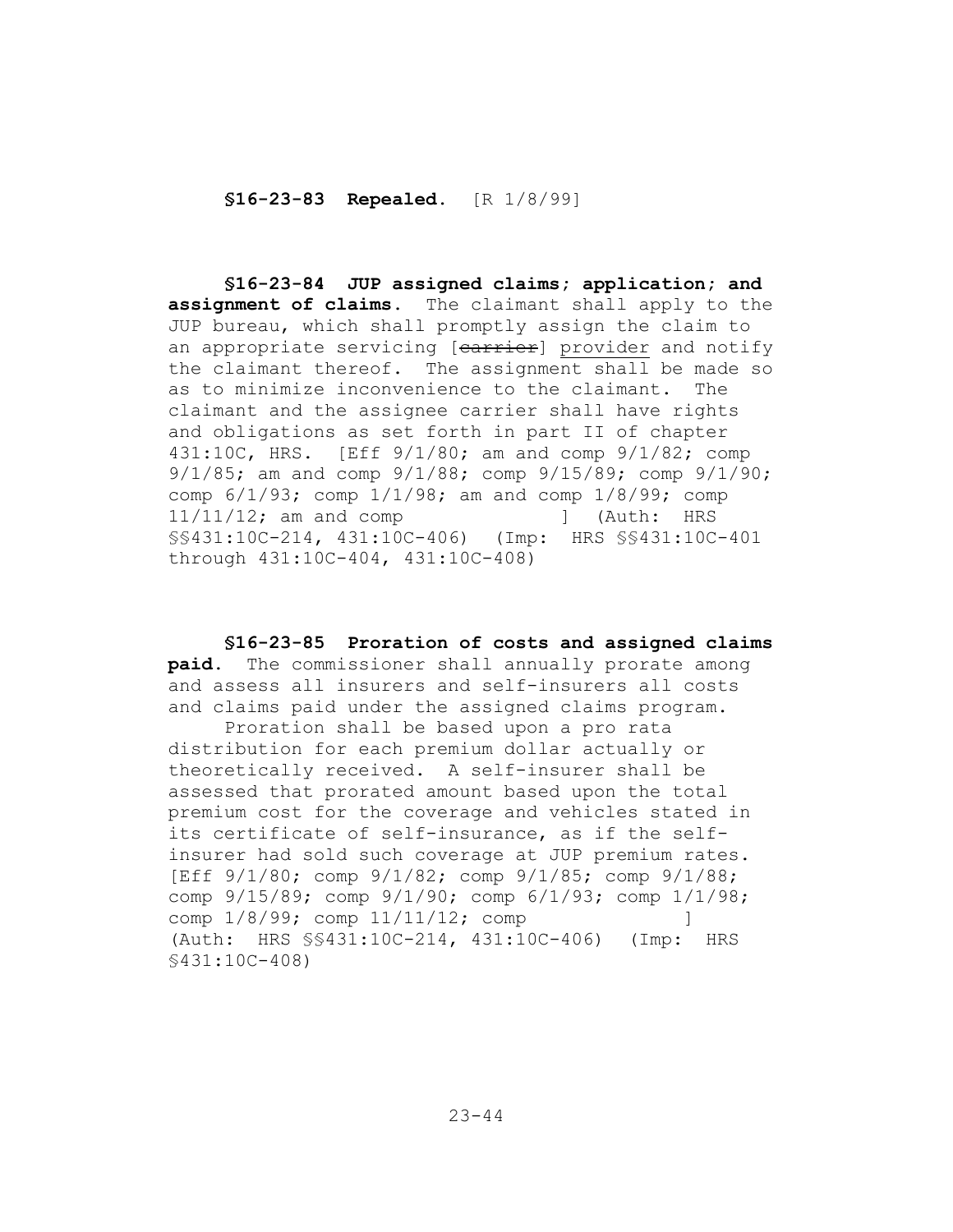**§16-23-83 Repealed.** [R 1/8/99]

**§16-23-84 JUP assigned claims; application; and assignment of claims.** The claimant shall apply to the JUP bureau, which shall promptly assign the claim to an appropriate servicing [~~carrier~~] <u>provider</u> and notify the claimant thereof. The assignment shall be made so as to minimize inconvenience to the claimant. The claimant and the assignee carrier shall have rights and obligations as set forth in part II of chapter 431:10C, HRS. [Eff 9/1/80; am and comp 9/1/82; comp 9/1/85; am and comp 9/1/88; comp 9/15/89; comp 9/1/90; comp 6/1/93; comp 1/1/98; am and comp 1/8/99; comp 11/11/12; am and comp                ] (Auth: HRS §§431:10C-214, 431:10C-406) (Imp: HRS §§431:10C-401 through 431:10C-404, 431:10C-408)

**§16-23-85 Proration of costs and assigned claims paid.** The commissioner shall annually prorate among and assess all insurers and self-insurers all costs and claims paid under the assigned claims program.

Proration shall be based upon a pro rata distribution for each premium dollar actually or theoretically received. A self-insurer shall be assessed that prorated amount based upon the total premium cost for the coverage and vehicles stated in its certificate of self-insurance, as if the self-insurer had sold such coverage at JUP premium rates. [Eff 9/1/80; comp 9/1/82; comp 9/1/85; comp 9/1/88; comp 9/15/89; comp 9/1/90; comp 6/1/93; comp 1/1/98; comp 1/8/99; comp 11/11/12; comp                ] (Auth: HRS §§431:10C-214, 431:10C-406) (Imp: HRS §431:10C-408)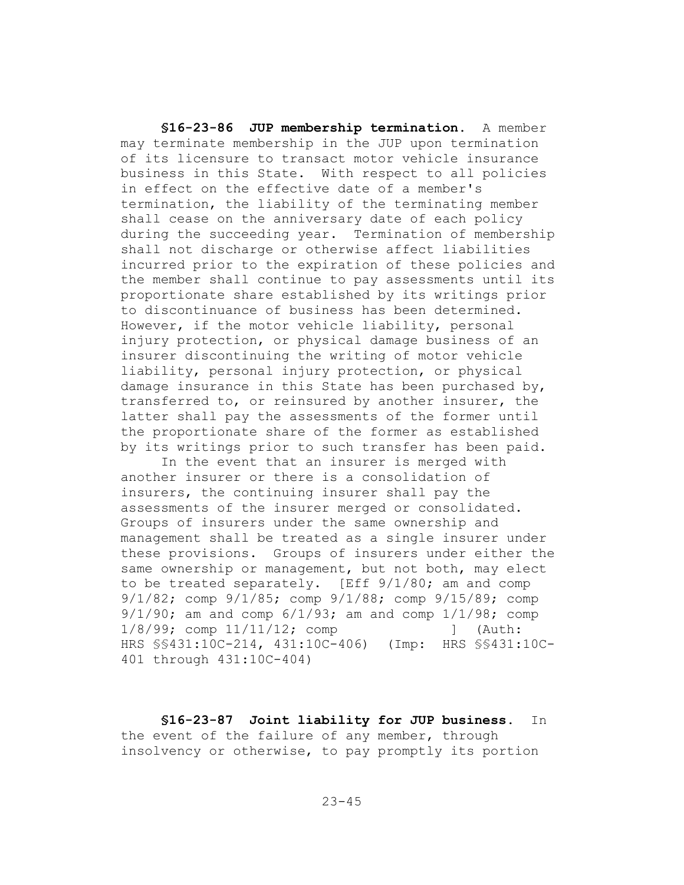**§16-23-86 JUP membership termination.** A member may terminate membership in the JUP upon termination of its licensure to transact motor vehicle insurance business in this State. With respect to all policies in effect on the effective date of a member's termination, the liability of the terminating member shall cease on the anniversary date of each policy during the succeeding year. Termination of membership shall not discharge or otherwise affect liabilities incurred prior to the expiration of these policies and the member shall continue to pay assessments until its proportionate share established by its writings prior to discontinuance of business has been determined. However, if the motor vehicle liability, personal injury protection, or physical damage business of an insurer discontinuing the writing of motor vehicle liability, personal injury protection, or physical damage insurance in this State has been purchased by, transferred to, or reinsured by another insurer, the latter shall pay the assessments of the former until the proportionate share of the former as established by its writings prior to such transfer has been paid.

In the event that an insurer is merged with another insurer or there is a consolidation of insurers, the continuing insurer shall pay the assessments of the insurer merged or consolidated. Groups of insurers under the same ownership and management shall be treated as a single insurer under these provisions. Groups of insurers under either the same ownership or management, but not both, may elect to be treated separately. [Eff 9/1/80; am and comp 9/1/82; comp 9/1/85; comp 9/1/88; comp 9/15/89; comp 9/1/90; am and comp 6/1/93; am and comp 1/1/98; comp 1/8/99; comp 11/11/12; comp ] (Auth: HRS §§431:10C-214, 431:10C-406) (Imp: HRS §§431:10C-401 through 431:10C-404)

**§16-23-87 Joint liability for JUP business.** In the event of the failure of any member, through insolvency or otherwise, to pay promptly its portion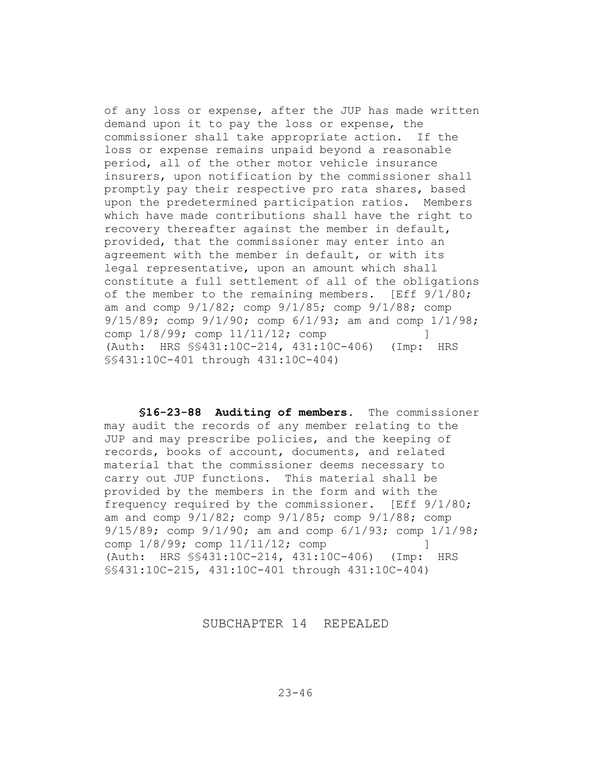of any loss or expense, after the JUP has made written demand upon it to pay the loss or expense, the commissioner shall take appropriate action. If the loss or expense remains unpaid beyond a reasonable period, all of the other motor vehicle insurance insurers, upon notification by the commissioner shall promptly pay their respective pro rata shares, based upon the predetermined participation ratios. Members which have made contributions shall have the right to recovery thereafter against the member in default, provided, that the commissioner may enter into an agreement with the member in default, or with its legal representative, upon an amount which shall constitute a full settlement of all of the obligations of the member to the remaining members. [Eff 9/1/80; am and comp 9/1/82; comp 9/1/85; comp 9/1/88; comp 9/15/89; comp 9/1/90; comp 6/1/93; am and comp 1/1/98; comp 1/8/99; comp 11/11/12; comp ] (Auth: HRS §§431:10C-214, 431:10C-406) (Imp: HRS §§431:10C-401 through 431:10C-404)

**§16-23-88 Auditing of members.** The commissioner may audit the records of any member relating to the JUP and may prescribe policies, and the keeping of records, books of account, documents, and related material that the commissioner deems necessary to carry out JUP functions. This material shall be provided by the members in the form and with the frequency required by the commissioner. [Eff 9/1/80; am and comp 9/1/82; comp 9/1/85; comp 9/1/88; comp 9/15/89; comp 9/1/90; am and comp 6/1/93; comp 1/1/98; comp 1/8/99; comp 11/11/12; comp ] (Auth: HRS §§431:10C-214, 431:10C-406) (Imp: HRS §§431:10C-215, 431:10C-401 through 431:10C-404)

## SUBCHAPTER 14 REPEALED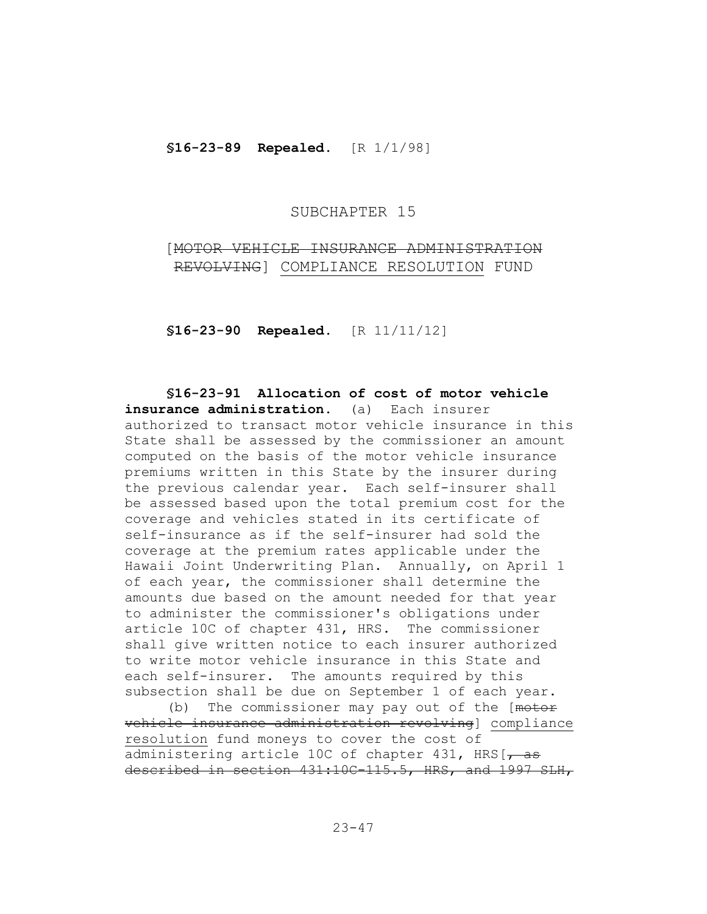**§16-23-89 Repealed.** [R 1/1/98]

SUBCHAPTER 15

[~~MOTOR VEHICLE INSURANCE ADMINISTRATION REVOLVING~~] <u>COMPLIANCE RESOLUTION</u> FUND

**§16-23-90 Repealed.** [R 11/11/12]

**§16-23-91 Allocation of cost of motor vehicle insurance administration.** (a) Each insurer authorized to transact motor vehicle insurance in this State shall be assessed by the commissioner an amount computed on the basis of the motor vehicle insurance premiums written in this State by the insurer during the previous calendar year. Each self-insurer shall be assessed based upon the total premium cost for the coverage and vehicles stated in its certificate of self-insurance as if the self-insurer had sold the coverage at the premium rates applicable under the Hawaii Joint Underwriting Plan. Annually, on April 1 of each year, the commissioner shall determine the amounts due based on the amount needed for that year to administer the commissioner's obligations under article 10C of chapter 431, HRS. The commissioner shall give written notice to each insurer authorized to write motor vehicle insurance in this State and each self-insurer. The amounts required by this subsection shall be due on September 1 of each year.

(b) The commissioner may pay out of the [~~motor vehicle insurance administration revolving~~] <u>compliance resolution</u> fund moneys to cover the cost of administering article 10C of chapter 431, HRS[~~, as described in section 431:10C-115.5, HRS, and 1997 SLH,~~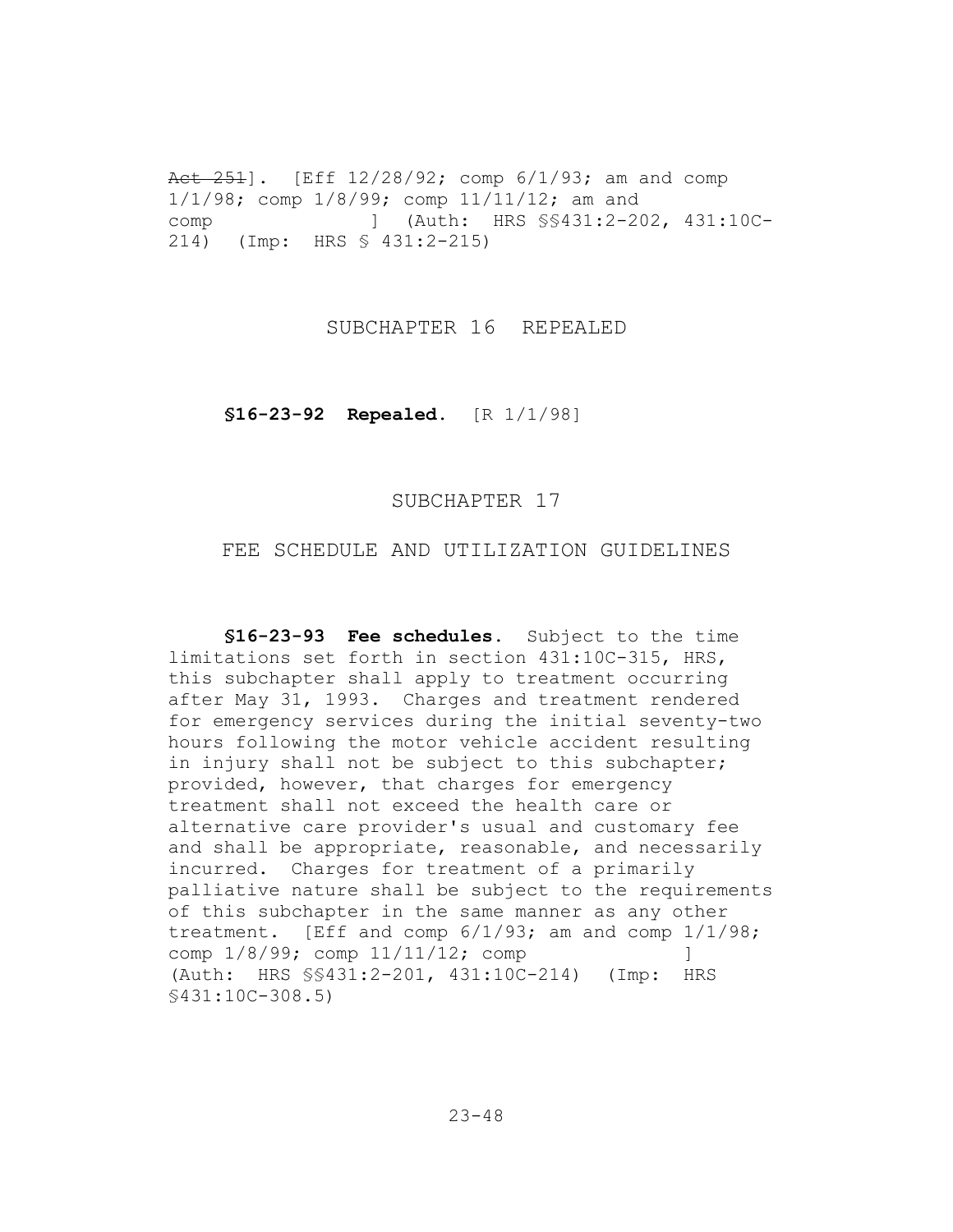~~Act 251~~]. [Eff 12/28/92; comp 6/1/93; am and comp 1/1/98; comp 1/8/99; comp 11/11/12; am and comp ] (Auth: HRS §§431:2-202, 431:10C-214) (Imp: HRS § 431:2-215)

## SUBCHAPTER 16 REPEALED

**§16-23-92 Repealed.** [R 1/1/98]

## SUBCHAPTER 17

## FEE SCHEDULE AND UTILIZATION GUIDELINES

**§16-23-93 Fee schedules.** Subject to the time limitations set forth in section 431:10C-315, HRS, this subchapter shall apply to treatment occurring after May 31, 1993. Charges and treatment rendered for emergency services during the initial seventy-two hours following the motor vehicle accident resulting in injury shall not be subject to this subchapter; provided, however, that charges for emergency treatment shall not exceed the health care or alternative care provider's usual and customary fee and shall be appropriate, reasonable, and necessarily incurred. Charges for treatment of a primarily palliative nature shall be subject to the requirements of this subchapter in the same manner as any other treatment. [Eff and comp 6/1/93; am and comp 1/1/98; comp 1/8/99; comp 11/11/12; comp ] (Auth: HRS §§431:2-201, 431:10C-214) (Imp: HRS §431:10C-308.5)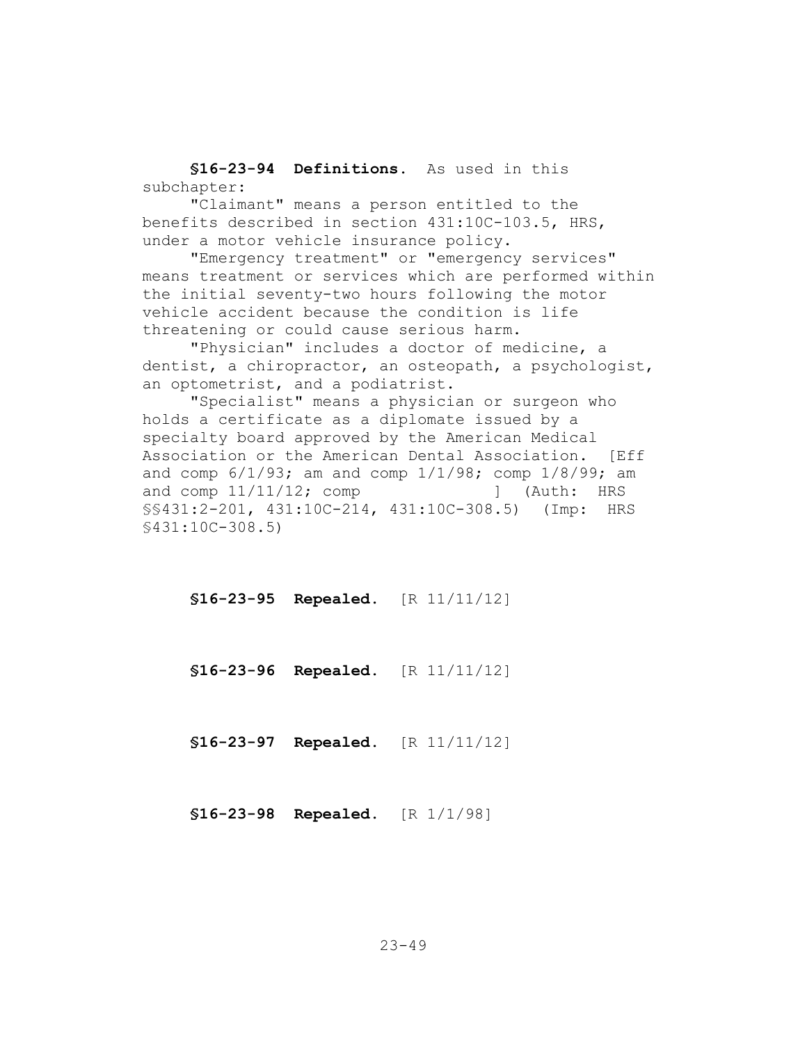**§16-23-94 Definitions.** As used in this subchapter:

"Claimant" means a person entitled to the benefits described in section 431:10C-103.5, HRS, under a motor vehicle insurance policy.

"Emergency treatment" or "emergency services" means treatment or services which are performed within the initial seventy-two hours following the motor vehicle accident because the condition is life threatening or could cause serious harm.

"Physician" includes a doctor of medicine, a dentist, a chiropractor, an osteopath, a psychologist, an optometrist, and a podiatrist.

"Specialist" means a physician or surgeon who holds a certificate as a diplomate issued by a specialty board approved by the American Medical Association or the American Dental Association. [Eff and comp 6/1/93; am and comp 1/1/98; comp 1/8/99; am and comp 11/11/12; comp ] (Auth: HRS §§431:2-201, 431:10C-214, 431:10C-308.5) (Imp: HRS §431:10C-308.5)

**§16-23-95 Repealed.** [R 11/11/12]

**§16-23-96 Repealed.** [R 11/11/12]

**§16-23-97 Repealed.** [R 11/11/12]

**§16-23-98 Repealed.** [R 1/1/98]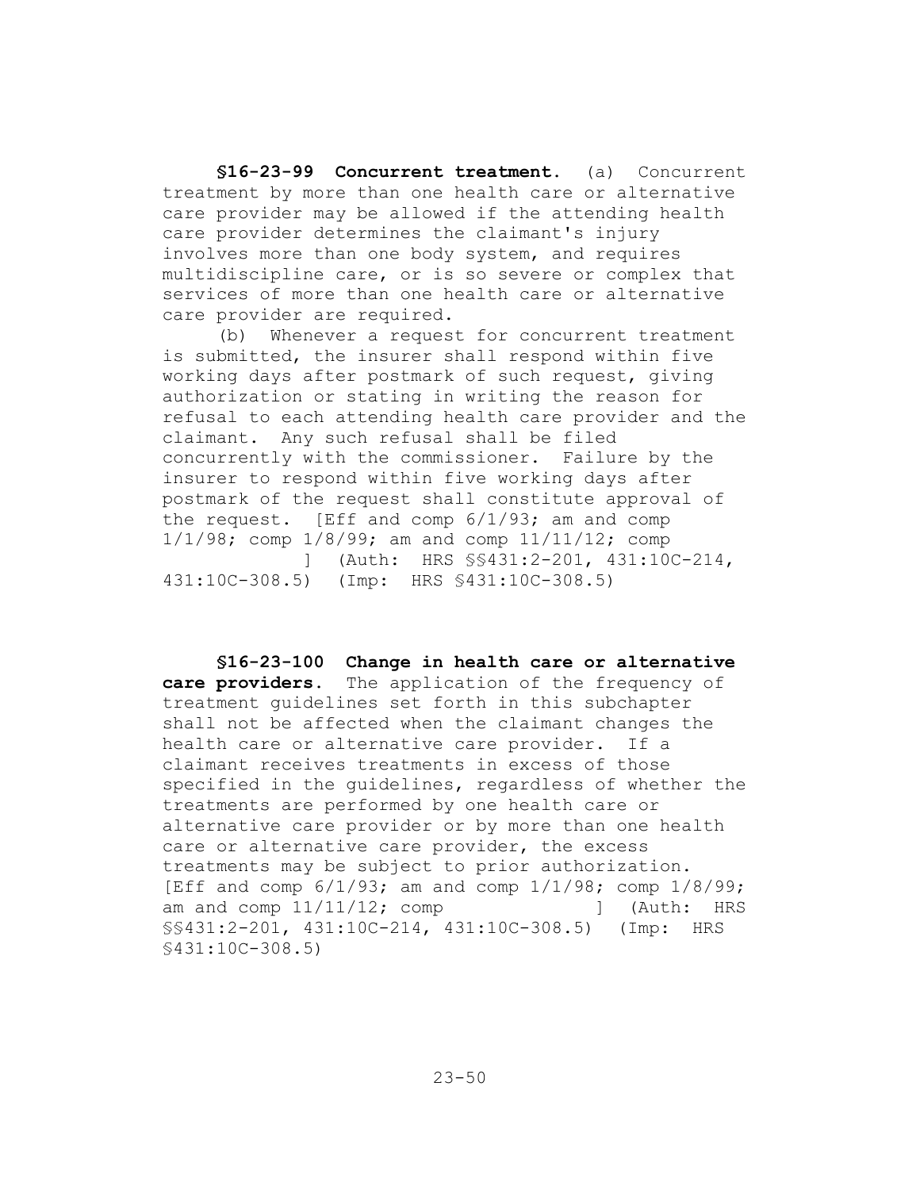**§16-23-99 Concurrent treatment.** (a) Concurrent treatment by more than one health care or alternative care provider may be allowed if the attending health care provider determines the claimant's injury involves more than one body system, and requires multidiscipline care, or is so severe or complex that services of more than one health care or alternative care provider are required.

(b) Whenever a request for concurrent treatment is submitted, the insurer shall respond within five working days after postmark of such request, giving authorization or stating in writing the reason for refusal to each attending health care provider and the claimant. Any such refusal shall be filed concurrently with the commissioner. Failure by the insurer to respond within five working days after postmark of the request shall constitute approval of the request. [Eff and comp 6/1/93; am and comp 1/1/98; comp 1/8/99; am and comp 11/11/12; comp ] (Auth: HRS §§431:2-201, 431:10C-214, 431:10C-308.5) (Imp: HRS §431:10C-308.5)

**§16-23-100 Change in health care or alternative care providers.** The application of the frequency of treatment guidelines set forth in this subchapter shall not be affected when the claimant changes the health care or alternative care provider. If a claimant receives treatments in excess of those specified in the guidelines, regardless of whether the treatments are performed by one health care or alternative care provider or by more than one health care or alternative care provider, the excess treatments may be subject to prior authorization. [Eff and comp 6/1/93; am and comp 1/1/98; comp 1/8/99; am and comp 11/11/12; comp ] (Auth: HRS §§431:2-201, 431:10C-214, 431:10C-308.5) (Imp: HRS §431:10C-308.5)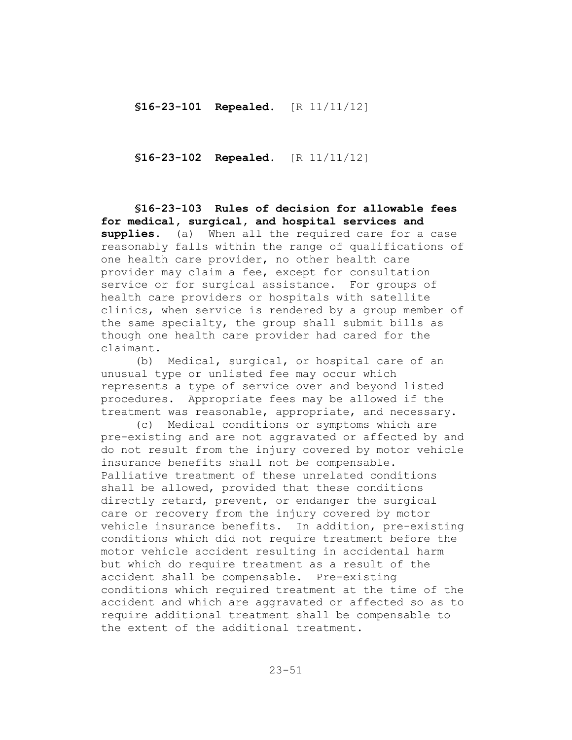**§16-23-101 Repealed.** [R 11/11/12]

**§16-23-102 Repealed.** [R 11/11/12]

**§16-23-103 Rules of decision for allowable fees for medical, surgical, and hospital services and supplies.** (a) When all the required care for a case reasonably falls within the range of qualifications of one health care provider, no other health care provider may claim a fee, except for consultation service or for surgical assistance. For groups of health care providers or hospitals with satellite clinics, when service is rendered by a group member of the same specialty, the group shall submit bills as though one health care provider had cared for the claimant.

(b) Medical, surgical, or hospital care of an unusual type or unlisted fee may occur which represents a type of service over and beyond listed procedures. Appropriate fees may be allowed if the treatment was reasonable, appropriate, and necessary.

(c) Medical conditions or symptoms which are pre-existing and are not aggravated or affected by and do not result from the injury covered by motor vehicle insurance benefits shall not be compensable. Palliative treatment of these unrelated conditions shall be allowed, provided that these conditions directly retard, prevent, or endanger the surgical care or recovery from the injury covered by motor vehicle insurance benefits. In addition, pre-existing conditions which did not require treatment before the motor vehicle accident resulting in accidental harm but which do require treatment as a result of the accident shall be compensable. Pre-existing conditions which required treatment at the time of the accident and which are aggravated or affected so as to require additional treatment shall be compensable to the extent of the additional treatment.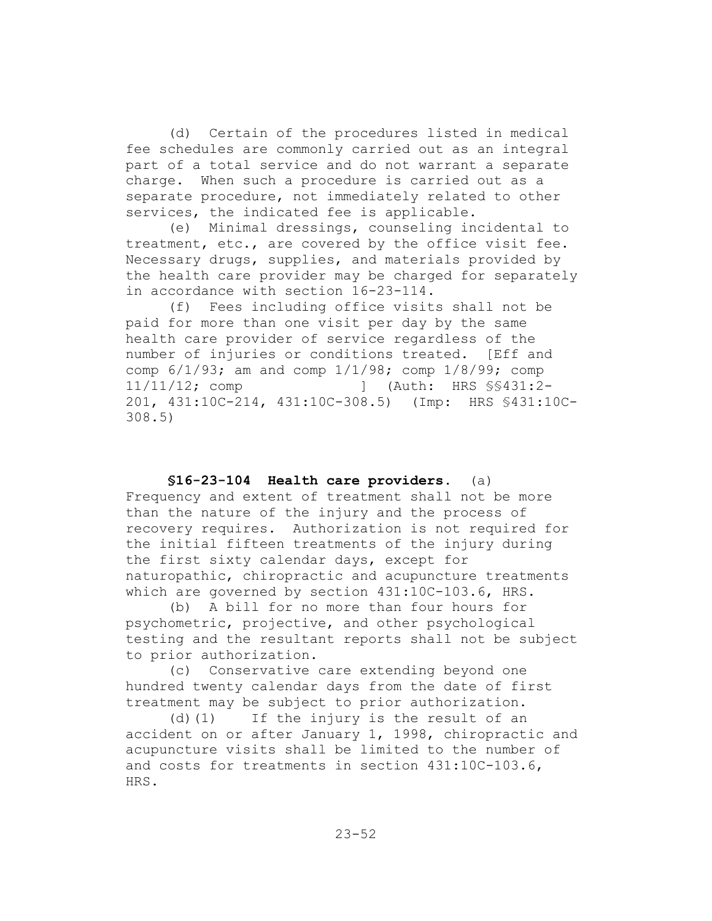(d) Certain of the procedures listed in medical fee schedules are commonly carried out as an integral part of a total service and do not warrant a separate charge. When such a procedure is carried out as a separate procedure, not immediately related to other services, the indicated fee is applicable.

(e) Minimal dressings, counseling incidental to treatment, etc., are covered by the office visit fee. Necessary drugs, supplies, and materials provided by the health care provider may be charged for separately in accordance with section 16-23-114.

(f) Fees including office visits shall not be paid for more than one visit per day by the same health care provider of service regardless of the number of injuries or conditions treated. [Eff and comp 6/1/93; am and comp 1/1/98; comp 1/8/99; comp 11/11/12; comp ] (Auth: HRS §§431:2-201, 431:10C-214, 431:10C-308.5) (Imp: HRS §431:10C-308.5)

**§16-23-104 Health care providers.** (a) Frequency and extent of treatment shall not be more than the nature of the injury and the process of recovery requires. Authorization is not required for the initial fifteen treatments of the injury during the first sixty calendar days, except for naturopathic, chiropractic and acupuncture treatments which are governed by section 431:10C-103.6, HRS.

(b) A bill for no more than four hours for psychometric, projective, and other psychological testing and the resultant reports shall not be subject to prior authorization.

(c) Conservative care extending beyond one hundred twenty calendar days from the date of first treatment may be subject to prior authorization.

(d)(1) If the injury is the result of an accident on or after January 1, 1998, chiropractic and acupuncture visits shall be limited to the number of and costs for treatments in section 431:10C-103.6, HRS.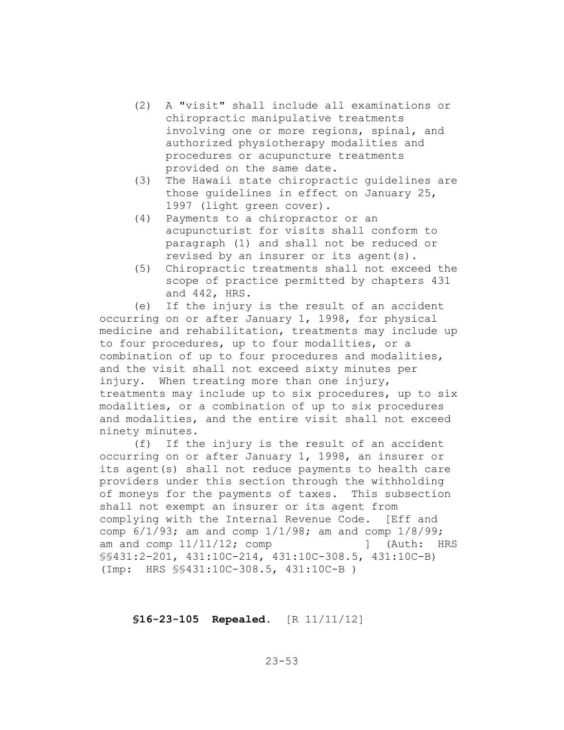(2) A "visit" shall include all examinations or chiropractic manipulative treatments involving one or more regions, spinal, and authorized physiotherapy modalities and procedures or acupuncture treatments provided on the same date.

(3) The Hawaii state chiropractic guidelines are those guidelines in effect on January 25, 1997 (light green cover).

(4) Payments to a chiropractor or an acupuncturist for visits shall conform to paragraph (1) and shall not be reduced or revised by an insurer or its agent(s).

(5) Chiropractic treatments shall not exceed the scope of practice permitted by chapters 431 and 442, HRS.

(e) If the injury is the result of an accident occurring on or after January 1, 1998, for physical medicine and rehabilitation, treatments may include up to four procedures, up to four modalities, or a combination of up to four procedures and modalities, and the visit shall not exceed sixty minutes per injury. When treating more than one injury, treatments may include up to six procedures, up to six modalities, or a combination of up to six procedures and modalities, and the entire visit shall not exceed ninety minutes.

(f) If the injury is the result of an accident occurring on or after January 1, 1998, an insurer or its agent(s) shall not reduce payments to health care providers under this section through the withholding of moneys for the payments of taxes. This subsection shall not exempt an insurer or its agent from complying with the Internal Revenue Code. [Eff and comp 6/1/93; am and comp 1/1/98; am and comp 1/8/99; am and comp 11/11/12; comp ] (Auth: HRS §§431:2-201, 431:10C-214, 431:10C-308.5, 431:10C-B) (Imp: HRS §§431:10C-308.5, 431:10C-B )

**§16-23-105 Repealed.** [R 11/11/12]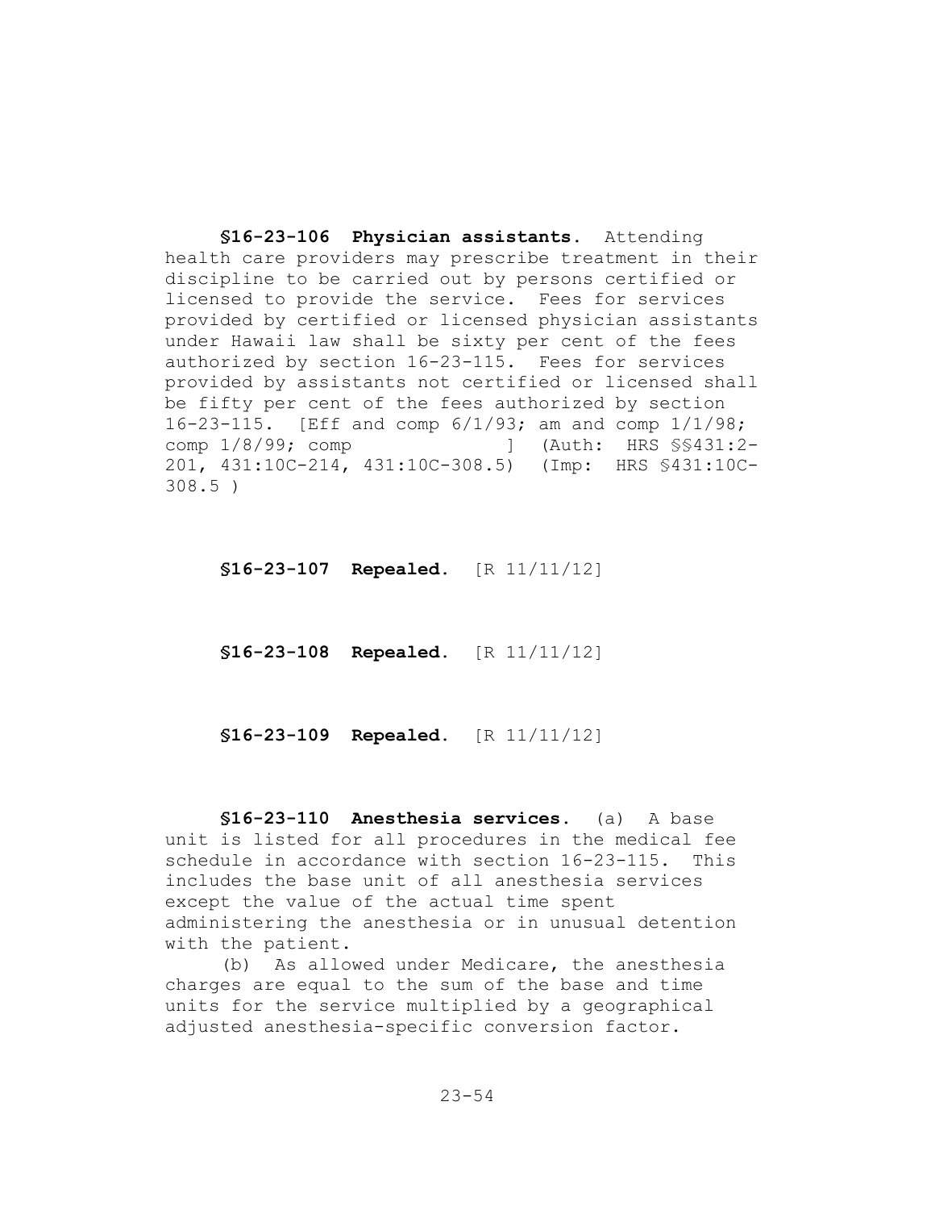**§16-23-106 Physician assistants.** Attending health care providers may prescribe treatment in their discipline to be carried out by persons certified or licensed to provide the service. Fees for services provided by certified or licensed physician assistants under Hawaii law shall be sixty per cent of the fees authorized by section 16-23-115. Fees for services provided by assistants not certified or licensed shall be fifty per cent of the fees authorized by section 16-23-115. [Eff and comp 6/1/93; am and comp 1/1/98; comp 1/8/99; comp ] (Auth: HRS §§431:2-201, 431:10C-214, 431:10C-308.5) (Imp: HRS §431:10C-308.5 )

**§16-23-107 Repealed.** [R 11/11/12]

**§16-23-108 Repealed.** [R 11/11/12]

**§16-23-109 Repealed.** [R 11/11/12]

**§16-23-110 Anesthesia services.** (a) A base unit is listed for all procedures in the medical fee schedule in accordance with section 16-23-115. This includes the base unit of all anesthesia services except the value of the actual time spent administering the anesthesia or in unusual detention with the patient.

(b) As allowed under Medicare, the anesthesia charges are equal to the sum of the base and time units for the service multiplied by a geographical adjusted anesthesia-specific conversion factor.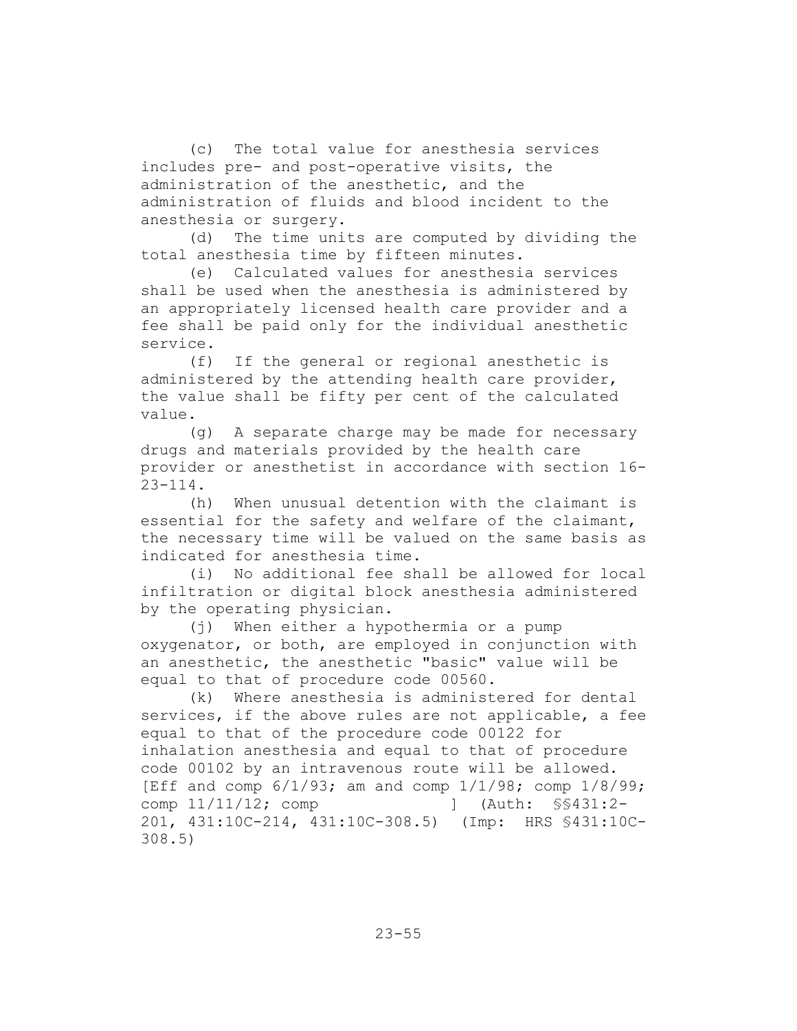(c) The total value for anesthesia services includes pre- and post-operative visits, the administration of the anesthetic, and the administration of fluids and blood incident to the anesthesia or surgery.

(d) The time units are computed by dividing the total anesthesia time by fifteen minutes.

(e) Calculated values for anesthesia services shall be used when the anesthesia is administered by an appropriately licensed health care provider and a fee shall be paid only for the individual anesthetic service.

(f) If the general or regional anesthetic is administered by the attending health care provider, the value shall be fifty per cent of the calculated value.

(g) A separate charge may be made for necessary drugs and materials provided by the health care provider or anesthetist in accordance with section 16-23-114.

(h) When unusual detention with the claimant is essential for the safety and welfare of the claimant, the necessary time will be valued on the same basis as indicated for anesthesia time.

(i) No additional fee shall be allowed for local infiltration or digital block anesthesia administered by the operating physician.

(j) When either a hypothermia or a pump oxygenator, or both, are employed in conjunction with an anesthetic, the anesthetic "basic" value will be equal to that of procedure code 00560.

(k) Where anesthesia is administered for dental services, if the above rules are not applicable, a fee equal to that of the procedure code 00122 for inhalation anesthesia and equal to that of procedure code 00102 by an intravenous route will be allowed. [Eff and comp 6/1/93; am and comp 1/1/98; comp 1/8/99; comp 11/11/12; comp ] (Auth: §§431:2-201, 431:10C-214, 431:10C-308.5) (Imp: HRS §431:10C-308.5)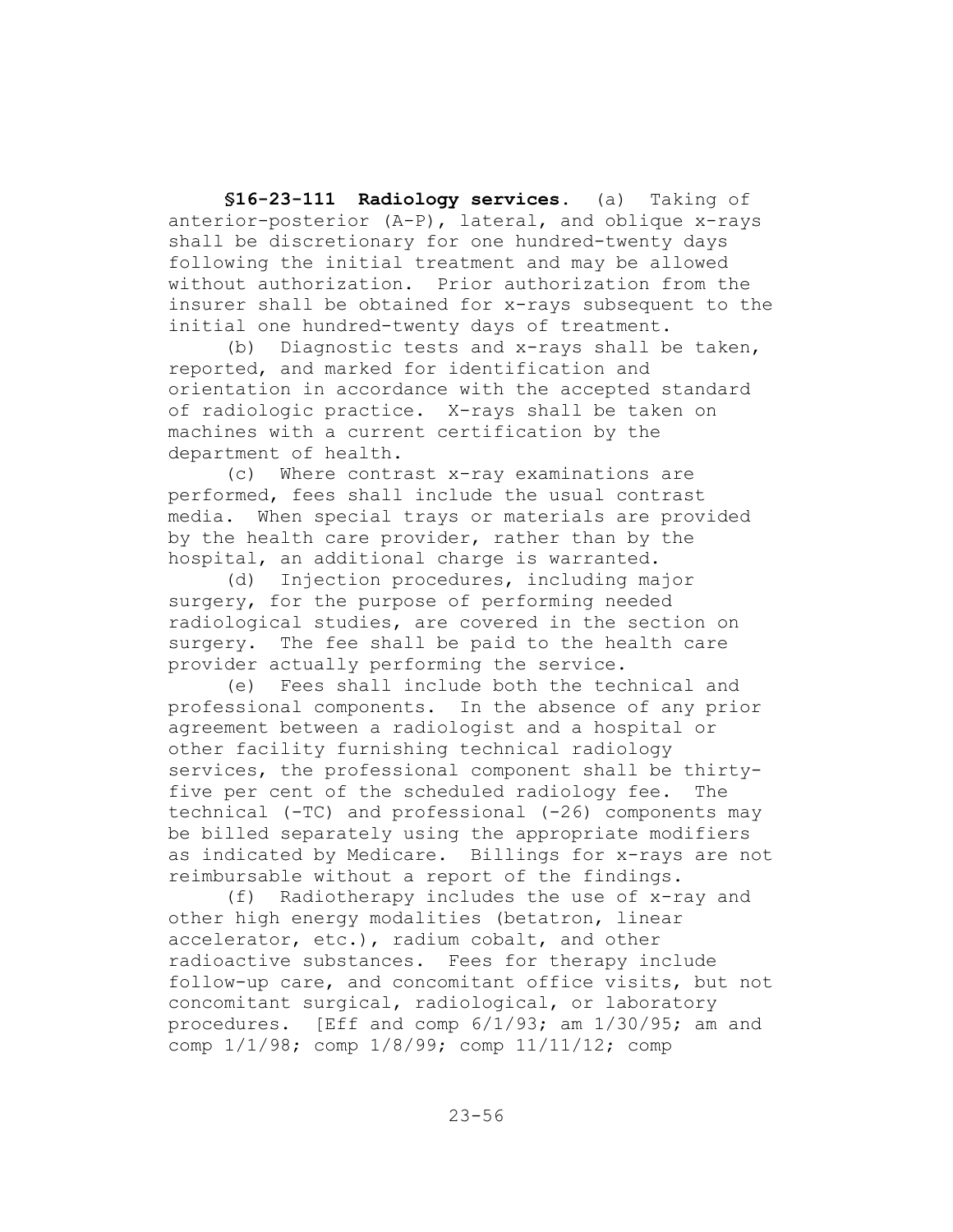**§16-23-111 Radiology services.** (a) Taking of anterior-posterior (A-P), lateral, and oblique x-rays shall be discretionary for one hundred-twenty days following the initial treatment and may be allowed without authorization. Prior authorization from the insurer shall be obtained for x-rays subsequent to the initial one hundred-twenty days of treatment.

(b) Diagnostic tests and x-rays shall be taken, reported, and marked for identification and orientation in accordance with the accepted standard of radiologic practice. X-rays shall be taken on machines with a current certification by the department of health.

(c) Where contrast x-ray examinations are performed, fees shall include the usual contrast media. When special trays or materials are provided by the health care provider, rather than by the hospital, an additional charge is warranted.

(d) Injection procedures, including major surgery, for the purpose of performing needed radiological studies, are covered in the section on surgery. The fee shall be paid to the health care provider actually performing the service.

(e) Fees shall include both the technical and professional components. In the absence of any prior agreement between a radiologist and a hospital or other facility furnishing technical radiology services, the professional component shall be thirty-five per cent of the scheduled radiology fee. The technical (-TC) and professional (-26) components may be billed separately using the appropriate modifiers as indicated by Medicare. Billings for x-rays are not reimbursable without a report of the findings.

(f) Radiotherapy includes the use of x-ray and other high energy modalities (betatron, linear accelerator, etc.), radium cobalt, and other radioactive substances. Fees for therapy include follow-up care, and concomitant office visits, but not concomitant surgical, radiological, or laboratory procedures. [Eff and comp 6/1/93; am 1/30/95; am and comp 1/1/98; comp 1/8/99; comp 11/11/12; comp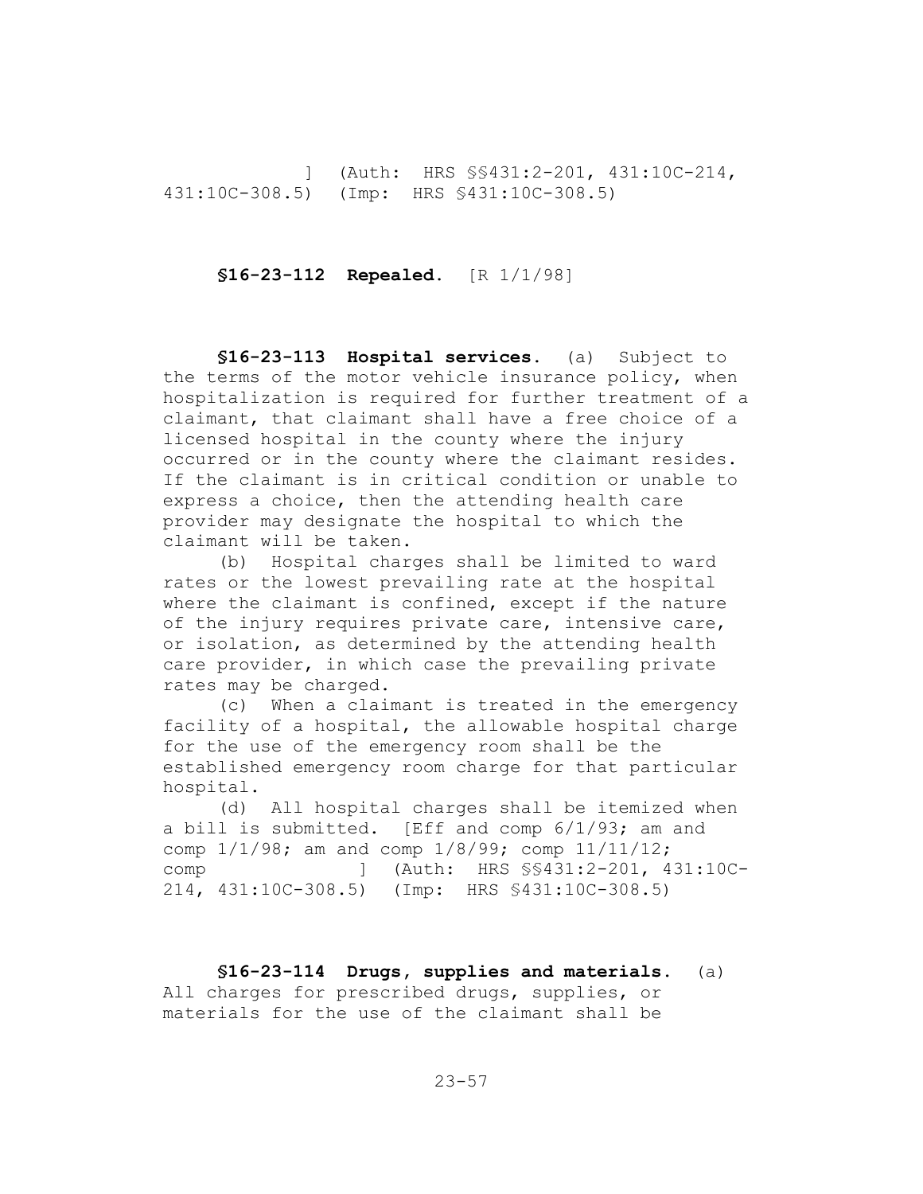] (Auth: HRS §§431:2-201, 431:10C-214, 431:10C-308.5) (Imp: HRS §431:10C-308.5)

**§16-23-112 Repealed.** [R 1/1/98]

**§16-23-113 Hospital services.** (a) Subject to the terms of the motor vehicle insurance policy, when hospitalization is required for further treatment of a claimant, that claimant shall have a free choice of a licensed hospital in the county where the injury occurred or in the county where the claimant resides. If the claimant is in critical condition or unable to express a choice, then the attending health care provider may designate the hospital to which the claimant will be taken.

(b) Hospital charges shall be limited to ward rates or the lowest prevailing rate at the hospital where the claimant is confined, except if the nature of the injury requires private care, intensive care, or isolation, as determined by the attending health care provider, in which case the prevailing private rates may be charged.

(c) When a claimant is treated in the emergency facility of a hospital, the allowable hospital charge for the use of the emergency room shall be the established emergency room charge for that particular hospital.

(d) All hospital charges shall be itemized when a bill is submitted. [Eff and comp 6/1/93; am and comp 1/1/98; am and comp 1/8/99; comp 11/11/12; comp ] (Auth: HRS §§431:2-201, 431:10C-214, 431:10C-308.5) (Imp: HRS §431:10C-308.5)

**§16-23-114 Drugs, supplies and materials.** (a) All charges for prescribed drugs, supplies, or materials for the use of the claimant shall be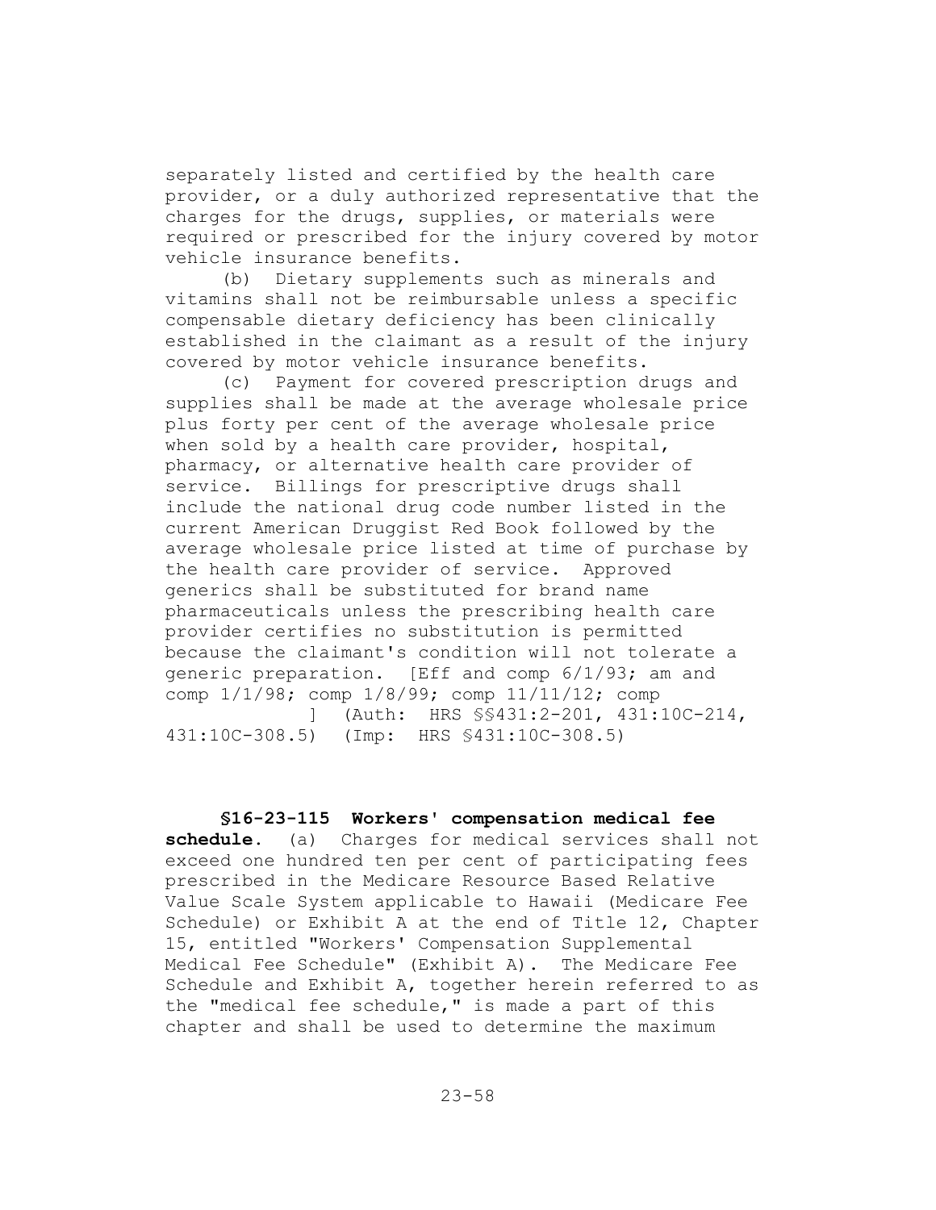separately listed and certified by the health care provider, or a duly authorized representative that the charges for the drugs, supplies, or materials were required or prescribed for the injury covered by motor vehicle insurance benefits.

(b) Dietary supplements such as minerals and vitamins shall not be reimbursable unless a specific compensable dietary deficiency has been clinically established in the claimant as a result of the injury covered by motor vehicle insurance benefits.

(c) Payment for covered prescription drugs and supplies shall be made at the average wholesale price plus forty per cent of the average wholesale price when sold by a health care provider, hospital, pharmacy, or alternative health care provider of service. Billings for prescriptive drugs shall include the national drug code number listed in the current American Druggist Red Book followed by the average wholesale price listed at time of purchase by the health care provider of service. Approved generics shall be substituted for brand name pharmaceuticals unless the prescribing health care provider certifies no substitution is permitted because the claimant's condition will not tolerate a generic preparation. [Eff and comp 6/1/93; am and comp 1/1/98; comp 1/8/99; comp 11/11/12; comp ] (Auth: HRS §§431:2-201, 431:10C-214, 431:10C-308.5) (Imp: HRS §431:10C-308.5)

**§16-23-115 Workers' compensation medical fee schedule.** (a) Charges for medical services shall not exceed one hundred ten per cent of participating fees prescribed in the Medicare Resource Based Relative Value Scale System applicable to Hawaii (Medicare Fee Schedule) or Exhibit A at the end of Title 12, Chapter 15, entitled "Workers' Compensation Supplemental Medical Fee Schedule" (Exhibit A). The Medicare Fee Schedule and Exhibit A, together herein referred to as the "medical fee schedule," is made a part of this chapter and shall be used to determine the maximum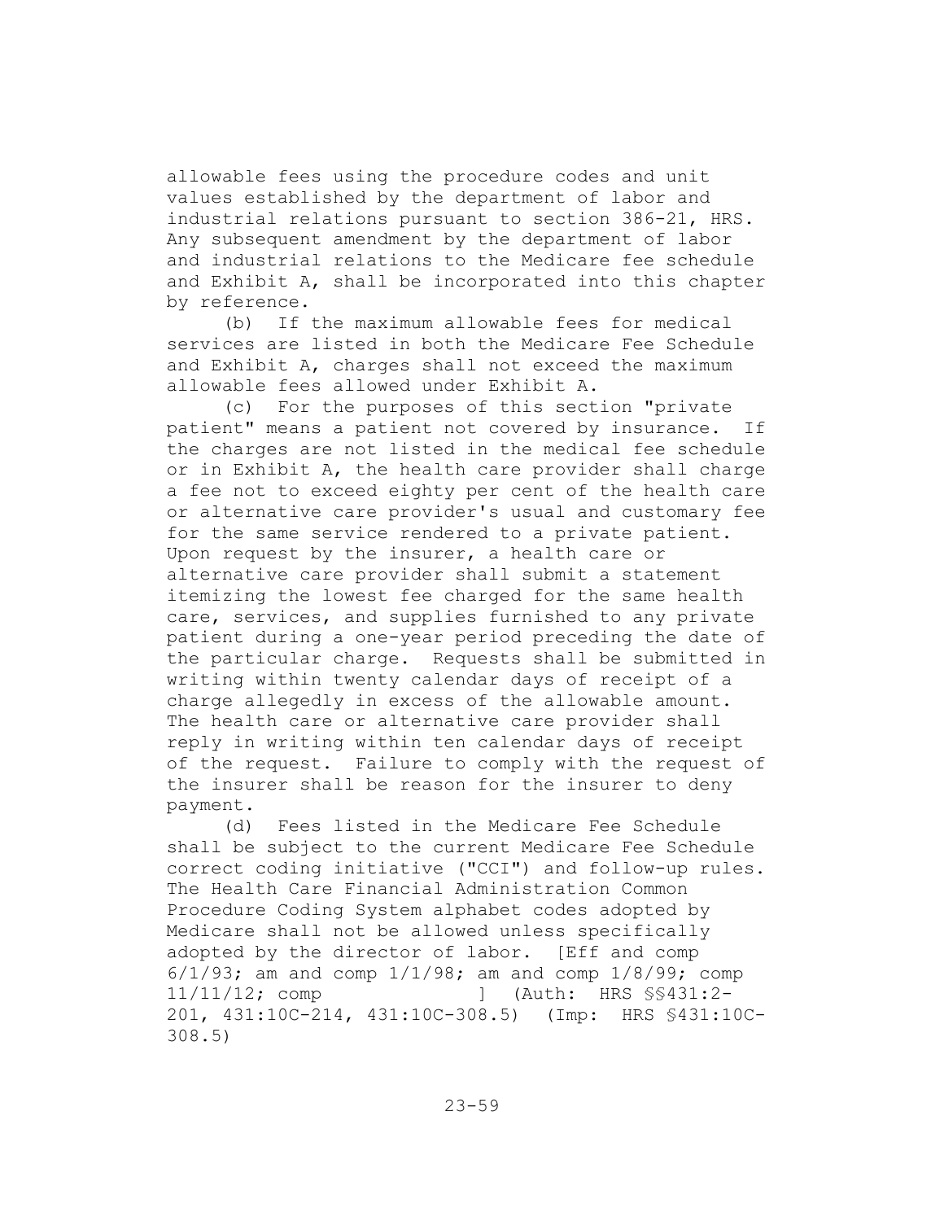allowable fees using the procedure codes and unit values established by the department of labor and industrial relations pursuant to section 386-21, HRS. Any subsequent amendment by the department of labor and industrial relations to the Medicare fee schedule and Exhibit A, shall be incorporated into this chapter by reference.

(b) If the maximum allowable fees for medical services are listed in both the Medicare Fee Schedule and Exhibit A, charges shall not exceed the maximum allowable fees allowed under Exhibit A.

(c) For the purposes of this section "private patient" means a patient not covered by insurance. If the charges are not listed in the medical fee schedule or in Exhibit A, the health care provider shall charge a fee not to exceed eighty per cent of the health care or alternative care provider's usual and customary fee for the same service rendered to a private patient. Upon request by the insurer, a health care or alternative care provider shall submit a statement itemizing the lowest fee charged for the same health care, services, and supplies furnished to any private patient during a one-year period preceding the date of the particular charge. Requests shall be submitted in writing within twenty calendar days of receipt of a charge allegedly in excess of the allowable amount. The health care or alternative care provider shall reply in writing within ten calendar days of receipt of the request. Failure to comply with the request of the insurer shall be reason for the insurer to deny payment.

(d) Fees listed in the Medicare Fee Schedule shall be subject to the current Medicare Fee Schedule correct coding initiative ("CCI") and follow-up rules. The Health Care Financial Administration Common Procedure Coding System alphabet codes adopted by Medicare shall not be allowed unless specifically adopted by the director of labor. [Eff and comp 6/1/93; am and comp 1/1/98; am and comp 1/8/99; comp 11/11/12; comp ] (Auth: HRS §§431:2-201, 431:10C-214, 431:10C-308.5) (Imp: HRS §431:10C-308.5)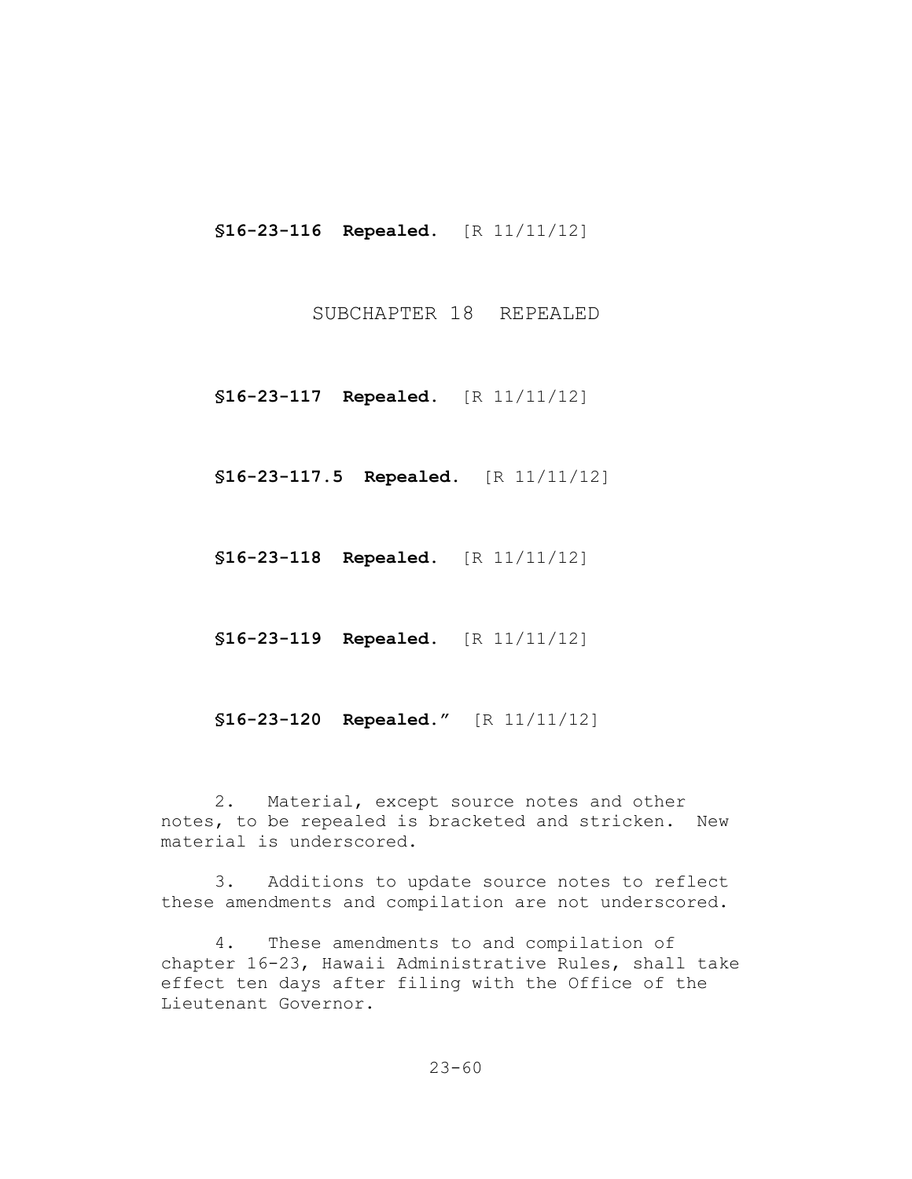**§16-23-116 Repealed.** [R 11/11/12]

SUBCHAPTER 18 REPEALED

**§16-23-117 Repealed.** [R 11/11/12]

**§16-23-117.5 Repealed.** [R 11/11/12]

**§16-23-118 Repealed.** [R 11/11/12]

**§16-23-119 Repealed.** [R 11/11/12]

**§16-23-120 Repealed.**" [R 11/11/12]

2. Material, except source notes and other notes, to be repealed is bracketed and stricken. New material is underscored.

3. Additions to update source notes to reflect these amendments and compilation are not underscored.

4. These amendments to and compilation of chapter 16-23, Hawaii Administrative Rules, shall take effect ten days after filing with the Office of the Lieutenant Governor.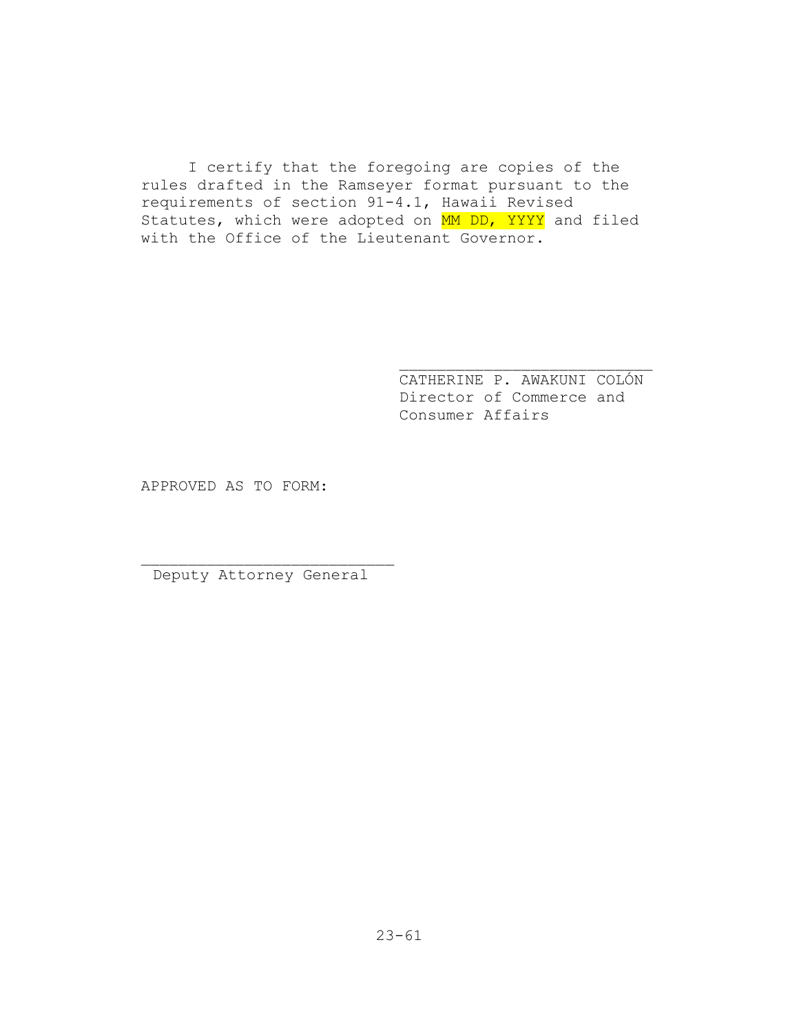I certify that the foregoing are copies of the rules drafted in the Ramseyer format pursuant to the requirements of section 91-4.1, Hawaii Revised Statutes, which were adopted on MM DD, YYYY and filed with the Office of the Lieutenant Governor.

\_\_\_\_\_\_\_\_\_\_\_\_\_\_\_\_\_\_\_\_\_\_\_\_\_\_\_
CATHERINE P. AWAKUNI COLÓN
Director of Commerce and Consumer Affairs

APPROVED AS TO FORM:

\_\_\_\_\_\_\_\_\_\_\_\_\_\_\_\_\_\_\_\_\_\_\_\_\_\_\_
Deputy Attorney General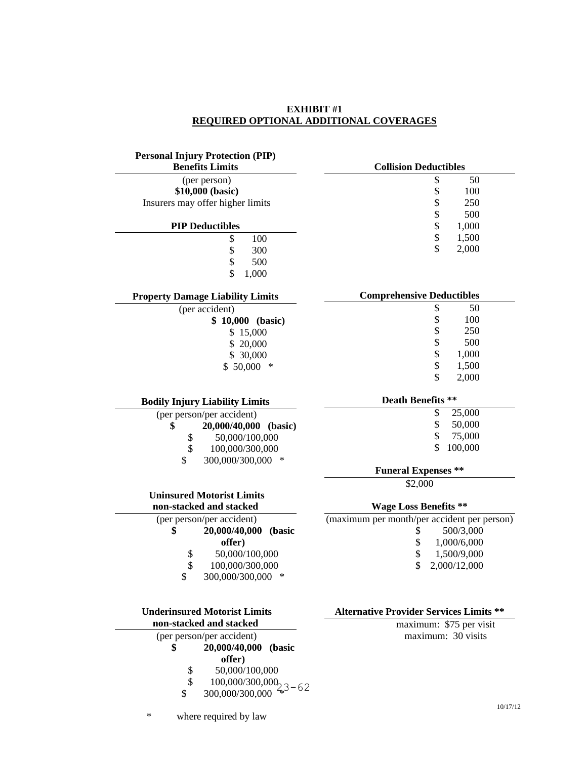**EXHIBIT #1**
**REQUIRED OPTIONAL ADDITIONAL COVERAGES**

**Personal Injury Protection (PIP) Benefits Limits**

(per person)
**$10,000 (basic)**
Insurers may offer higher limits

**PIP Deductibles**

$ 100
$ 300
$ 500
$ 1,000

**Property Damage Liability Limits**

(per accident)
**$ 10,000 (basic)**
$ 15,000
$ 20,000
$ 30,000
$ 50,000 *

**Bodily Injury Liability Limits**

(per person/per accident)
**$ 20,000/40,000 (basic)**
$ 50,000/100,000
$ 100,000/300,000
$ 300,000/300,000 *

**Uninsured Motorist Limits non-stacked and stacked**

(per person/per accident)
**$ 20,000/40,000 (basic offer)**
$ 50,000/100,000
$ 100,000/300,000
$ 300,000/300,000 *

**Underinsured Motorist Limits non-stacked and stacked**

(per person/per accident)
**$ 20,000/40,000 (basic offer)**
$ 50,000/100,000
$ 100,000/300,000
$ 300,000/300,000 *

**Collision Deductibles**

$ 50
$ 100
$ 250
$ 500
$ 1,000
$ 1,500
$ 2,000

**Comprehensive Deductibles**

$ 50
$ 100
$ 250
$ 500
$ 1,000
$ 1,500
$ 2,000

**Death Benefits \*\***

$ 25,000
$ 50,000
$ 75,000
$ 100,000

**Funeral Expenses \*\***

$2,000

**Wage Loss Benefits \*\***

(maximum per month/per accident per person)
$ 500/3,000
$ 1,000/6,000
$ 1,500/9,000
$ 2,000/12,000

**Alternative Provider Services Limits \*\***

maximum: $75 per visit
maximum: 30 visits

\* where required by law

10/17/12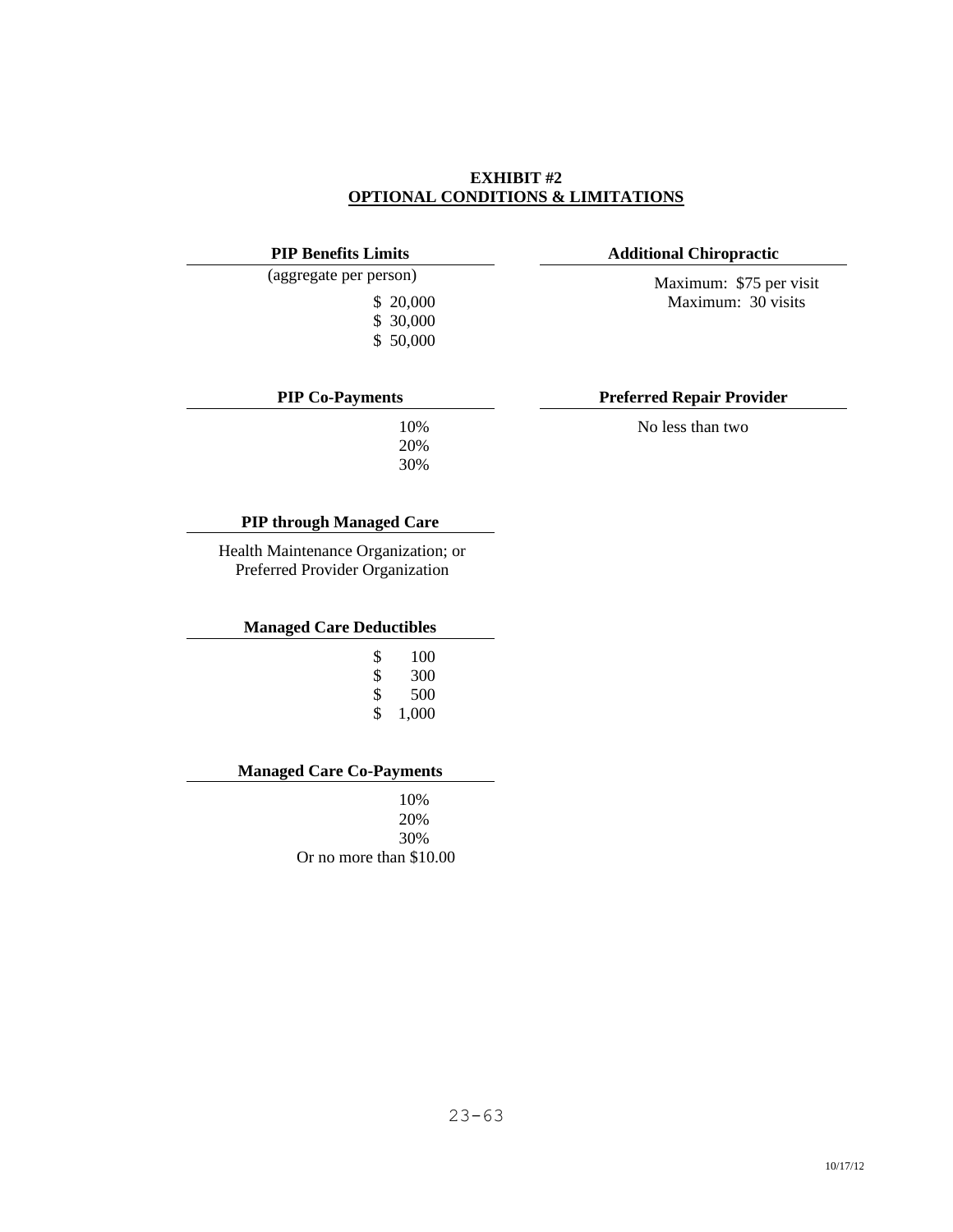# EXHIBIT #2

## OPTIONAL CONDITIONS & LIMITATIONS

**PIP Benefits Limits**

(aggregate per person)

$ 20,000
$ 30,000
$ 50,000

**PIP Co-Payments**

10%
20%
30%

**PIP through Managed Care**

Health Maintenance Organization; or
Preferred Provider Organization

**Managed Care Deductibles**

$ 100
$ 300
$ 500
$ 1,000

**Managed Care Co-Payments**

10%
20%
30%
Or no more than $10.00

**Additional Chiropractic**

Maximum: $75 per visit
Maximum: 30 visits

**Preferred Repair Provider**

No less than two